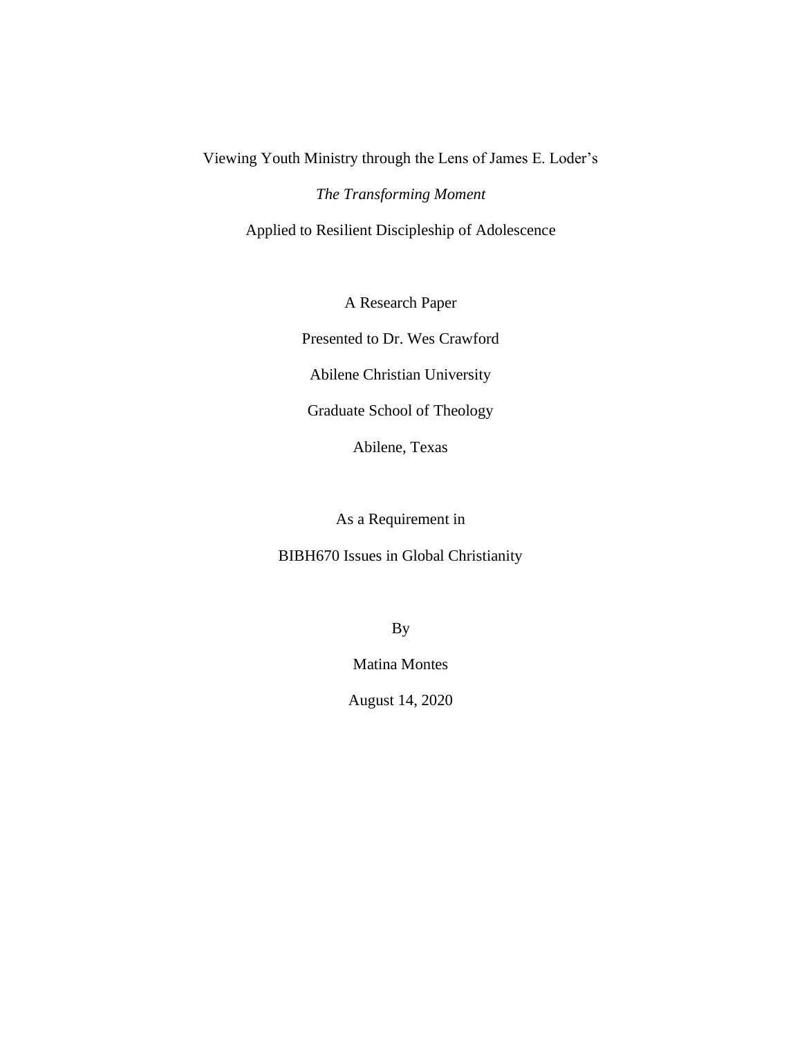# Viewing Youth Ministry through the Lens of James E. Loder's *The Transforming Moment* Applied to Resilient Discipleship of Adolescence

A Research Paper

Presented to Dr. Wes Crawford

Abilene Christian University

Graduate School of Theology

Abilene, Texas

As a Requirement in

BIBH670 Issues in Global Christianity

By

Matina Montes

August 14, 2020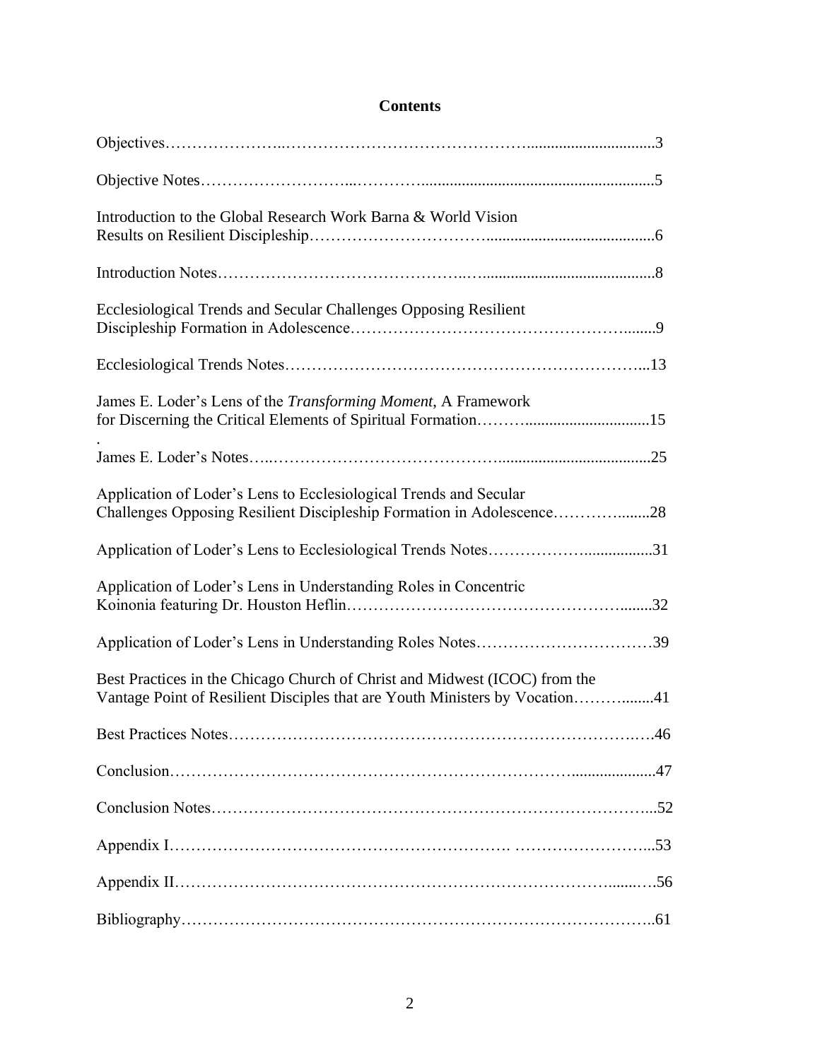# Contents

Objectives......3

Objective Notes......5

Introduction to the Global Research Work Barna & World Vision Results on Resilient Discipleship......6

Introduction Notes......8

Ecclesiological Trends and Secular Challenges Opposing Resilient Discipleship Formation in Adolescence......9

Ecclesiological Trends Notes......13

James E. Loder's Lens of the *Transforming Moment*, A Framework for Discerning the Critical Elements of Spiritual Formation......15

James E. Loder's Notes......25

Application of Loder's Lens to Ecclesiological Trends and Secular Challenges Opposing Resilient Discipleship Formation in Adolescence......28

Application of Loder's Lens to Ecclesiological Trends Notes......31

Application of Loder's Lens in Understanding Roles in Concentric Koinonia featuring Dr. Houston Heflin......32

Application of Loder's Lens in Understanding Roles Notes......39

Best Practices in the Chicago Church of Christ and Midwest (ICOC) from the Vantage Point of Resilient Disciples that are Youth Ministers by Vocation......41

Best Practices Notes......46

Conclusion......47

Conclusion Notes......52

Appendix I......53

Appendix II......56

Bibliography......61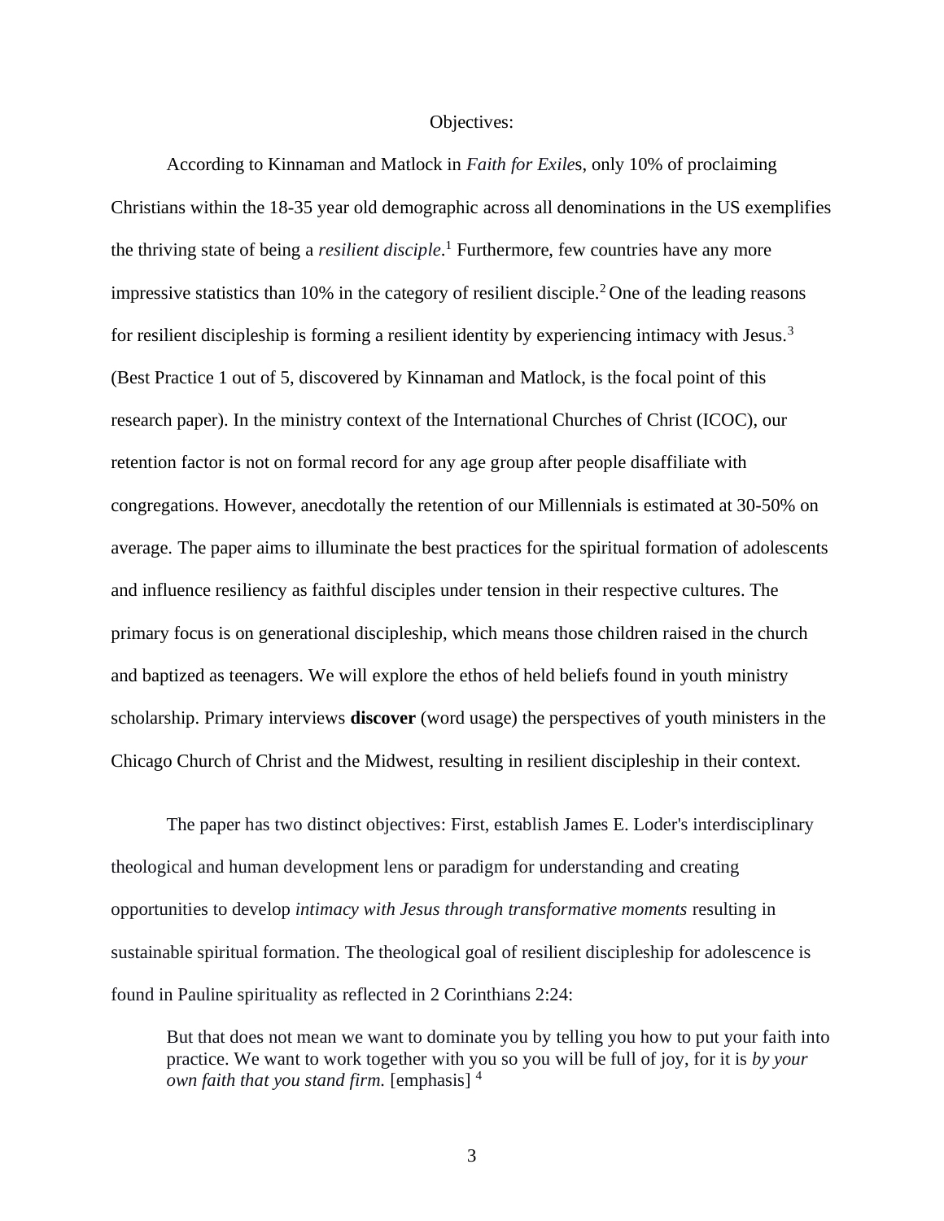Objectives:

According to Kinnaman and Matlock in *Faith for Exile*s, only 10% of proclaiming Christians within the 18-35 year old demographic across all denominations in the US exemplifies the thriving state of being a *resilient disciple*.[1] Furthermore, few countries have any more impressive statistics than 10% in the category of resilient disciple.[2] One of the leading reasons for resilient discipleship is forming a resilient identity by experiencing intimacy with Jesus.[3] (Best Practice 1 out of 5, discovered by Kinnaman and Matlock, is the focal point of this research paper). In the ministry context of the International Churches of Christ (ICOC), our retention factor is not on formal record for any age group after people disaffiliate with congregations. However, anecdotally the retention of our Millennials is estimated at 30-50% on average. The paper aims to illuminate the best practices for the spiritual formation of adolescents and influence resiliency as faithful disciples under tension in their respective cultures. The primary focus is on generational discipleship, which means those children raised in the church and baptized as teenagers. We will explore the ethos of held beliefs found in youth ministry scholarship. Primary interviews **discover** (word usage) the perspectives of youth ministers in the Chicago Church of Christ and the Midwest, resulting in resilient discipleship in their context.

The paper has two distinct objectives: First, establish James E. Loder's interdisciplinary theological and human development lens or paradigm for understanding and creating opportunities to develop *intimacy with Jesus through transformative moments* resulting in sustainable spiritual formation. The theological goal of resilient discipleship for adolescence is found in Pauline spirituality as reflected in 2 Corinthians 2:24:

> But that does not mean we want to dominate you by telling you how to put your faith into practice. We want to work together with you so you will be full of joy, for it is *by your own faith that you stand firm.* [emphasis] [4]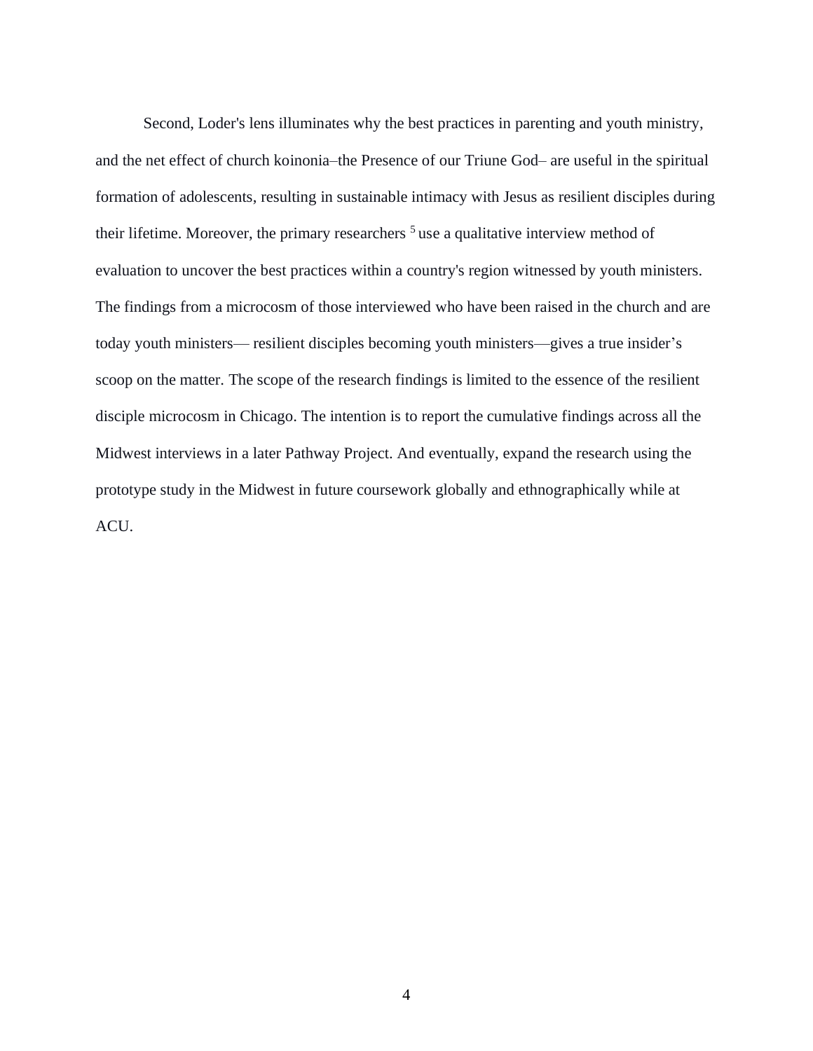Second, Loder's lens illuminates why the best practices in parenting and youth ministry, and the net effect of church koinonia–the Presence of our Triune God– are useful in the spiritual formation of adolescents, resulting in sustainable intimacy with Jesus as resilient disciples during their lifetime. Moreover, the primary researchers [5] use a qualitative interview method of evaluation to uncover the best practices within a country's region witnessed by youth ministers. The findings from a microcosm of those interviewed who have been raised in the church and are today youth ministers— resilient disciples becoming youth ministers—gives a true insider's scoop on the matter. The scope of the research findings is limited to the essence of the resilient disciple microcosm in Chicago. The intention is to report the cumulative findings across all the Midwest interviews in a later Pathway Project. And eventually, expand the research using the prototype study in the Midwest in future coursework globally and ethnographically while at ACU.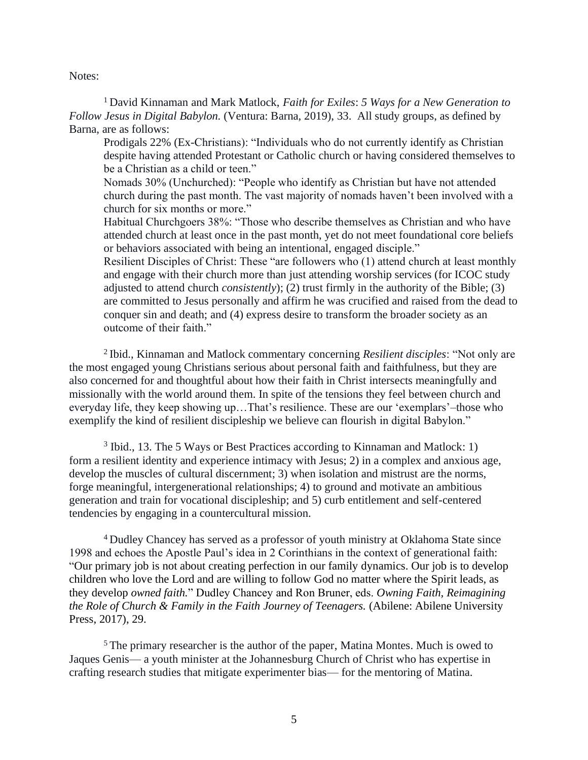Notes:

[1] David Kinnaman and Mark Matlock, *Faith for Exiles*: *5 Ways for a New Generation to Follow Jesus in Digital Babylon.* (Ventura: Barna, 2019), 33. All study groups, as defined by Barna, are as follows:

Prodigals 22% (Ex-Christians): "Individuals who do not currently identify as Christian despite having attended Protestant or Catholic church or having considered themselves to be a Christian as a child or teen."

Nomads 30% (Unchurched): "People who identify as Christian but have not attended church during the past month. The vast majority of nomads haven't been involved with a church for six months or more."

Habitual Churchgoers 38%: "Those who describe themselves as Christian and who have attended church at least once in the past month, yet do not meet foundational core beliefs or behaviors associated with being an intentional, engaged disciple."

Resilient Disciples of Christ: These "are followers who (1) attend church at least monthly and engage with their church more than just attending worship services (for ICOC study adjusted to attend church *consistently*); (2) trust firmly in the authority of the Bible; (3) are committed to Jesus personally and affirm he was crucified and raised from the dead to conquer sin and death; and (4) express desire to transform the broader society as an outcome of their faith."

[2] Ibid., Kinnaman and Matlock commentary concerning *Resilient disciples*: "Not only are the most engaged young Christians serious about personal faith and faithfulness, but they are also concerned for and thoughtful about how their faith in Christ intersects meaningfully and missionally with the world around them. In spite of the tensions they feel between church and everyday life, they keep showing up…That's resilience. These are our 'exemplars'–those who exemplify the kind of resilient discipleship we believe can flourish in digital Babylon."

[3] Ibid., 13. The 5 Ways or Best Practices according to Kinnaman and Matlock: 1) form a resilient identity and experience intimacy with Jesus; 2) in a complex and anxious age, develop the muscles of cultural discernment; 3) when isolation and mistrust are the norms, forge meaningful, intergenerational relationships; 4) to ground and motivate an ambitious generation and train for vocational discipleship; and 5) curb entitlement and self-centered tendencies by engaging in a countercultural mission.

[4] Dudley Chancey has served as a professor of youth ministry at Oklahoma State since 1998 and echoes the Apostle Paul's idea in 2 Corinthians in the context of generational faith: "Our primary job is not about creating perfection in our family dynamics. Our job is to develop children who love the Lord and are willing to follow God no matter where the Spirit leads, as they develop *owned faith.*" Dudley Chancey and Ron Bruner, eds. *Owning Faith, Reimagining the Role of Church & Family in the Faith Journey of Teenagers.* (Abilene: Abilene University Press, 2017), 29.

[5] The primary researcher is the author of the paper, Matina Montes. Much is owed to Jaques Genis— a youth minister at the Johannesburg Church of Christ who has expertise in crafting research studies that mitigate experimenter bias— for the mentoring of Matina.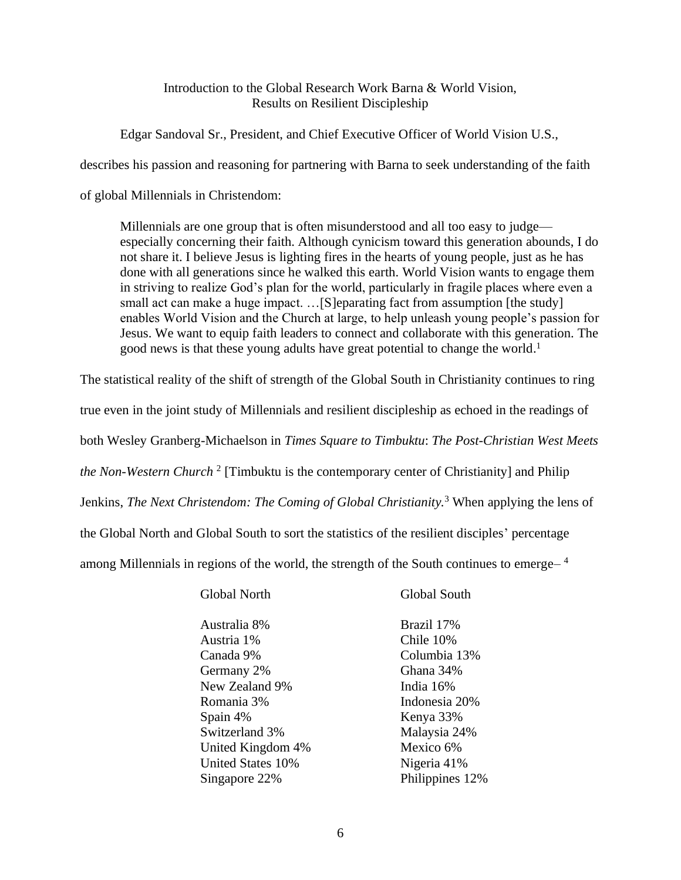Introduction to the Global Research Work Barna & World Vision,
Results on Resilient Discipleship

Edgar Sandoval Sr., President, and Chief Executive Officer of World Vision U.S., describes his passion and reasoning for partnering with Barna to seek understanding of the faith of global Millennials in Christendom:

> Millennials are one group that is often misunderstood and all too easy to judge—especially concerning their faith. Although cynicism toward this generation abounds, I do not share it. I believe Jesus is lighting fires in the hearts of young people, just as he has done with all generations since he walked this earth. World Vision wants to engage them in striving to realize God's plan for the world, particularly in fragile places where even a small act can make a huge impact. …[S]eparating fact from assumption [the study] enables World Vision and the Church at large, to help unleash young people's passion for Jesus. We want to equip faith leaders to connect and collaborate with this generation. The good news is that these young adults have great potential to change the world.[1]

The statistical reality of the shift of strength of the Global South in Christianity continues to ring true even in the joint study of Millennials and resilient discipleship as echoed in the readings of both Wesley Granberg-Michaelson in *Times Square to Timbuktu*: *The Post-Christian West Meets the Non-Western Church* [2] [Timbuktu is the contemporary center of Christianity] and Philip Jenkins, *The Next Christendom: The Coming of Global Christianity.*[3] When applying the lens of the Global North and Global South to sort the statistics of the resilient disciples' percentage among Millennials in regions of the world, the strength of the South continues to emerge– [4]

| Global North | Global South |
|---|---|
| Australia 8% | Brazil 17% |
| Austria 1% | Chile 10% |
| Canada 9% | Columbia 13% |
| Germany 2% | Ghana 34% |
| New Zealand 9% | India 16% |
| Romania 3% | Indonesia 20% |
| Spain 4% | Kenya 33% |
| Switzerland 3% | Malaysia 24% |
| United Kingdom 4% | Mexico 6% |
| United States 10% | Nigeria 41% |
| Singapore 22% | Philippines 12% |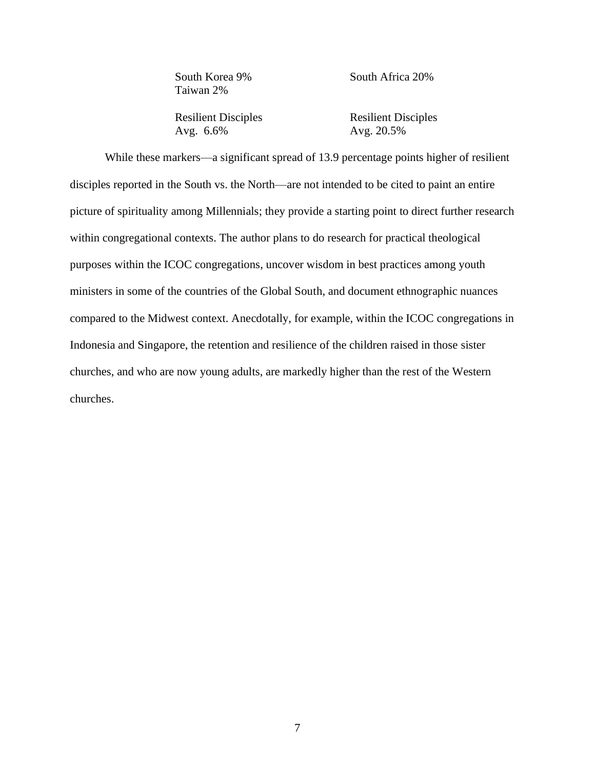| | |
|---|---|
| South Korea 9% | South Africa 20% |
| Taiwan 2% | |
| Resilient Disciples Avg. 6.6% | Resilient Disciples Avg. 20.5% |

While these markers—a significant spread of 13.9 percentage points higher of resilient disciples reported in the South vs. the North—are not intended to be cited to paint an entire picture of spirituality among Millennials; they provide a starting point to direct further research within congregational contexts. The author plans to do research for practical theological purposes within the ICOC congregations, uncover wisdom in best practices among youth ministers in some of the countries of the Global South, and document ethnographic nuances compared to the Midwest context. Anecdotally, for example, within the ICOC congregations in Indonesia and Singapore, the retention and resilience of the children raised in those sister churches, and who are now young adults, are markedly higher than the rest of the Western churches.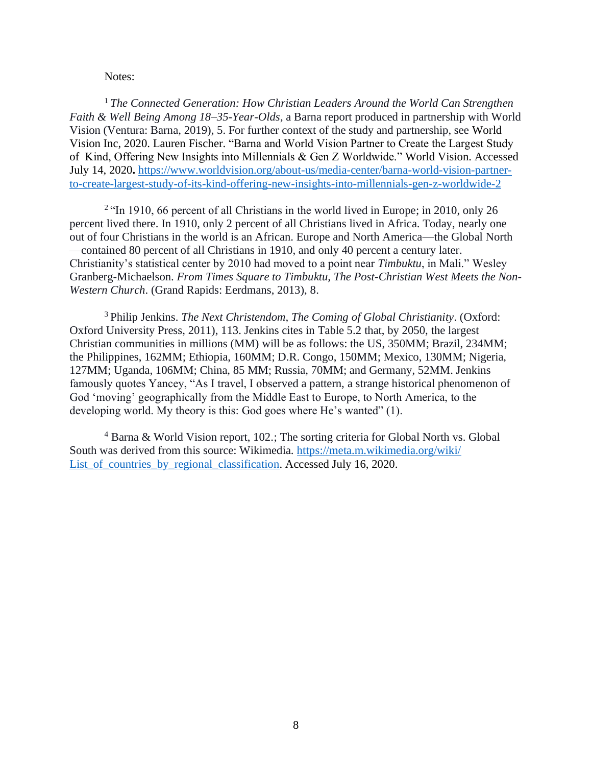Notes:

[1] *The Connected Generation: How Christian Leaders Around the World Can Strengthen Faith & Well Being Among 18–35-Year-Olds*, a Barna report produced in partnership with World Vision (Ventura: Barna, 2019), 5. For further context of the study and partnership, see World Vision Inc, 2020. Lauren Fischer. "Barna and World Vision Partner to Create the Largest Study of Kind, Offering New Insights into Millennials & Gen Z Worldwide." World Vision. Accessed July 14, 2020**.** https://www.worldvision.org/about-us/media-center/barna-world-vision-partner-to-create-largest-study-of-its-kind-offering-new-insights-into-millennials-gen-z-worldwide-2

[2] "In 1910, 66 percent of all Christians in the world lived in Europe; in 2010, only 26 percent lived there. In 1910, only 2 percent of all Christians lived in Africa. Today, nearly one out of four Christians in the world is an African. Europe and North America—the Global North—contained 80 percent of all Christians in 1910, and only 40 percent a century later. Christianity's statistical center by 2010 had moved to a point near *Timbuktu*, in Mali." Wesley Granberg-Michaelson. *From Times Square to Timbuktu, The Post-Christian West Meets the Non-Western Church*. (Grand Rapids: Eerdmans, 2013), 8.

[3] Philip Jenkins. *The Next Christendom, The Coming of Global Christianity*. (Oxford: Oxford University Press, 2011), 113. Jenkins cites in Table 5.2 that, by 2050, the largest Christian communities in millions (MM) will be as follows: the US, 350MM; Brazil, 234MM; the Philippines, 162MM; Ethiopia, 160MM; D.R. Congo, 150MM; Mexico, 130MM; Nigeria, 127MM; Uganda, 106MM; China, 85 MM; Russia, 70MM; and Germany, 52MM. Jenkins famously quotes Yancey, "As I travel, I observed a pattern, a strange historical phenomenon of God 'moving' geographically from the Middle East to Europe, to North America, to the developing world. My theory is this: God goes where He's wanted" (1).

[4] Barna & World Vision report, 102.; The sorting criteria for Global North vs. Global South was derived from this source: Wikimedia. https://meta.m.wikimedia.org/wiki/List_of_countries_by_regional_classification. Accessed July 16, 2020.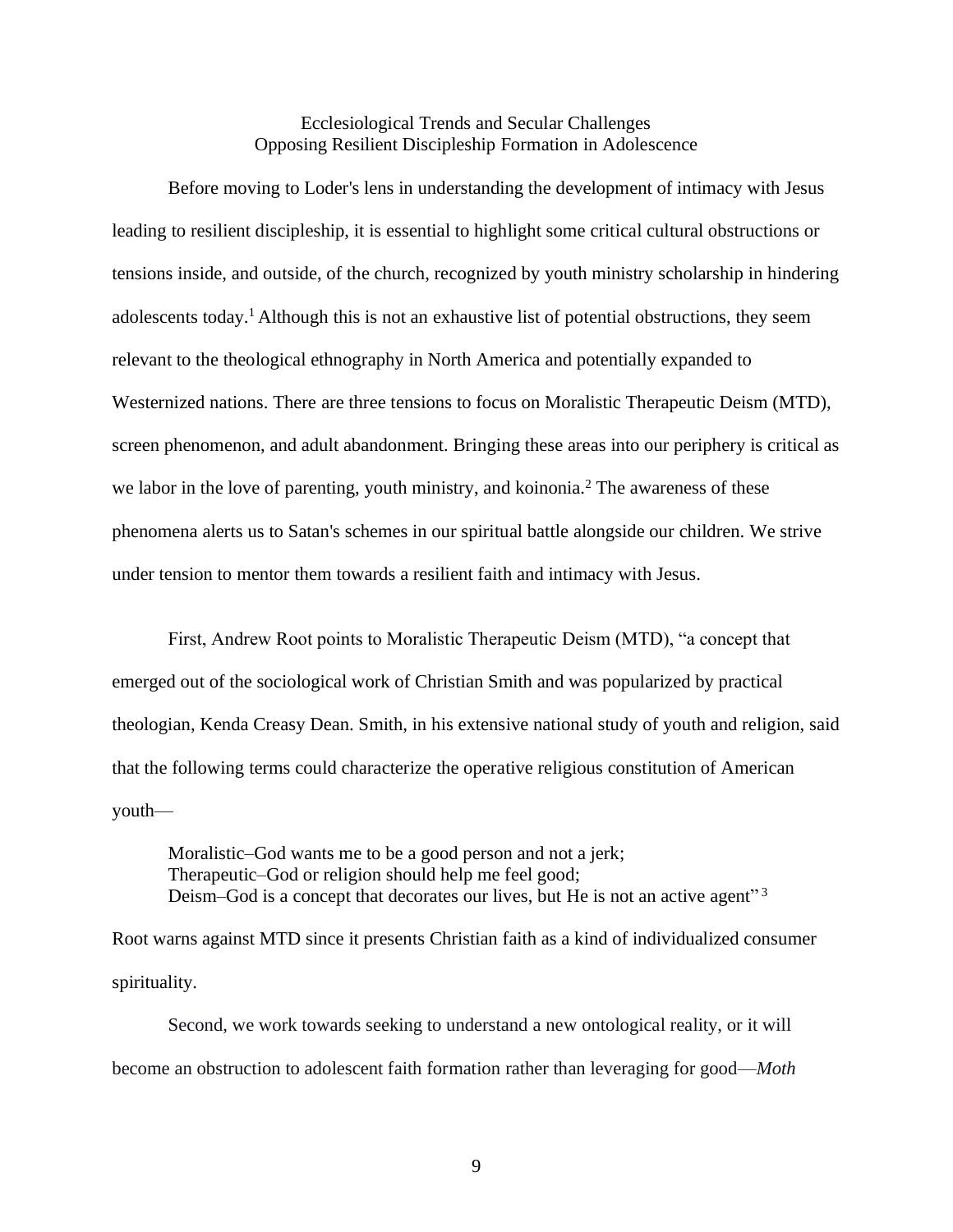## Ecclesiological Trends and Secular Challenges
## Opposing Resilient Discipleship Formation in Adolescence

Before moving to Loder's lens in understanding the development of intimacy with Jesus leading to resilient discipleship, it is essential to highlight some critical cultural obstructions or tensions inside, and outside, of the church, recognized by youth ministry scholarship in hindering adolescents today.[1] Although this is not an exhaustive list of potential obstructions, they seem relevant to the theological ethnography in North America and potentially expanded to Westernized nations. There are three tensions to focus on Moralistic Therapeutic Deism (MTD), screen phenomenon, and adult abandonment. Bringing these areas into our periphery is critical as we labor in the love of parenting, youth ministry, and koinonia.[2] The awareness of these phenomena alerts us to Satan's schemes in our spiritual battle alongside our children. We strive under tension to mentor them towards a resilient faith and intimacy with Jesus.

First, Andrew Root points to Moralistic Therapeutic Deism (MTD), "a concept that emerged out of the sociological work of Christian Smith and was popularized by practical theologian, Kenda Creasy Dean. Smith, in his extensive national study of youth and religion, said that the following terms could characterize the operative religious constitution of American youth—

> Moralistic–God wants me to be a good person and not a jerk;
> Therapeutic–God or religion should help me feel good;
> Deism–God is a concept that decorates our lives, but He is not an active agent"[3]

Root warns against MTD since it presents Christian faith as a kind of individualized consumer spirituality.

Second, we work towards seeking to understand a new ontological reality, or it will become an obstruction to adolescent faith formation rather than leveraging for good—*Moth*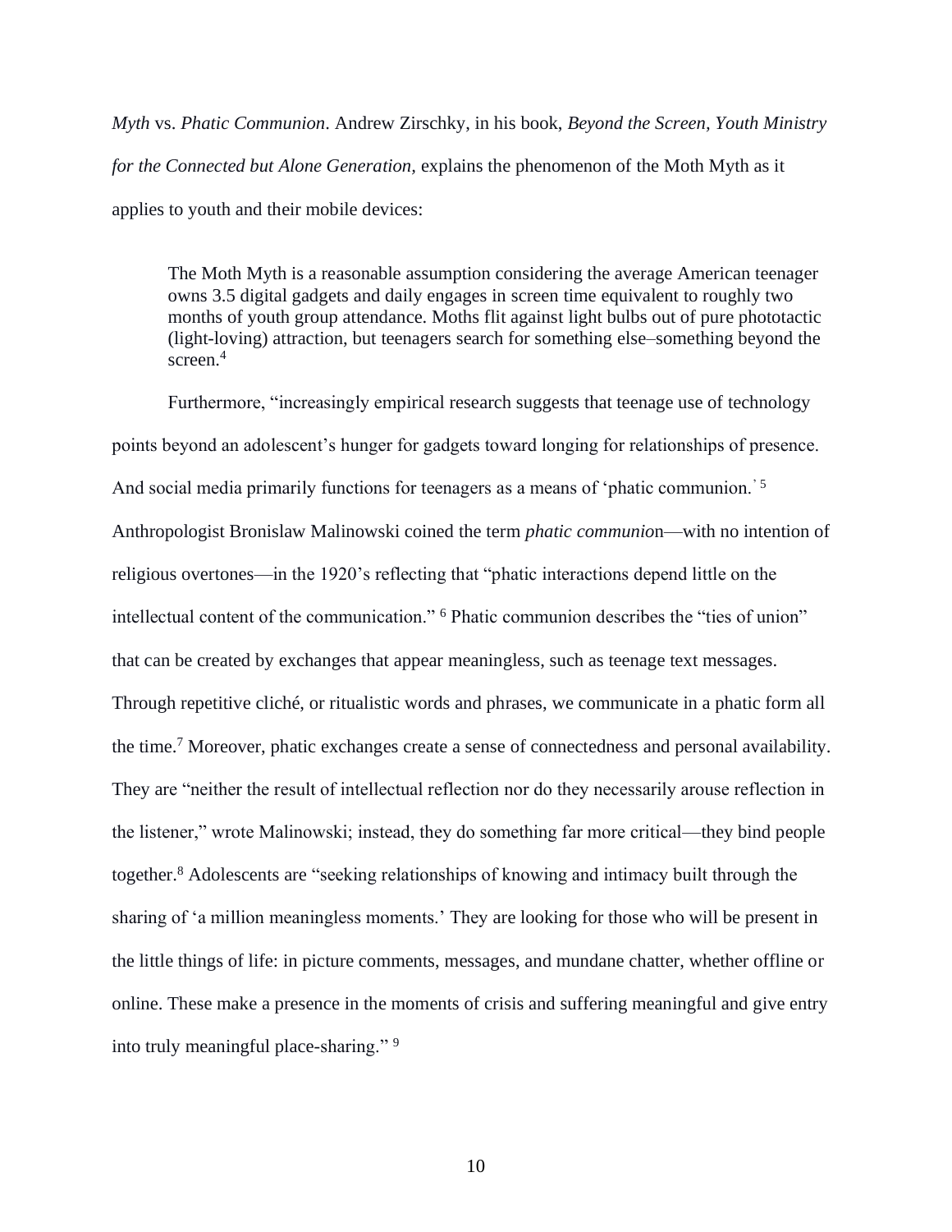*Myth* vs. *Phatic Communion*. Andrew Zirschky, in his book, *Beyond the Screen, Youth Ministry for the Connected but Alone Generation*, explains the phenomenon of the Moth Myth as it applies to youth and their mobile devices:

> The Moth Myth is a reasonable assumption considering the average American teenager owns 3.5 digital gadgets and daily engages in screen time equivalent to roughly two months of youth group attendance. Moths flit against light bulbs out of pure phototactic (light-loving) attraction, but teenagers search for something else–something beyond the screen.[4]

Furthermore, "increasingly empirical research suggests that teenage use of technology points beyond an adolescent's hunger for gadgets toward longing for relationships of presence. And social media primarily functions for teenagers as a means of 'phatic communion.ˋ [5] Anthropologist Bronislaw Malinowski coined the term *phatic communio*n—with no intention of religious overtones—in the 1920's reflecting that "phatic interactions depend little on the intellectual content of the communication." [6] Phatic communion describes the "ties of union" that can be created by exchanges that appear meaningless, such as teenage text messages. Through repetitive cliché, or ritualistic words and phrases, we communicate in a phatic form all the time.[7] Moreover, phatic exchanges create a sense of connectedness and personal availability. They are "neither the result of intellectual reflection nor do they necessarily arouse reflection in the listener," wrote Malinowski; instead, they do something far more critical—they bind people together.[8] Adolescents are "seeking relationships of knowing and intimacy built through the sharing of 'a million meaningless moments.' They are looking for those who will be present in the little things of life: in picture comments, messages, and mundane chatter, whether offline or online. These make a presence in the moments of crisis and suffering meaningful and give entry into truly meaningful place-sharing." [9]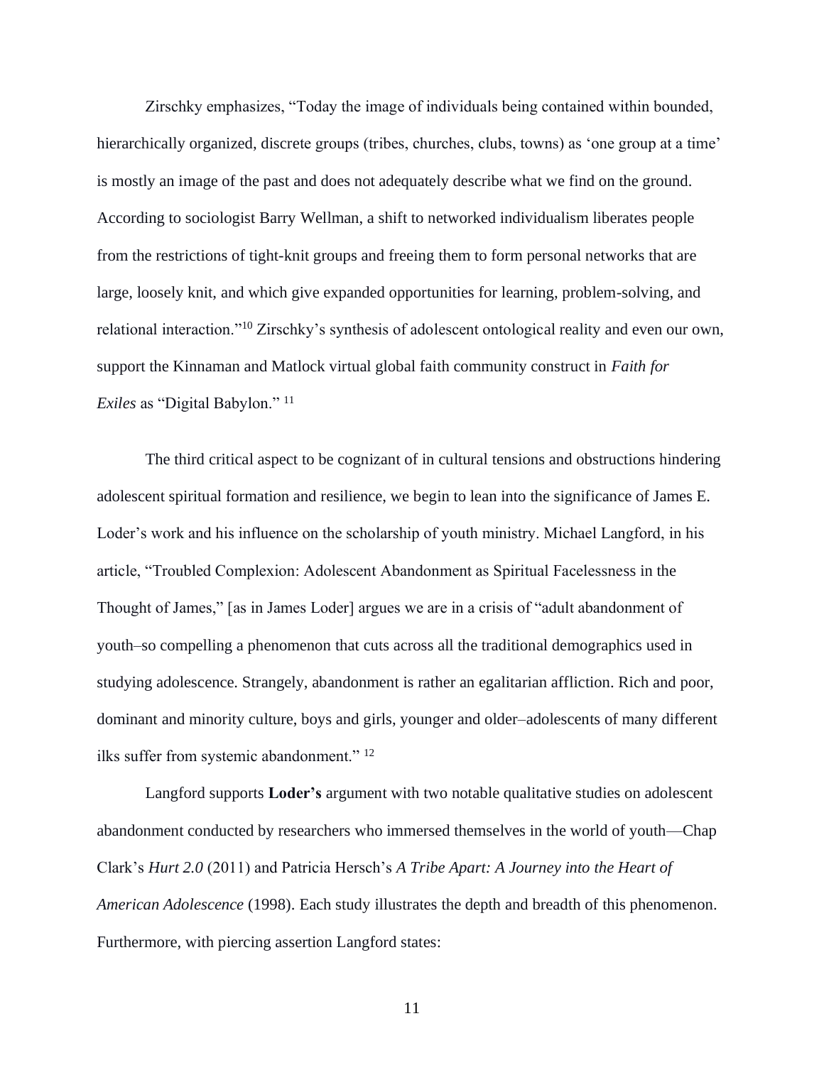Zirschky emphasizes, "Today the image of individuals being contained within bounded, hierarchically organized, discrete groups (tribes, churches, clubs, towns) as 'one group at a time' is mostly an image of the past and does not adequately describe what we find on the ground. According to sociologist Barry Wellman, a shift to networked individualism liberates people from the restrictions of tight-knit groups and freeing them to form personal networks that are large, loosely knit, and which give expanded opportunities for learning, problem-solving, and relational interaction."[10] Zirschky's synthesis of adolescent ontological reality and even our own, support the Kinnaman and Matlock virtual global faith community construct in *Faith for Exiles* as "Digital Babylon." [11]

The third critical aspect to be cognizant of in cultural tensions and obstructions hindering adolescent spiritual formation and resilience, we begin to lean into the significance of James E. Loder's work and his influence on the scholarship of youth ministry. Michael Langford, in his article, "Troubled Complexion: Adolescent Abandonment as Spiritual Facelessness in the Thought of James," [as in James Loder] argues we are in a crisis of "adult abandonment of youth–so compelling a phenomenon that cuts across all the traditional demographics used in studying adolescence. Strangely, abandonment is rather an egalitarian affliction. Rich and poor, dominant and minority culture, boys and girls, younger and older–adolescents of many different ilks suffer from systemic abandonment." [12]

Langford supports **Loder's** argument with two notable qualitative studies on adolescent abandonment conducted by researchers who immersed themselves in the world of youth—Chap Clark's *Hurt 2.0* (2011) and Patricia Hersch's *A Tribe Apart: A Journey into the Heart of American Adolescence* (1998). Each study illustrates the depth and breadth of this phenomenon. Furthermore, with piercing assertion Langford states: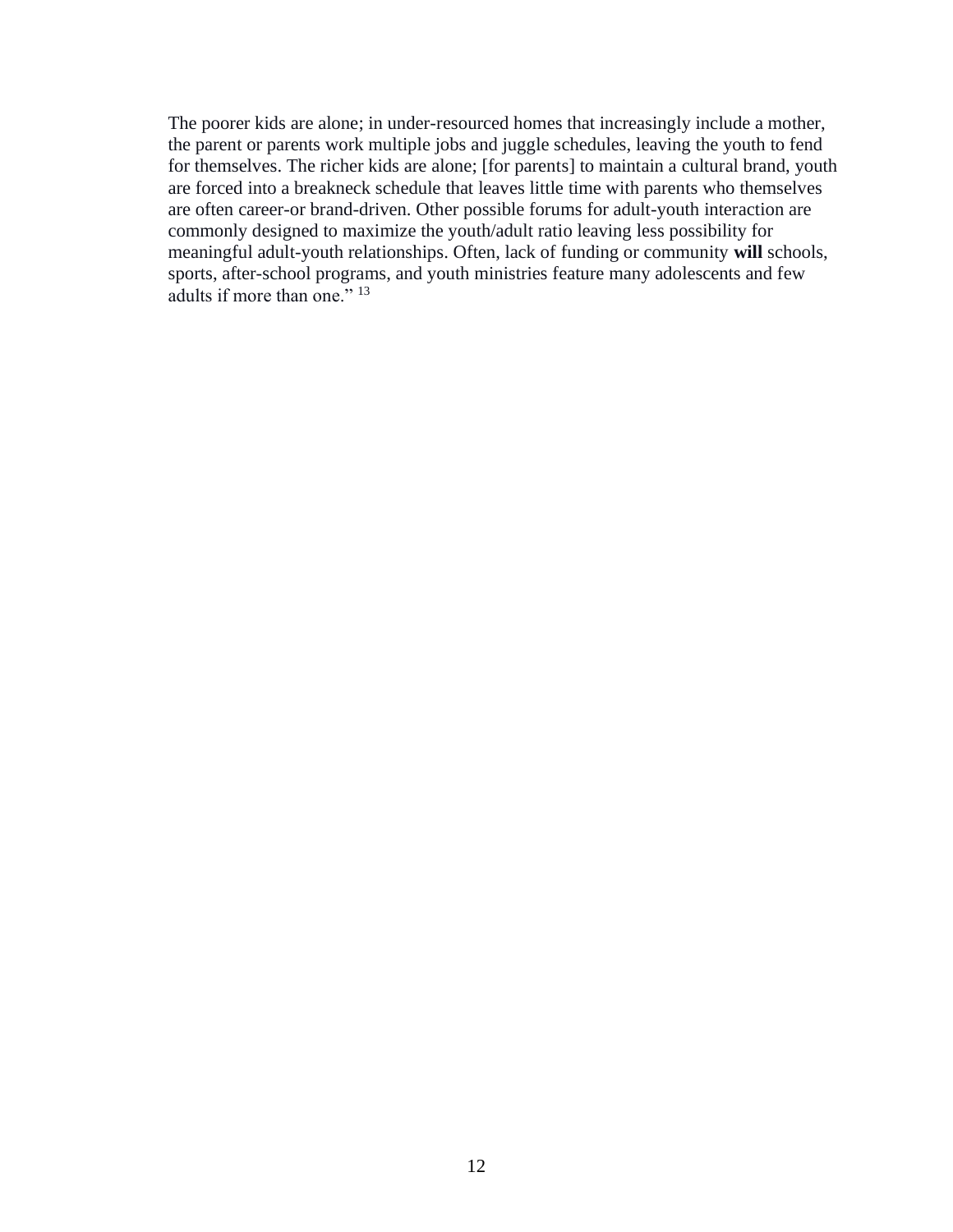The poorer kids are alone; in under-resourced homes that increasingly include a mother, the parent or parents work multiple jobs and juggle schedules, leaving the youth to fend for themselves. The richer kids are alone; [for parents] to maintain a cultural brand, youth are forced into a breakneck schedule that leaves little time with parents who themselves are often career-or brand-driven. Other possible forums for adult-youth interaction are commonly designed to maximize the youth/adult ratio leaving less possibility for meaningful adult-youth relationships. Often, lack of funding or community **will** schools, sports, after-school programs, and youth ministries feature many adolescents and few adults if more than one." [13]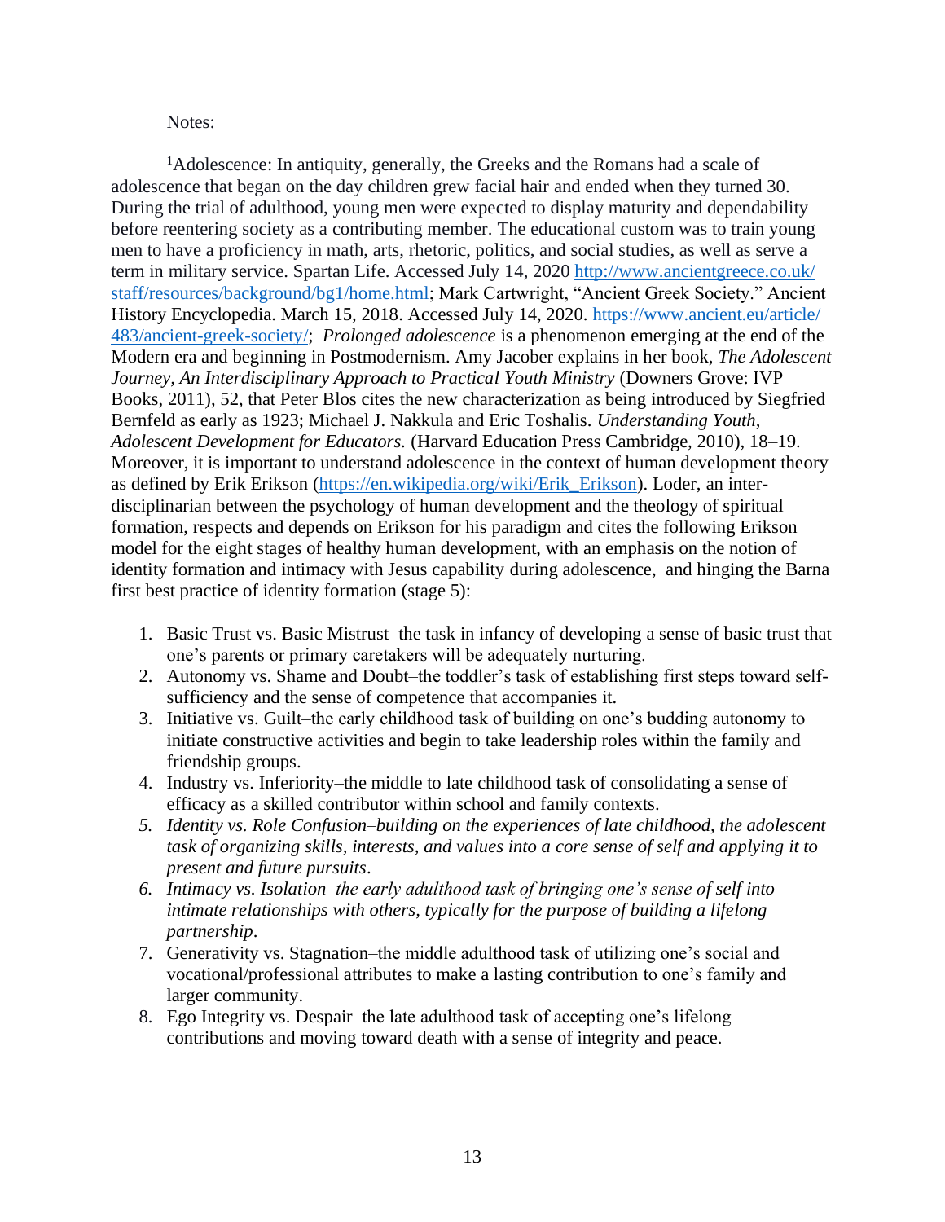Notes:

[1]Adolescence: In antiquity, generally, the Greeks and the Romans had a scale of adolescence that began on the day children grew facial hair and ended when they turned 30. During the trial of adulthood, young men were expected to display maturity and dependability before reentering society as a contributing member. The educational custom was to train young men to have a proficiency in math, arts, rhetoric, politics, and social studies, as well as serve a term in military service. Spartan Life. Accessed July 14, 2020 http://www.ancientgreece.co.uk/staff/resources/background/bg1/home.html; Mark Cartwright, "Ancient Greek Society." Ancient History Encyclopedia. March 15, 2018. Accessed July 14, 2020. https://www.ancient.eu/article/483/ancient-greek-society/; *Prolonged adolescence* is a phenomenon emerging at the end of the Modern era and beginning in Postmodernism. Amy Jacober explains in her book, *The Adolescent Journey, An Interdisciplinary Approach to Practical Youth Ministry* (Downers Grove: IVP Books, 2011), 52, that Peter Blos cites the new characterization as being introduced by Siegfried Bernfeld as early as 1923; Michael J. Nakkula and Eric Toshalis. *Understanding Youth, Adolescent Development for Educators.* (Harvard Education Press Cambridge, 2010), 18–19. Moreover, it is important to understand adolescence in the context of human development theory as defined by Erik Erikson (https://en.wikipedia.org/wiki/Erik_Erikson). Loder, an inter-disciplinarian between the psychology of human development and the theology of spiritual formation, respects and depends on Erikson for his paradigm and cites the following Erikson model for the eight stages of healthy human development, with an emphasis on the notion of identity formation and intimacy with Jesus capability during adolescence, and hinging the Barna first best practice of identity formation (stage 5):

1. Basic Trust vs. Basic Mistrust–the task in infancy of developing a sense of basic trust that one's parents or primary caretakers will be adequately nurturing.
2. Autonomy vs. Shame and Doubt–the toddler's task of establishing first steps toward self-sufficiency and the sense of competence that accompanies it.
3. Initiative vs. Guilt–the early childhood task of building on one's budding autonomy to initiate constructive activities and begin to take leadership roles within the family and friendship groups.
4. Industry vs. Inferiority–the middle to late childhood task of consolidating a sense of efficacy as a skilled contributor within school and family contexts.
5. *Identity vs. Role Confusion–building on the experiences of late childhood, the adolescent task of organizing skills, interests, and values into a core sense of self and applying it to present and future pursuits*.
6. *Intimacy vs. Isolation–the early adulthood task of bringing one's sense of self into intimate relationships with others, typically for the purpose of building a lifelong partnership*.
7. Generativity vs. Stagnation–the middle adulthood task of utilizing one's social and vocational/professional attributes to make a lasting contribution to one's family and larger community.
8. Ego Integrity vs. Despair–the late adulthood task of accepting one's lifelong contributions and moving toward death with a sense of integrity and peace.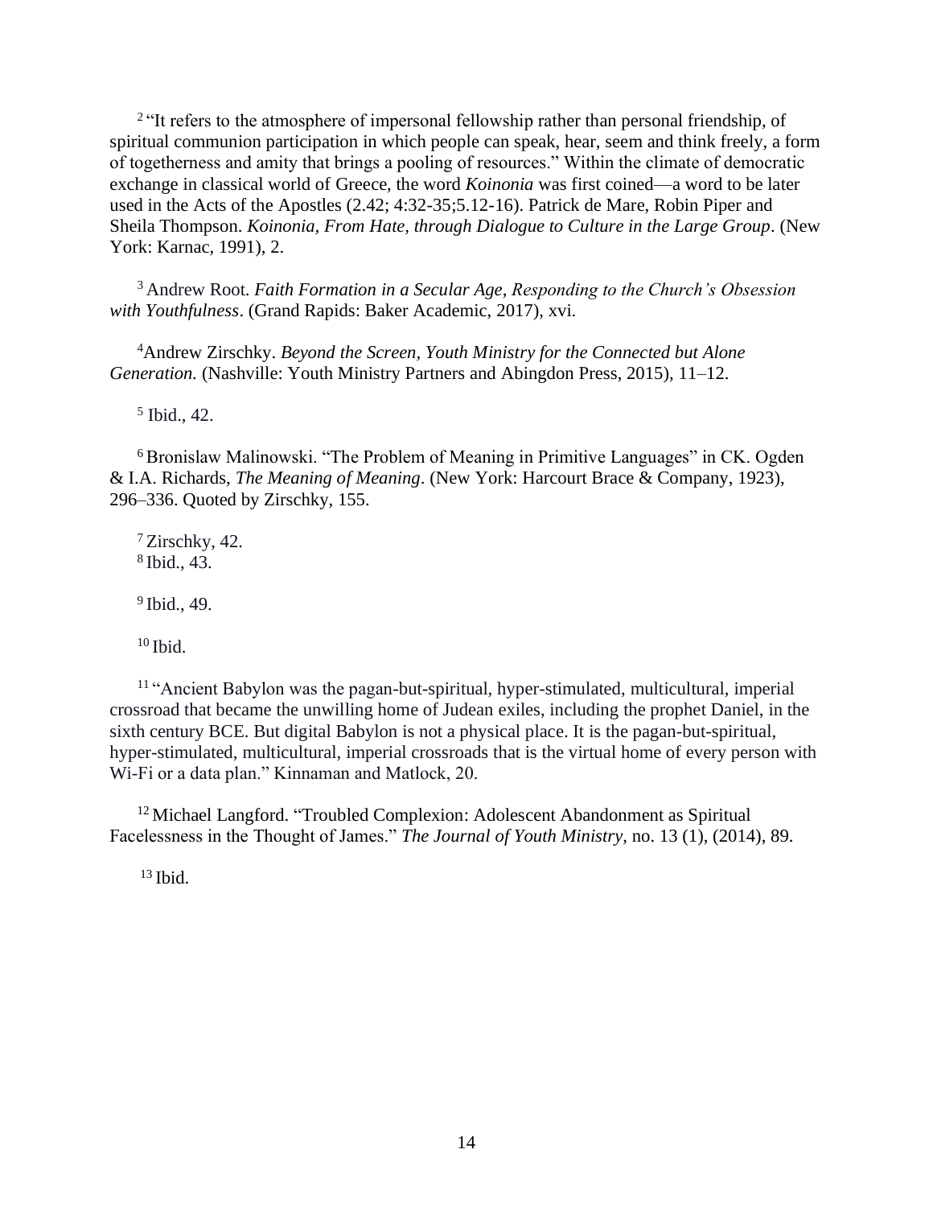[2] "It refers to the atmosphere of impersonal fellowship rather than personal friendship, of spiritual communion participation in which people can speak, hear, seem and think freely, a form of togetherness and amity that brings a pooling of resources." Within the climate of democratic exchange in classical world of Greece, the word *Koinonia* was first coined—a word to be later used in the Acts of the Apostles (2.42; 4:32-35;5.12-16). Patrick de Mare, Robin Piper and Sheila Thompson. *Koinonia, From Hate, through Dialogue to Culture in the Large Group*. (New York: Karnac, 1991), 2.

[3] Andrew Root. *Faith Formation in a Secular Age, Responding to the Church's Obsession with Youthfulness*. (Grand Rapids: Baker Academic, 2017), xvi.

[4] Andrew Zirschky. *Beyond the Screen, Youth Ministry for the Connected but Alone Generation.* (Nashville: Youth Ministry Partners and Abingdon Press, 2015), 11–12.

[5] Ibid., 42.

[6] Bronislaw Malinowski. "The Problem of Meaning in Primitive Languages" in CK. Ogden & I.A. Richards, *The Meaning of Meaning*. (New York: Harcourt Brace & Company, 1923), 296–336. Quoted by Zirschky, 155.

[7] Zirschky, 42.
[8] Ibid., 43.

[9] Ibid., 49.

[10] Ibid.

[11] "Ancient Babylon was the pagan-but-spiritual, hyper-stimulated, multicultural, imperial crossroad that became the unwilling home of Judean exiles, including the prophet Daniel, in the sixth century BCE. But digital Babylon is not a physical place. It is the pagan-but-spiritual, hyper-stimulated, multicultural, imperial crossroads that is the virtual home of every person with Wi-Fi or a data plan." Kinnaman and Matlock, 20.

[12] Michael Langford. "Troubled Complexion: Adolescent Abandonment as Spiritual Facelessness in the Thought of James." *The Journal of Youth Ministry,* no. 13 (1), (2014), 89.

[13] Ibid.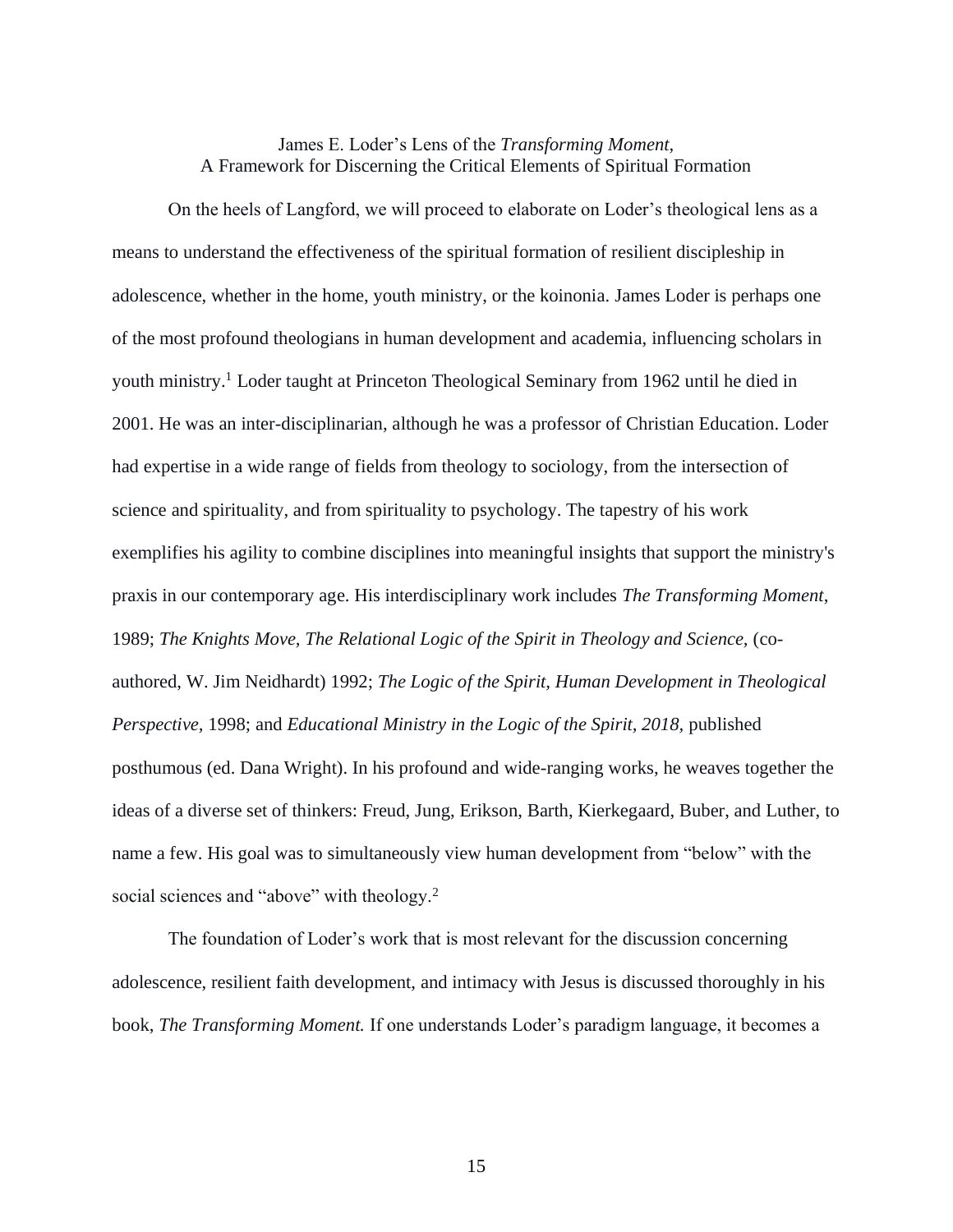## James E. Loder's Lens of the *Transforming Moment*, A Framework for Discerning the Critical Elements of Spiritual Formation

On the heels of Langford, we will proceed to elaborate on Loder's theological lens as a means to understand the effectiveness of the spiritual formation of resilient discipleship in adolescence, whether in the home, youth ministry, or the koinonia. James Loder is perhaps one of the most profound theologians in human development and academia, influencing scholars in youth ministry.[1] Loder taught at Princeton Theological Seminary from 1962 until he died in 2001. He was an inter-disciplinarian, although he was a professor of Christian Education. Loder had expertise in a wide range of fields from theology to sociology, from the intersection of science and spirituality, and from spirituality to psychology. The tapestry of his work exemplifies his agility to combine disciplines into meaningful insights that support the ministry's praxis in our contemporary age. His interdisciplinary work includes *The Transforming Moment*, 1989; *The Knights Move, The Relational Logic of the Spirit in Theology and Science,* (co-authored, W. Jim Neidhardt) 1992; *The Logic of the Spirit, Human Development in Theological Perspective*, 1998; and *Educational Ministry in the Logic of the Spirit, 2018,* published posthumous (ed. Dana Wright). In his profound and wide-ranging works, he weaves together the ideas of a diverse set of thinkers: Freud, Jung, Erikson, Barth, Kierkegaard, Buber, and Luther, to name a few. His goal was to simultaneously view human development from "below" with the social sciences and "above" with theology.[2]

The foundation of Loder's work that is most relevant for the discussion concerning adolescence, resilient faith development, and intimacy with Jesus is discussed thoroughly in his book, *The Transforming Moment.* If one understands Loder's paradigm language, it becomes a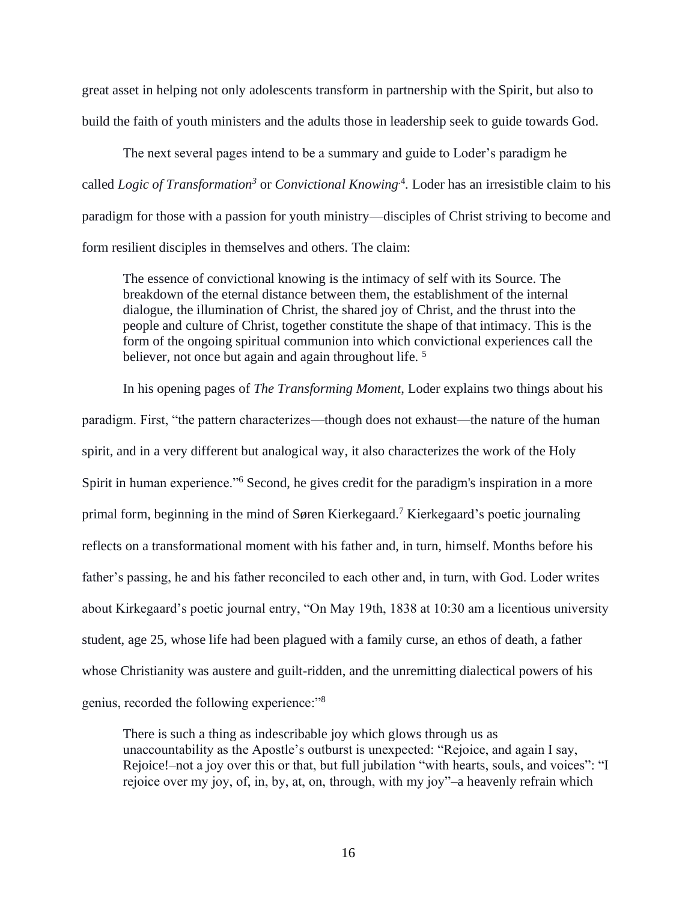great asset in helping not only adolescents transform in partnership with the Spirit, but also to build the faith of youth ministers and the adults those in leadership seek to guide towards God.

The next several pages intend to be a summary and guide to Loder's paradigm he called *Logic of Transformation*[3] or *Convictional Knowing*.[4]. Loder has an irresistible claim to his paradigm for those with a passion for youth ministry—disciples of Christ striving to become and form resilient disciples in themselves and others. The claim:

> The essence of convictional knowing is the intimacy of self with its Source. The breakdown of the eternal distance between them, the establishment of the internal dialogue, the illumination of Christ, the shared joy of Christ, and the thrust into the people and culture of Christ, together constitute the shape of that intimacy. This is the form of the ongoing spiritual communion into which convictional experiences call the believer, not once but again and again throughout life. [5]

In his opening pages of *The Transforming Moment*, Loder explains two things about his paradigm. First, "the pattern characterizes—though does not exhaust—the nature of the human spirit, and in a very different but analogical way, it also characterizes the work of the Holy Spirit in human experience."[6] Second, he gives credit for the paradigm's inspiration in a more primal form, beginning in the mind of Søren Kierkegaard.[7] Kierkegaard's poetic journaling reflects on a transformational moment with his father and, in turn, himself. Months before his father's passing, he and his father reconciled to each other and, in turn, with God. Loder writes about Kirkegaard's poetic journal entry, "On May 19th, 1838 at 10:30 am a licentious university student, age 25, whose life had been plagued with a family curse, an ethos of death, a father whose Christianity was austere and guilt-ridden, and the unremitting dialectical powers of his genius, recorded the following experience:"[8]

> There is such a thing as indescribable joy which glows through us as unaccountability as the Apostle's outburst is unexpected: "Rejoice, and again I say, Rejoice!–not a joy over this or that, but full jubilation "with hearts, souls, and voices": "I rejoice over my joy, of, in, by, at, on, through, with my joy"–a heavenly refrain which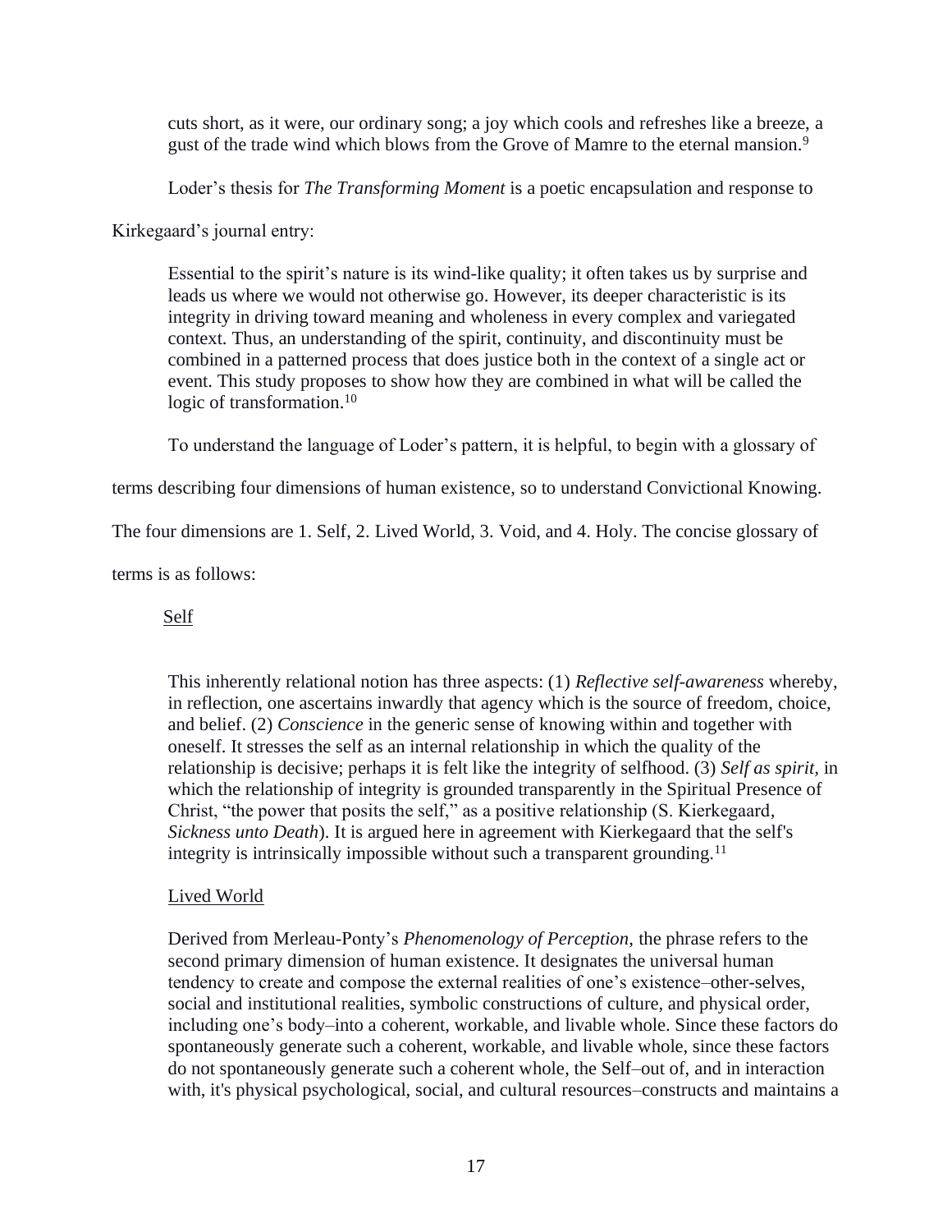> cuts short, as it were, our ordinary song; a joy which cools and refreshes like a breeze, a gust of the trade wind which blows from the Grove of Mamre to the eternal mansion.[9]

Loder's thesis for *The Transforming Moment* is a poetic encapsulation and response to Kirkegaard's journal entry:

> Essential to the spirit's nature is its wind-like quality; it often takes us by surprise and leads us where we would not otherwise go. However, its deeper characteristic is its integrity in driving toward meaning and wholeness in every complex and variegated context. Thus, an understanding of the spirit, continuity, and discontinuity must be combined in a patterned process that does justice both in the context of a single act or event. This study proposes to show how they are combined in what will be called the logic of transformation.[10]

To understand the language of Loder's pattern, it is helpful, to begin with a glossary of terms describing four dimensions of human existence, so to understand Convictional Knowing. The four dimensions are 1. Self, 2. Lived World, 3. Void, and 4. Holy. The concise glossary of terms is as follows:

> <u>Self</u>
>
> This inherently relational notion has three aspects: (1) *Reflective self-awareness* whereby, in reflection, one ascertains inwardly that agency which is the source of freedom, choice, and belief. (2) *Conscience* in the generic sense of knowing within and together with oneself. It stresses the self as an internal relationship in which the quality of the relationship is decisive; perhaps it is felt like the integrity of selfhood. (3) *Self as spirit,* in which the relationship of integrity is grounded transparently in the Spiritual Presence of Christ, "the power that posits the self," as a positive relationship (S. Kierkegaard, *Sickness unto Death*). It is argued here in agreement with Kierkegaard that the self's integrity is intrinsically impossible without such a transparent grounding.[11]
>
> <u>Lived World</u>
>
> Derived from Merleau-Ponty's *Phenomenology of Perception,* the phrase refers to the second primary dimension of human existence. It designates the universal human tendency to create and compose the external realities of one's existence–other-selves, social and institutional realities, symbolic constructions of culture, and physical order, including one's body–into a coherent, workable, and livable whole. Since these factors do spontaneously generate such a coherent, workable, and livable whole, since these factors do not spontaneously generate such a coherent whole, the Self–out of, and in interaction with, it's physical psychological, social, and cultural resources–constructs and maintains a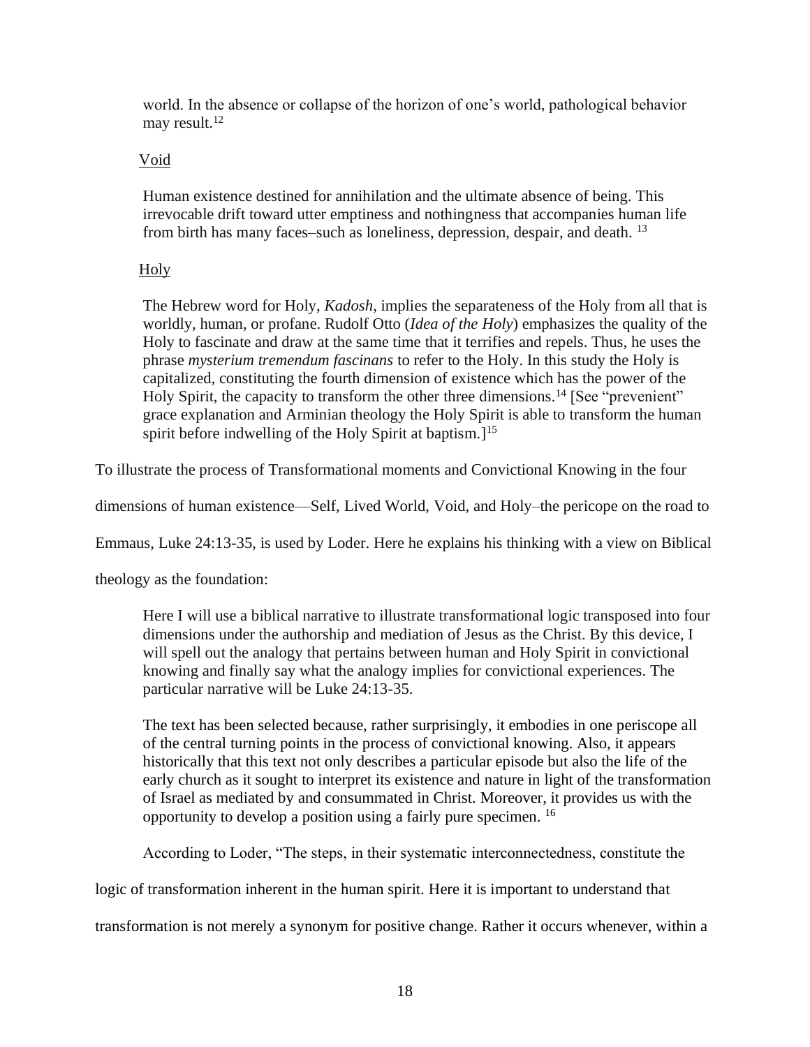world. In the absence or collapse of the horizon of one's world, pathological behavior may result.[12]

Void

Human existence destined for annihilation and the ultimate absence of being. This irrevocable drift toward utter emptiness and nothingness that accompanies human life from birth has many faces–such as loneliness, depression, despair, and death. [13]

Holy

The Hebrew word for Holy, *Kadosh*, implies the separateness of the Holy from all that is worldly, human, or profane. Rudolf Otto (*Idea of the Holy*) emphasizes the quality of the Holy to fascinate and draw at the same time that it terrifies and repels. Thus, he uses the phrase *mysterium tremendum fascinans* to refer to the Holy. In this study the Holy is capitalized, constituting the fourth dimension of existence which has the power of the Holy Spirit, the capacity to transform the other three dimensions.[14] [See "prevenient" grace explanation and Arminian theology the Holy Spirit is able to transform the human spirit before indwelling of the Holy Spirit at baptism.][15]

To illustrate the process of Transformational moments and Convictional Knowing in the four dimensions of human existence—Self, Lived World, Void, and Holy–the pericope on the road to Emmaus, Luke 24:13-35, is used by Loder. Here he explains his thinking with a view on Biblical theology as the foundation:

> Here I will use a biblical narrative to illustrate transformational logic transposed into four dimensions under the authorship and mediation of Jesus as the Christ. By this device, I will spell out the analogy that pertains between human and Holy Spirit in convictional knowing and finally say what the analogy implies for convictional experiences. The particular narrative will be Luke 24:13-35.
>
> The text has been selected because, rather surprisingly, it embodies in one periscope all of the central turning points in the process of convictional knowing. Also, it appears historically that this text not only describes a particular episode but also the life of the early church as it sought to interpret its existence and nature in light of the transformation of Israel as mediated by and consummated in Christ. Moreover, it provides us with the opportunity to develop a position using a fairly pure specimen. [16]

According to Loder, "The steps, in their systematic interconnectedness, constitute the logic of transformation inherent in the human spirit. Here it is important to understand that transformation is not merely a synonym for positive change. Rather it occurs whenever, within a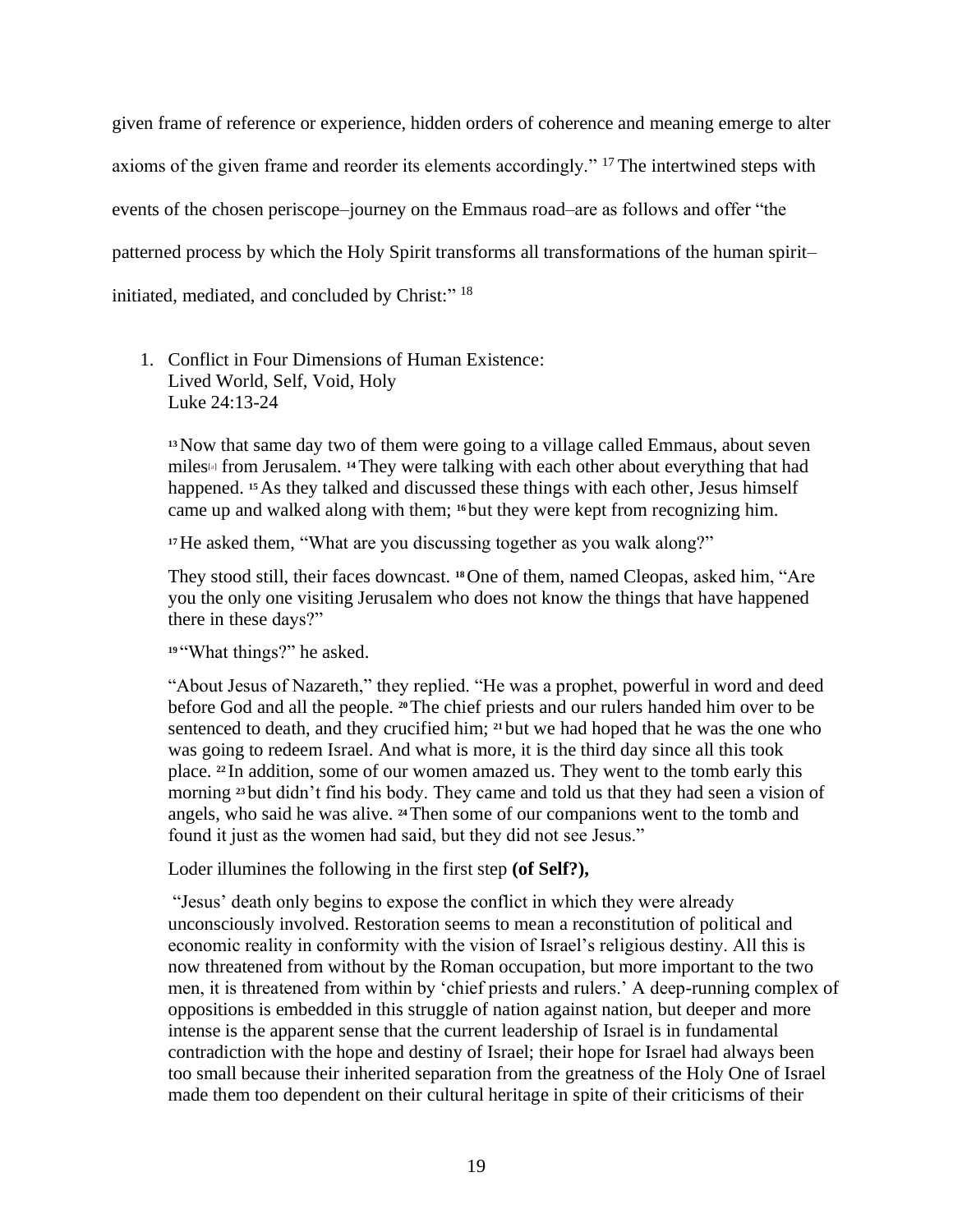given frame of reference or experience, hidden orders of coherence and meaning emerge to alter axioms of the given frame and reorder its elements accordingly."[17] The intertwined steps with events of the chosen periscope–journey on the Emmaus road–are as follows and offer "the patterned process by which the Holy Spirit transforms all transformations of the human spirit–initiated, mediated, and concluded by Christ:"[18]

1. Conflict in Four Dimensions of Human Existence:
   Lived World, Self, Void, Holy
   Luke 24:13-24

   [13] Now that same day two of them were going to a village called Emmaus, about seven miles[a] from Jerusalem. [14] They were talking with each other about everything that had happened. [15] As they talked and discussed these things with each other, Jesus himself came up and walked along with them; [16] but they were kept from recognizing him.

   [17] He asked them, "What are you discussing together as you walk along?"

   They stood still, their faces downcast. [18] One of them, named Cleopas, asked him, "Are you the only one visiting Jerusalem who does not know the things that have happened there in these days?"

   [19] "What things?" he asked.

   "About Jesus of Nazareth," they replied. "He was a prophet, powerful in word and deed before God and all the people. [20] The chief priests and our rulers handed him over to be sentenced to death, and they crucified him; [21] but we had hoped that he was the one who was going to redeem Israel. And what is more, it is the third day since all this took place. [22] In addition, some of our women amazed us. They went to the tomb early this morning [23] but didn't find his body. They came and told us that they had seen a vision of angels, who said he was alive. [24] Then some of our companions went to the tomb and found it just as the women had said, but they did not see Jesus."

   Loder illumines the following in the first step **(of Self?),**

   "Jesus' death only begins to expose the conflict in which they were already unconsciously involved. Restoration seems to mean a reconstitution of political and economic reality in conformity with the vision of Israel's religious destiny. All this is now threatened from without by the Roman occupation, but more important to the two men, it is threatened from within by 'chief priests and rulers.' A deep-running complex of oppositions is embedded in this struggle of nation against nation, but deeper and more intense is the apparent sense that the current leadership of Israel is in fundamental contradiction with the hope and destiny of Israel; their hope for Israel had always been too small because their inherited separation from the greatness of the Holy One of Israel made them too dependent on their cultural heritage in spite of their criticisms of their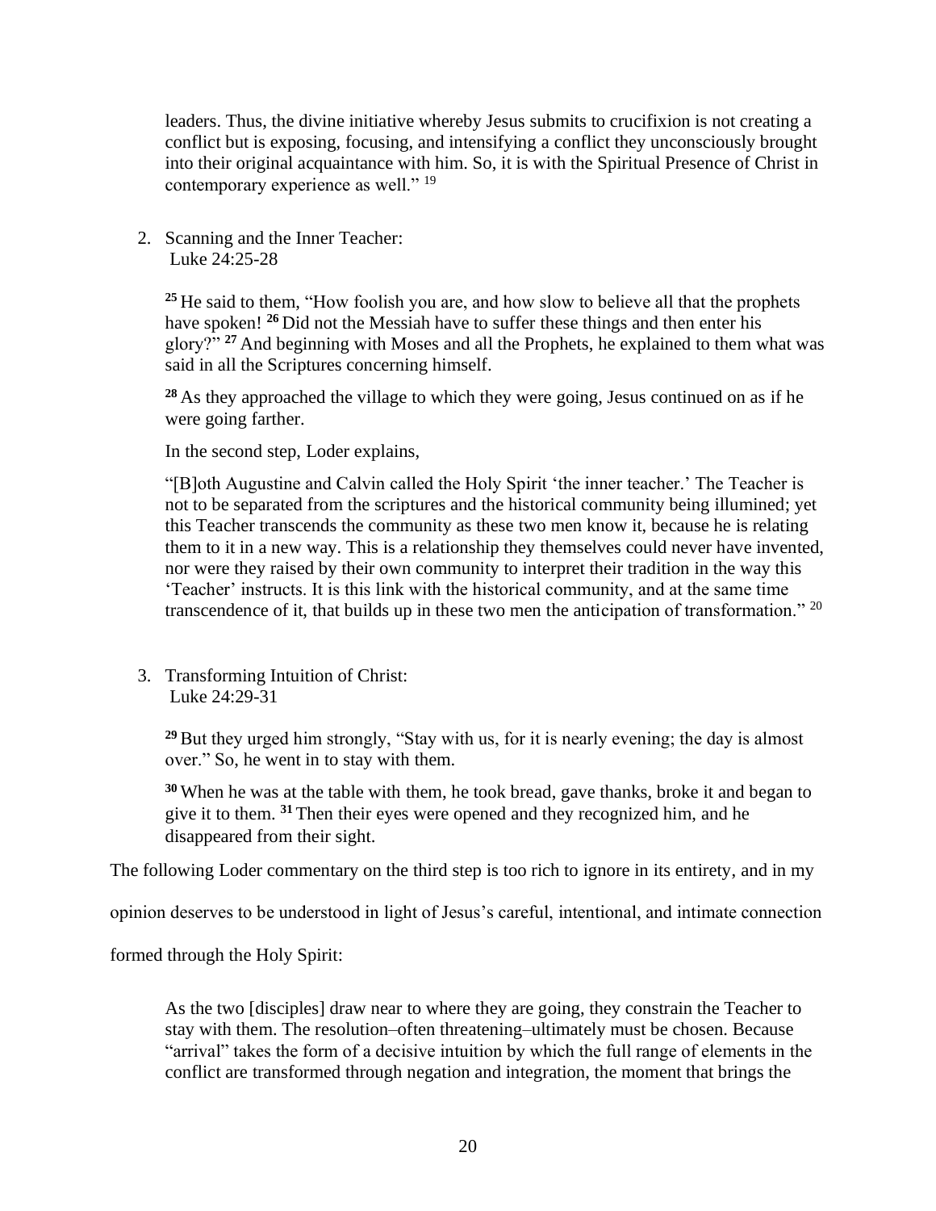leaders. Thus, the divine initiative whereby Jesus submits to crucifixion is not creating a conflict but is exposing, focusing, and intensifying a conflict they unconsciously brought into their original acquaintance with him. So, it is with the Spiritual Presence of Christ in contemporary experience as well." [19]

2. Scanning and the Inner Teacher:
   Luke 24:25-28

   [25] He said to them, "How foolish you are, and how slow to believe all that the prophets have spoken! [26] Did not the Messiah have to suffer these things and then enter his glory?" [27] And beginning with Moses and all the Prophets, he explained to them what was said in all the Scriptures concerning himself.

   [28] As they approached the village to which they were going, Jesus continued on as if he were going farther.

   In the second step, Loder explains,

   "[B]oth Augustine and Calvin called the Holy Spirit 'the inner teacher.' The Teacher is not to be separated from the scriptures and the historical community being illumined; yet this Teacher transcends the community as these two men know it, because he is relating them to it in a new way. This is a relationship they themselves could never have invented, nor were they raised by their own community to interpret their tradition in the way this 'Teacher' instructs. It is this link with the historical community, and at the same time transcendence of it, that builds up in these two men the anticipation of transformation." [20]

3. Transforming Intuition of Christ:
   Luke 24:29-31

   [29] But they urged him strongly, "Stay with us, for it is nearly evening; the day is almost over." So, he went in to stay with them.

   [30] When he was at the table with them, he took bread, gave thanks, broke it and began to give it to them. [31] Then their eyes were opened and they recognized him, and he disappeared from their sight.

The following Loder commentary on the third step is too rich to ignore in its entirety, and in my opinion deserves to be understood in light of Jesus's careful, intentional, and intimate connection formed through the Holy Spirit:

> As the two [disciples] draw near to where they are going, they constrain the Teacher to stay with them. The resolution–often threatening–ultimately must be chosen. Because "arrival" takes the form of a decisive intuition by which the full range of elements in the conflict are transformed through negation and integration, the moment that brings the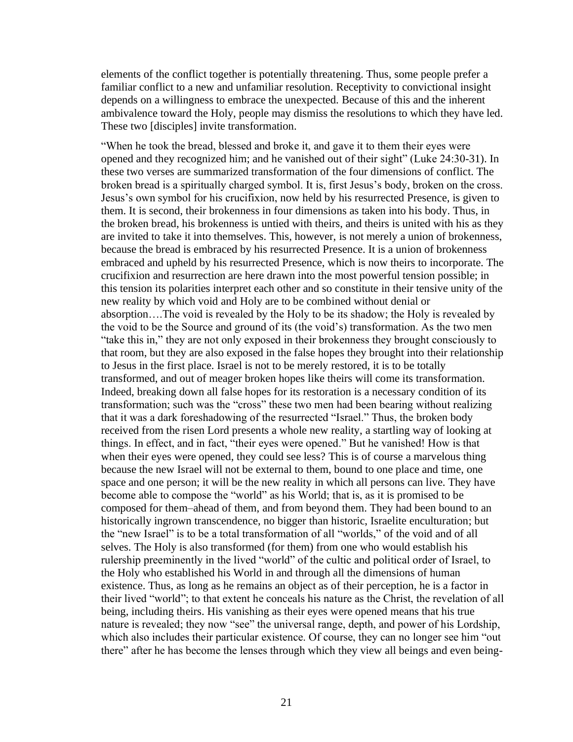elements of the conflict together is potentially threatening. Thus, some people prefer a familiar conflict to a new and unfamiliar resolution. Receptivity to convictional insight depends on a willingness to embrace the unexpected. Because of this and the inherent ambivalence toward the Holy, people may dismiss the resolutions to which they have led. These two [disciples] invite transformation.

"When he took the bread, blessed and broke it, and gave it to them their eyes were opened and they recognized him; and he vanished out of their sight" (Luke 24:30-31). In these two verses are summarized transformation of the four dimensions of conflict. The broken bread is a spiritually charged symbol. It is, first Jesus's body, broken on the cross. Jesus's own symbol for his crucifixion, now held by his resurrected Presence, is given to them. It is second, their brokenness in four dimensions as taken into his body. Thus, in the broken bread, his brokenness is untied with theirs, and theirs is united with his as they are invited to take it into themselves. This, however, is not merely a union of brokenness, because the bread is embraced by his resurrected Presence. It is a union of brokenness embraced and upheld by his resurrected Presence, which is now theirs to incorporate. The crucifixion and resurrection are here drawn into the most powerful tension possible; in this tension its polarities interpret each other and so constitute in their tensive unity of the new reality by which void and Holy are to be combined without denial or absorption….The void is revealed by the Holy to be its shadow; the Holy is revealed by the void to be the Source and ground of its (the void's) transformation. As the two men "take this in," they are not only exposed in their brokenness they brought consciously to that room, but they are also exposed in the false hopes they brought into their relationship to Jesus in the first place. Israel is not to be merely restored, it is to be totally transformed, and out of meager broken hopes like theirs will come its transformation. Indeed, breaking down all false hopes for its restoration is a necessary condition of its transformation; such was the "cross" these two men had been bearing without realizing that it was a dark foreshadowing of the resurrected "Israel." Thus, the broken body received from the risen Lord presents a whole new reality, a startling way of looking at things. In effect, and in fact, "their eyes were opened." But he vanished! How is that when their eyes were opened, they could see less? This is of course a marvelous thing because the new Israel will not be external to them, bound to one place and time, one space and one person; it will be the new reality in which all persons can live. They have become able to compose the "world" as his World; that is, as it is promised to be composed for them–ahead of them, and from beyond them. They had been bound to an historically ingrown transcendence, no bigger than historic, Israelite enculturation; but the "new Israel" is to be a total transformation of all "worlds," of the void and of all selves. The Holy is also transformed (for them) from one who would establish his rulership preeminently in the lived "world" of the cultic and political order of Israel, to the Holy who established his World in and through all the dimensions of human existence. Thus, as long as he remains an object as of their perception, he is a factor in their lived "world"; to that extent he conceals his nature as the Christ, the revelation of all being, including theirs. His vanishing as their eyes were opened means that his true nature is revealed; they now "see" the universal range, depth, and power of his Lordship, which also includes their particular existence. Of course, they can no longer see him "out there" after he has become the lenses through which they view all beings and even being-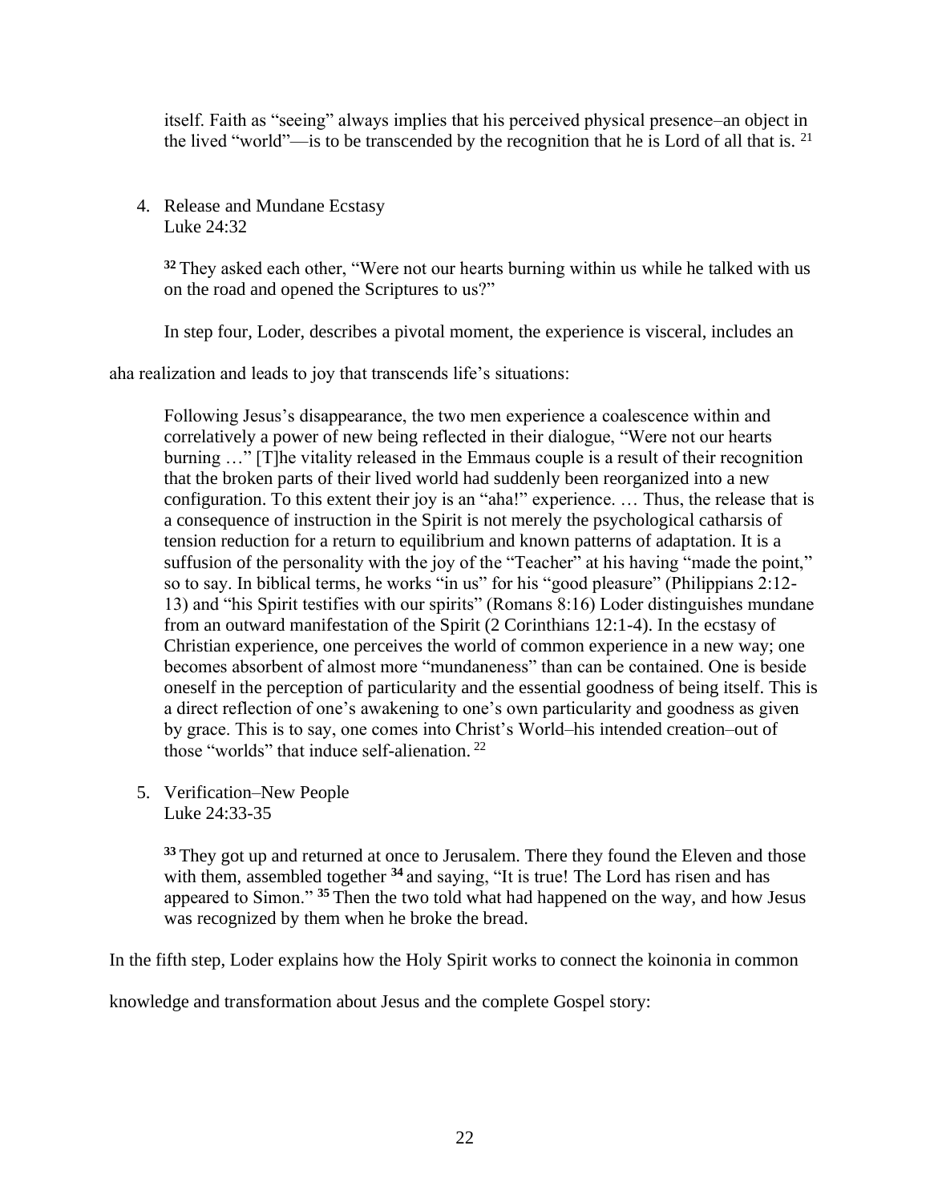itself. Faith as "seeing" always implies that his perceived physical presence–an object in the lived "world"—is to be transcended by the recognition that he is Lord of all that is. [21]

4. Release and Mundane Ecstasy
   Luke 24:32

   **32** They asked each other, "Were not our hearts burning within us while he talked with us on the road and opened the Scriptures to us?"

In step four, Loder, describes a pivotal moment, the experience is visceral, includes an aha realization and leads to joy that transcends life's situations:

> Following Jesus's disappearance, the two men experience a coalescence within and correlatively a power of new being reflected in their dialogue, "Were not our hearts burning …" [T]he vitality released in the Emmaus couple is a result of their recognition that the broken parts of their lived world had suddenly been reorganized into a new configuration. To this extent their joy is an "aha!" experience. … Thus, the release that is a consequence of instruction in the Spirit is not merely the psychological catharsis of tension reduction for a return to equilibrium and known patterns of adaptation. It is a suffusion of the personality with the joy of the "Teacher" at his having "made the point," so to say. In biblical terms, he works "in us" for his "good pleasure" (Philippians 2:12-13) and "his Spirit testifies with our spirits" (Romans 8:16) Loder distinguishes mundane from an outward manifestation of the Spirit (2 Corinthians 12:1-4). In the ecstasy of Christian experience, one perceives the world of common experience in a new way; one becomes absorbent of almost more "mundaneness" than can be contained. One is beside oneself in the perception of particularity and the essential goodness of being itself. This is a direct reflection of one's awakening to one's own particularity and goodness as given by grace. This is to say, one comes into Christ's World–his intended creation–out of those "worlds" that induce self-alienation. [22]

5. Verification–New People
   Luke 24:33-35

   **33** They got up and returned at once to Jerusalem. There they found the Eleven and those with them, assembled together **34** and saying, "It is true! The Lord has risen and has appeared to Simon." **35** Then the two told what had happened on the way, and how Jesus was recognized by them when he broke the bread.

In the fifth step, Loder explains how the Holy Spirit works to connect the koinonia in common knowledge and transformation about Jesus and the complete Gospel story: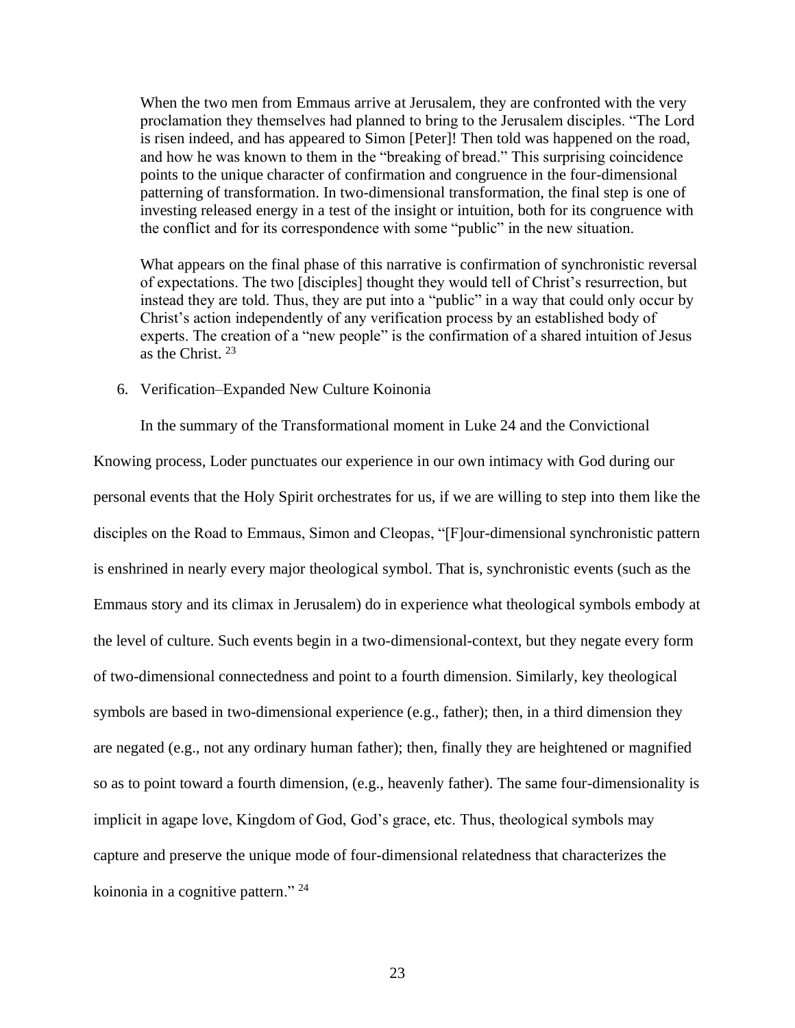> When the two men from Emmaus arrive at Jerusalem, they are confronted with the very proclamation they themselves had planned to bring to the Jerusalem disciples. "The Lord is risen indeed, and has appeared to Simon [Peter]! Then told was happened on the road, and how he was known to them in the "breaking of bread." This surprising coincidence points to the unique character of confirmation and congruence in the four-dimensional patterning of transformation. In two-dimensional transformation, the final step is one of investing released energy in a test of the insight or intuition, both for its congruence with the conflict and for its correspondence with some "public" in the new situation.
>
> What appears on the final phase of this narrative is confirmation of synchronistic reversal of expectations. The two [disciples] thought they would tell of Christ's resurrection, but instead they are told. Thus, they are put into a "public" in a way that could only occur by Christ's action independently of any verification process by an established body of experts. The creation of a "new people" is the confirmation of a shared intuition of Jesus as the Christ. [23]

6. Verification–Expanded New Culture Koinonia

In the summary of the Transformational moment in Luke 24 and the Convictional Knowing process, Loder punctuates our experience in our own intimacy with God during our personal events that the Holy Spirit orchestrates for us, if we are willing to step into them like the disciples on the Road to Emmaus, Simon and Cleopas, "[F]our-dimensional synchronistic pattern is enshrined in nearly every major theological symbol. That is, synchronistic events (such as the Emmaus story and its climax in Jerusalem) do in experience what theological symbols embody at the level of culture. Such events begin in a two-dimensional-context, but they negate every form of two-dimensional connectedness and point to a fourth dimension. Similarly, key theological symbols are based in two-dimensional experience (e.g., father); then, in a third dimension they are negated (e.g., not any ordinary human father); then, finally they are heightened or magnified so as to point toward a fourth dimension, (e.g., heavenly father). The same four-dimensionality is implicit in agape love, Kingdom of God, God's grace, etc. Thus, theological symbols may capture and preserve the unique mode of four-dimensional relatedness that characterizes the koinonia in a cognitive pattern." [24]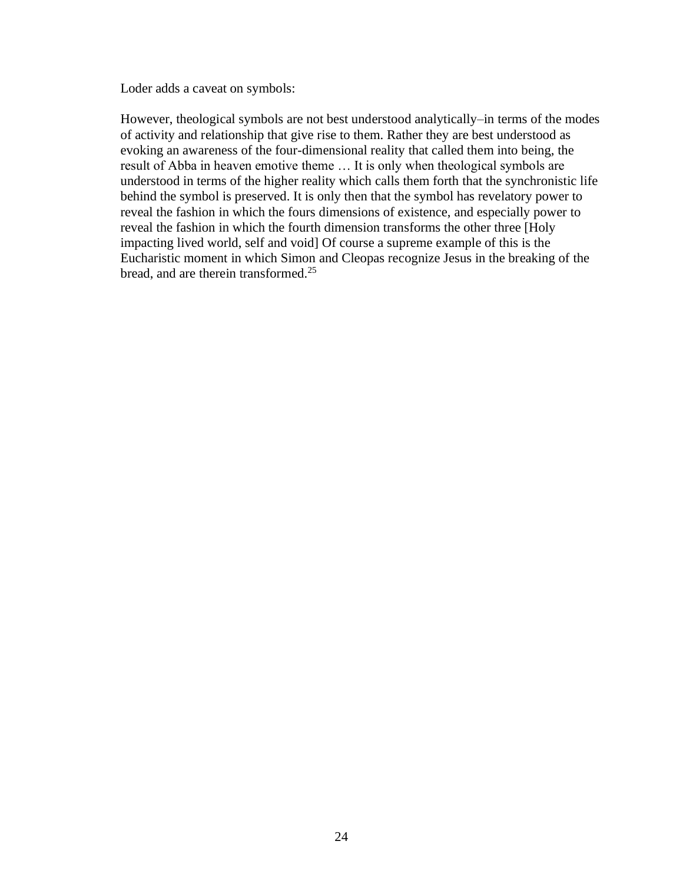Loder adds a caveat on symbols:

> However, theological symbols are not best understood analytically–in terms of the modes of activity and relationship that give rise to them. Rather they are best understood as evoking an awareness of the four-dimensional reality that called them into being, the result of Abba in heaven emotive theme … It is only when theological symbols are understood in terms of the higher reality which calls them forth that the synchronistic life behind the symbol is preserved. It is only then that the symbol has revelatory power to reveal the fashion in which the fours dimensions of existence, and especially power to reveal the fashion in which the fourth dimension transforms the other three [Holy impacting lived world, self and void] Of course a supreme example of this is the Eucharistic moment in which Simon and Cleopas recognize Jesus in the breaking of the bread, and are therein transformed.[25]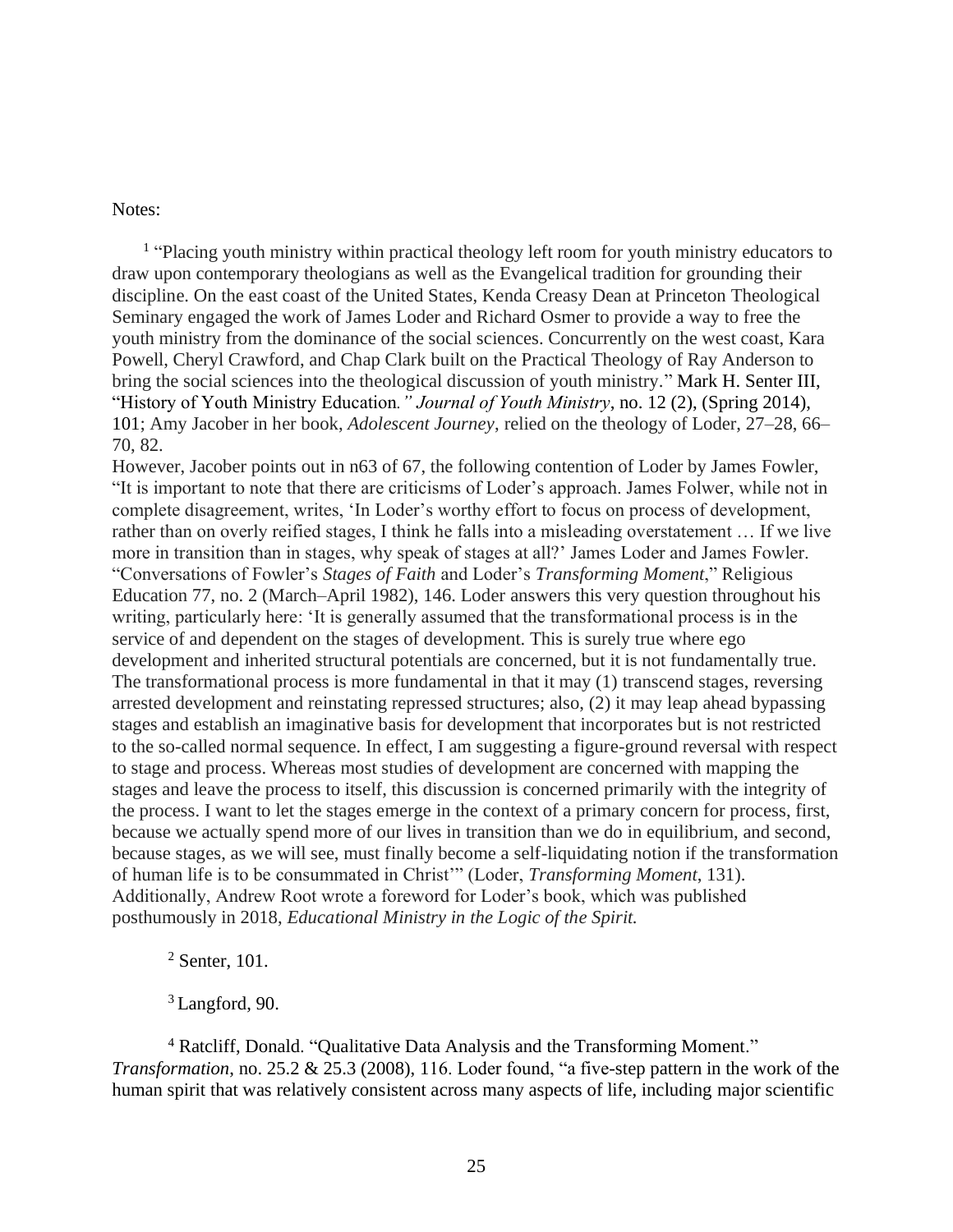Notes:

[1] "Placing youth ministry within practical theology left room for youth ministry educators to draw upon contemporary theologians as well as the Evangelical tradition for grounding their discipline. On the east coast of the United States, Kenda Creasy Dean at Princeton Theological Seminary engaged the work of James Loder and Richard Osmer to provide a way to free the youth ministry from the dominance of the social sciences. Concurrently on the west coast, Kara Powell, Cheryl Crawford, and Chap Clark built on the Practical Theology of Ray Anderson to bring the social sciences into the theological discussion of youth ministry." Mark H. Senter III, "History of Youth Ministry Education*." Journal of Youth Ministry*, no. 12 (2), (Spring 2014), 101; Amy Jacober in her book, *Adolescent Journey*, relied on the theology of Loder, 27–28, 66–70, 82.

However, Jacober points out in n63 of 67, the following contention of Loder by James Fowler, "It is important to note that there are criticisms of Loder's approach. James Folwer, while not in complete disagreement, writes, 'In Loder's worthy effort to focus on process of development, rather than on overly reified stages, I think he falls into a misleading overstatement … If we live more in transition than in stages, why speak of stages at all?' James Loder and James Fowler. "Conversations of Fowler's *Stages of Faith* and Loder's *Transforming Moment*," Religious Education 77, no. 2 (March–April 1982), 146. Loder answers this very question throughout his writing, particularly here: 'It is generally assumed that the transformational process is in the service of and dependent on the stages of development. This is surely true where ego development and inherited structural potentials are concerned, but it is not fundamentally true. The transformational process is more fundamental in that it may (1) transcend stages, reversing arrested development and reinstating repressed structures; also, (2) it may leap ahead bypassing stages and establish an imaginative basis for development that incorporates but is not restricted to the so-called normal sequence. In effect, I am suggesting a figure-ground reversal with respect to stage and process. Whereas most studies of development are concerned with mapping the stages and leave the process to itself, this discussion is concerned primarily with the integrity of the process. I want to let the stages emerge in the context of a primary concern for process, first, because we actually spend more of our lives in transition than we do in equilibrium, and second, because stages, as we will see, must finally become a self-liquidating notion if the transformation of human life is to be consummated in Christ'" (Loder, *Transforming Moment*, 131). Additionally, Andrew Root wrote a foreword for Loder's book, which was published posthumously in 2018, *Educational Ministry in the Logic of the Spirit.*

[2] Senter, 101.

[3] Langford, 90.

[4] Ratcliff, Donald. "Qualitative Data Analysis and the Transforming Moment." *Transformation*, no. 25.2 & 25.3 (2008), 116. Loder found, "a five-step pattern in the work of the human spirit that was relatively consistent across many aspects of life, including major scientific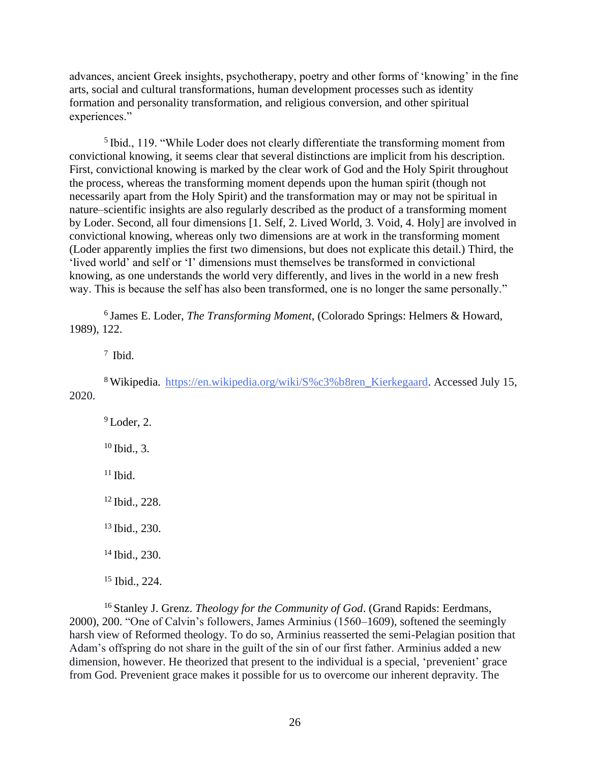advances, ancient Greek insights, psychotherapy, poetry and other forms of 'knowing' in the fine arts, social and cultural transformations, human development processes such as identity formation and personality transformation, and religious conversion, and other spiritual experiences."

[5] Ibid., 119. "While Loder does not clearly differentiate the transforming moment from convictional knowing, it seems clear that several distinctions are implicit from his description. First, convictional knowing is marked by the clear work of God and the Holy Spirit throughout the process, whereas the transforming moment depends upon the human spirit (though not necessarily apart from the Holy Spirit) and the transformation may or may not be spiritual in nature–scientific insights are also regularly described as the product of a transforming moment by Loder. Second, all four dimensions [1. Self, 2. Lived World, 3. Void, 4. Holy] are involved in convictional knowing, whereas only two dimensions are at work in the transforming moment (Loder apparently implies the first two dimensions, but does not explicate this detail.) Third, the 'lived world' and self or 'I' dimensions must themselves be transformed in convictional knowing, as one understands the world very differently, and lives in the world in a new fresh way. This is because the self has also been transformed, one is no longer the same personally."

[6] James E. Loder, *The Transforming Moment*, (Colorado Springs: Helmers & Howard, 1989), 122.

[7] Ibid.

[8] Wikipedia. https://en.wikipedia.org/wiki/S%c3%b8ren_Kierkegaard. Accessed July 15, 2020.

[9] Loder, 2.

[10] Ibid., 3.

[11] Ibid.

[12] Ibid., 228.

[13] Ibid., 230.

[14] Ibid., 230.

[15] Ibid., 224.

[16] Stanley J. Grenz. *Theology for the Community of God*. (Grand Rapids: Eerdmans, 2000), 200. "One of Calvin's followers, James Arminius (1560–1609), softened the seemingly harsh view of Reformed theology. To do so, Arminius reasserted the semi-Pelagian position that Adam's offspring do not share in the guilt of the sin of our first father. Arminius added a new dimension, however. He theorized that present to the individual is a special, 'prevenient' grace from God. Prevenient grace makes it possible for us to overcome our inherent depravity. The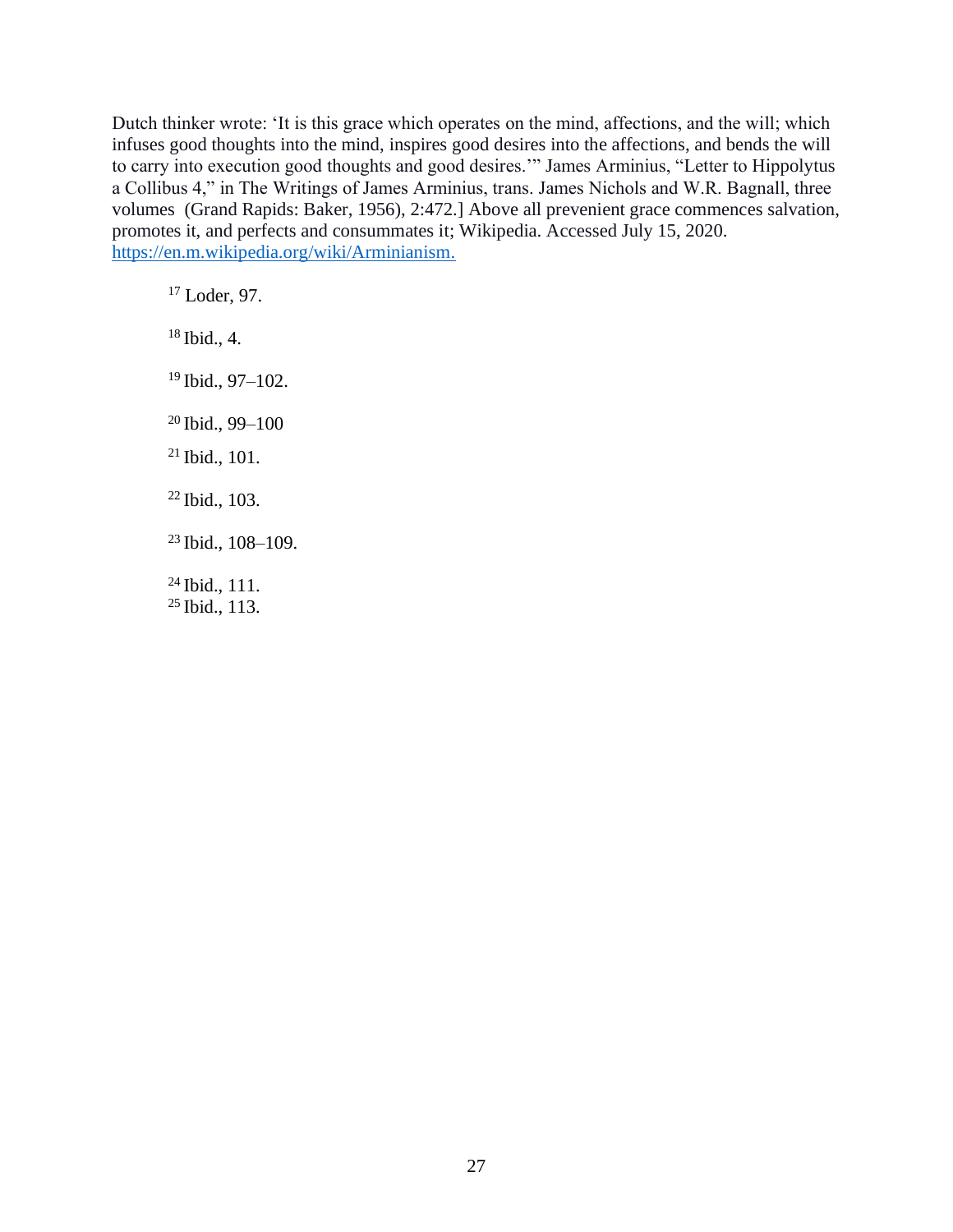Dutch thinker wrote: 'It is this grace which operates on the mind, affections, and the will; which infuses good thoughts into the mind, inspires good desires into the affections, and bends the will to carry into execution good thoughts and good desires.'" James Arminius, "Letter to Hippolytus a Collibus 4," in The Writings of James Arminius, trans. James Nichols and W.R. Bagnall, three volumes (Grand Rapids: Baker, 1956), 2:472.] Above all prevenient grace commences salvation, promotes it, and perfects and consummates it; Wikipedia. Accessed July 15, 2020. [https://en.m.wikipedia.org/wiki/Arminianism.](https://en.m.wikipedia.org/wiki/Arminianism)

[17] Loder, 97.

[18] Ibid., 4.

[19] Ibid., 97–102.

[20] Ibid., 99–100

[21] Ibid., 101.

[22] Ibid., 103.

[23] Ibid., 108–109.

[24] Ibid., 111.

[25] Ibid., 113.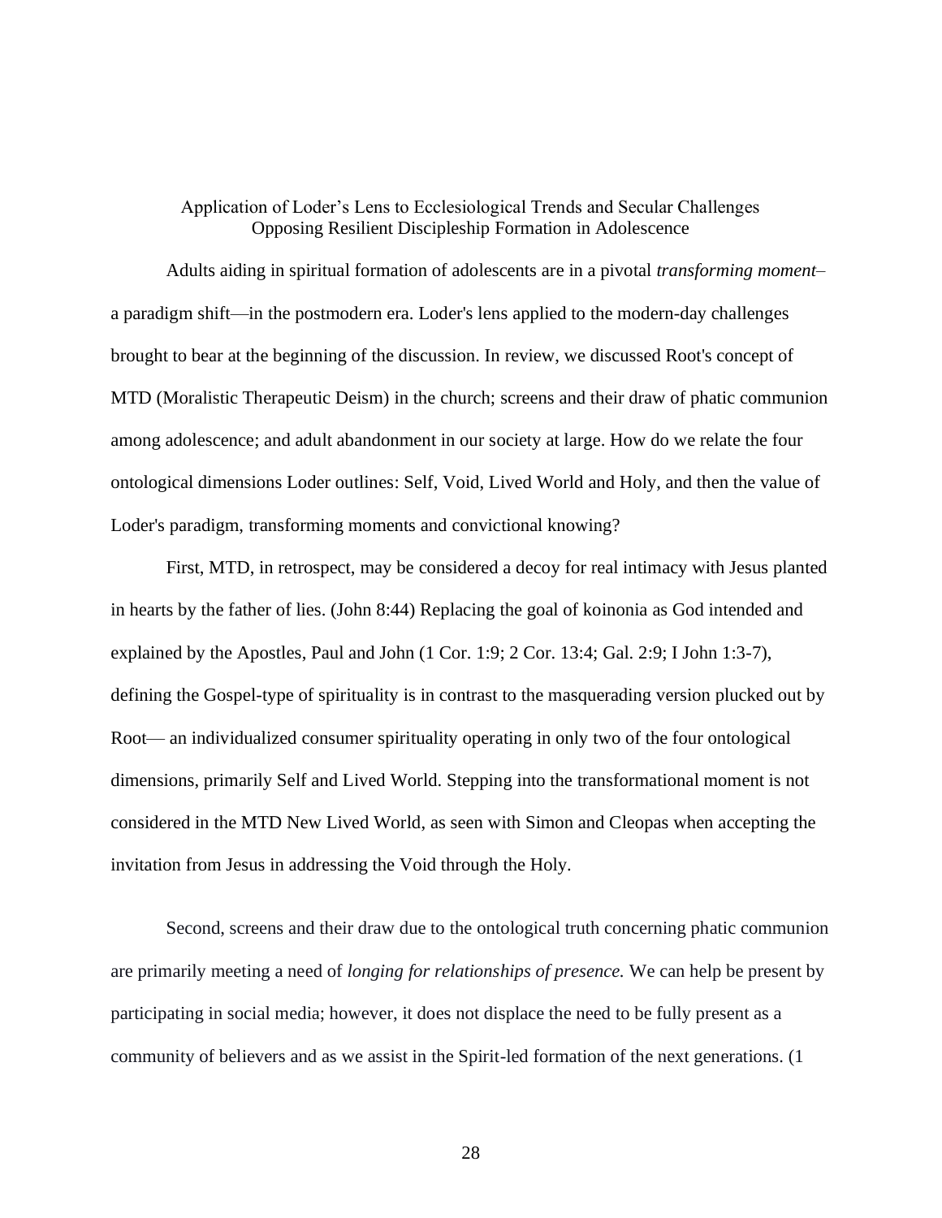## Application of Loder's Lens to Ecclesiological Trends and Secular Challenges Opposing Resilient Discipleship Formation in Adolescence

Adults aiding in spiritual formation of adolescents are in a pivotal *transforming moment*– a paradigm shift—in the postmodern era. Loder's lens applied to the modern-day challenges brought to bear at the beginning of the discussion. In review, we discussed Root's concept of MTD (Moralistic Therapeutic Deism) in the church; screens and their draw of phatic communion among adolescence; and adult abandonment in our society at large. How do we relate the four ontological dimensions Loder outlines: Self, Void, Lived World and Holy, and then the value of Loder's paradigm, transforming moments and convictional knowing?

First, MTD, in retrospect, may be considered a decoy for real intimacy with Jesus planted in hearts by the father of lies. (John 8:44) Replacing the goal of koinonia as God intended and explained by the Apostles, Paul and John (1 Cor. 1:9; 2 Cor. 13:4; Gal. 2:9; I John 1:3-7), defining the Gospel-type of spirituality is in contrast to the masquerading version plucked out by Root— an individualized consumer spirituality operating in only two of the four ontological dimensions, primarily Self and Lived World. Stepping into the transformational moment is not considered in the MTD New Lived World, as seen with Simon and Cleopas when accepting the invitation from Jesus in addressing the Void through the Holy.

Second, screens and their draw due to the ontological truth concerning phatic communion are primarily meeting a need of *longing for relationships of presence.* We can help be present by participating in social media; however, it does not displace the need to be fully present as a community of believers and as we assist in the Spirit-led formation of the next generations. (1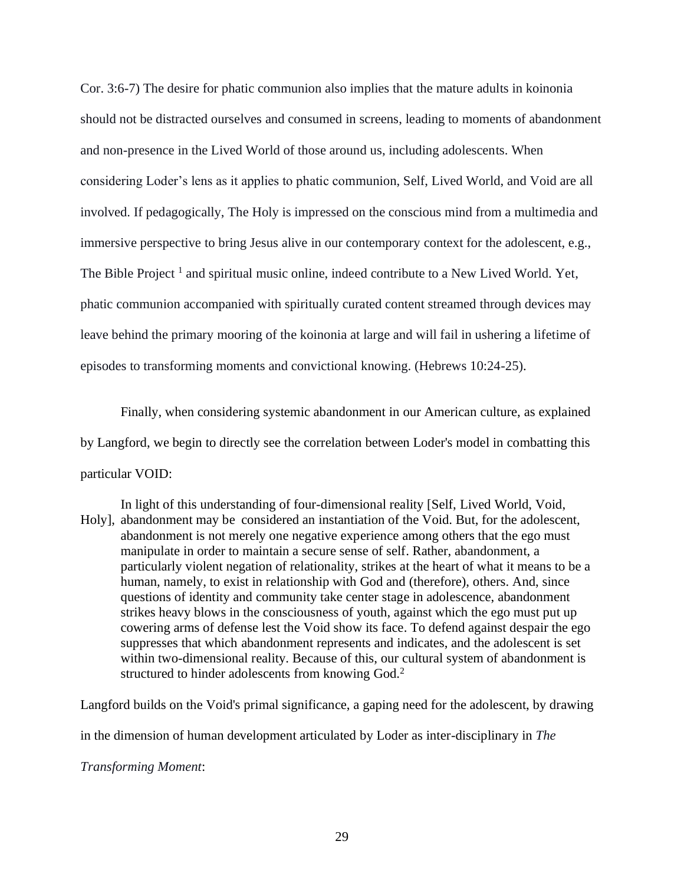Cor. 3:6-7) The desire for phatic communion also implies that the mature adults in koinonia should not be distracted ourselves and consumed in screens, leading to moments of abandonment and non-presence in the Lived World of those around us, including adolescents. When considering Loder's lens as it applies to phatic communion, Self, Lived World, and Void are all involved. If pedagogically, The Holy is impressed on the conscious mind from a multimedia and immersive perspective to bring Jesus alive in our contemporary context for the adolescent, e.g., The Bible Project [1] and spiritual music online, indeed contribute to a New Lived World. Yet, phatic communion accompanied with spiritually curated content streamed through devices may leave behind the primary mooring of the koinonia at large and will fail in ushering a lifetime of episodes to transforming moments and convictional knowing. (Hebrews 10:24-25).

Finally, when considering systemic abandonment in our American culture, as explained by Langford, we begin to directly see the correlation between Loder's model in combatting this particular VOID:

> In light of this understanding of four-dimensional reality [Self, Lived World, Void, Holy], abandonment may be considered an instantiation of the Void. But, for the adolescent, abandonment is not merely one negative experience among others that the ego must manipulate in order to maintain a secure sense of self. Rather, abandonment, a particularly violent negation of relationality, strikes at the heart of what it means to be a human, namely, to exist in relationship with God and (therefore), others. And, since questions of identity and community take center stage in adolescence, abandonment strikes heavy blows in the consciousness of youth, against which the ego must put up cowering arms of defense lest the Void show its face. To defend against despair the ego suppresses that which abandonment represents and indicates, and the adolescent is set within two-dimensional reality. Because of this, our cultural system of abandonment is structured to hinder adolescents from knowing God.[2]

Langford builds on the Void's primal significance, a gaping need for the adolescent, by drawing in the dimension of human development articulated by Loder as inter-disciplinary in *The Transforming Moment*: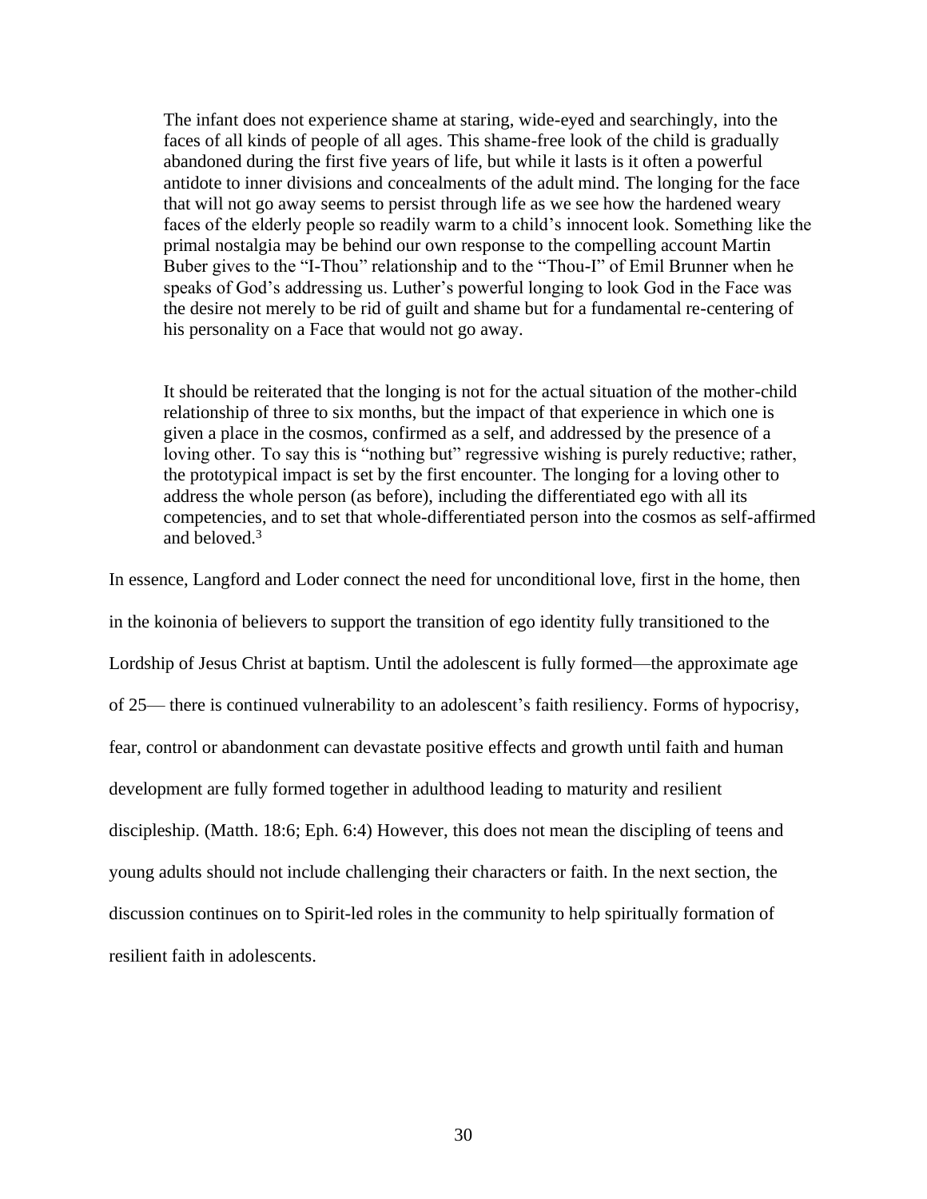> The infant does not experience shame at staring, wide-eyed and searchingly, into the faces of all kinds of people of all ages. This shame-free look of the child is gradually abandoned during the first five years of life, but while it lasts is it often a powerful antidote to inner divisions and concealments of the adult mind. The longing for the face that will not go away seems to persist through life as we see how the hardened weary faces of the elderly people so readily warm to a child's innocent look. Something like the primal nostalgia may be behind our own response to the compelling account Martin Buber gives to the "I-Thou" relationship and to the "Thou-I" of Emil Brunner when he speaks of God's addressing us. Luther's powerful longing to look God in the Face was the desire not merely to be rid of guilt and shame but for a fundamental re-centering of his personality on a Face that would not go away.
>
> It should be reiterated that the longing is not for the actual situation of the mother-child relationship of three to six months, but the impact of that experience in which one is given a place in the cosmos, confirmed as a self, and addressed by the presence of a loving other. To say this is "nothing but" regressive wishing is purely reductive; rather, the prototypical impact is set by the first encounter. The longing for a loving other to address the whole person (as before), including the differentiated ego with all its competencies, and to set that whole-differentiated person into the cosmos as self-affirmed and beloved.[3]

In essence, Langford and Loder connect the need for unconditional love, first in the home, then in the koinonia of believers to support the transition of ego identity fully transitioned to the Lordship of Jesus Christ at baptism. Until the adolescent is fully formed—the approximate age of 25— there is continued vulnerability to an adolescent's faith resiliency. Forms of hypocrisy, fear, control or abandonment can devastate positive effects and growth until faith and human development are fully formed together in adulthood leading to maturity and resilient discipleship. (Matth. 18:6; Eph. 6:4) However, this does not mean the discipling of teens and young adults should not include challenging their characters or faith. In the next section, the discussion continues on to Spirit-led roles in the community to help spiritually formation of resilient faith in adolescents.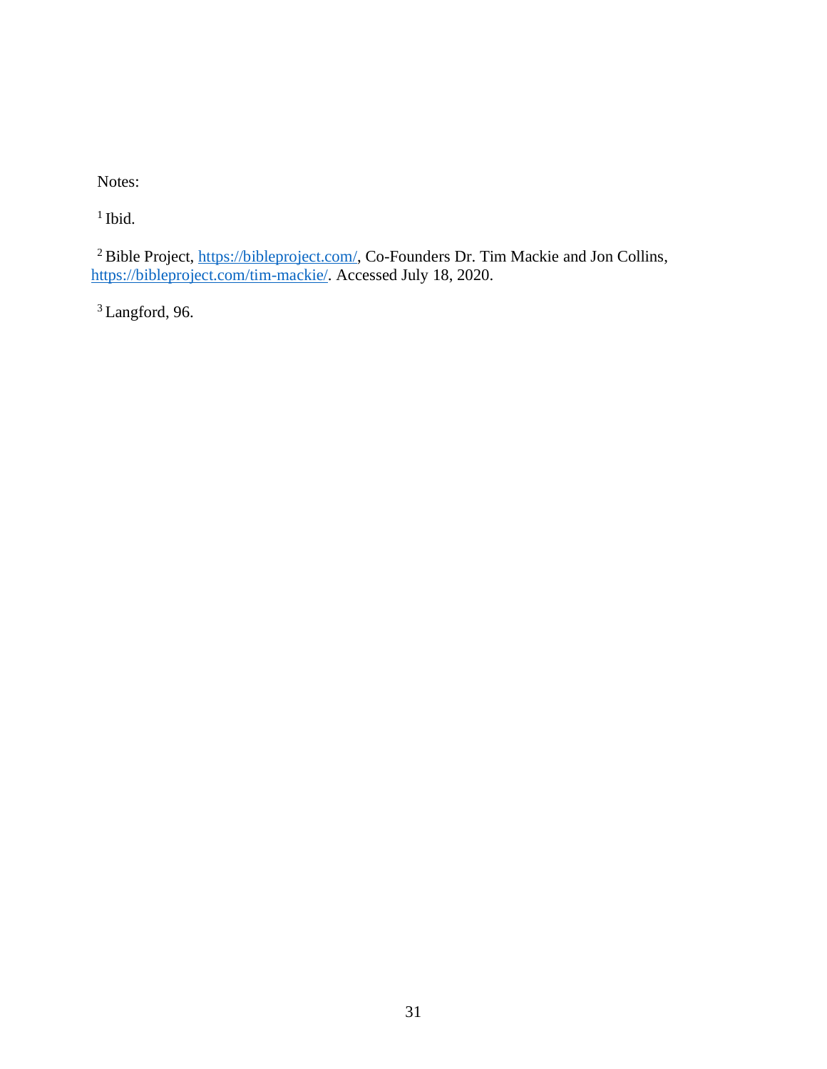Notes:

[1] Ibid.

[2] Bible Project, https://bibleproject.com/, Co-Founders Dr. Tim Mackie and Jon Collins, https://bibleproject.com/tim-mackie/. Accessed July 18, 2020.

[3] Langford, 96.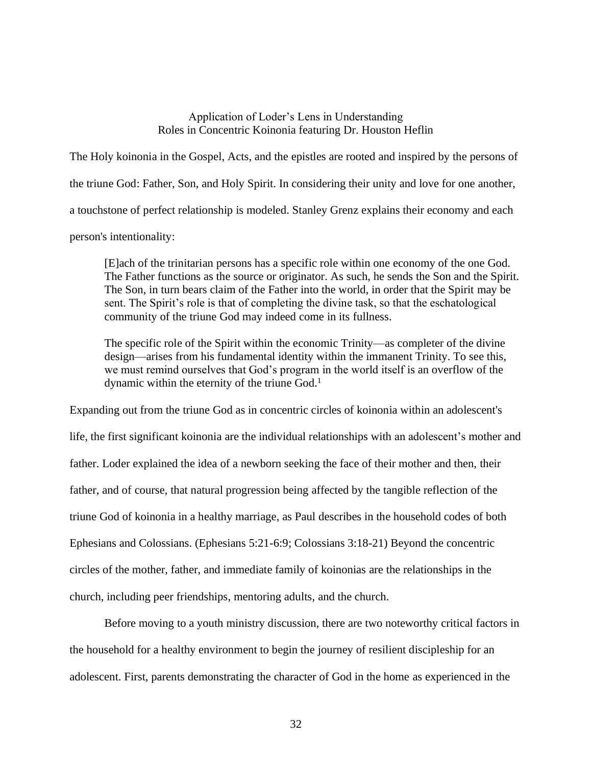## Application of Loder's Lens in Understanding Roles in Concentric Koinonia featuring Dr. Houston Heflin

The Holy koinonia in the Gospel, Acts, and the epistles are rooted and inspired by the persons of the triune God: Father, Son, and Holy Spirit. In considering their unity and love for one another, a touchstone of perfect relationship is modeled. Stanley Grenz explains their economy and each person's intentionality:

> [E]ach of the trinitarian persons has a specific role within one economy of the one God. The Father functions as the source or originator. As such, he sends the Son and the Spirit. The Son, in turn bears claim of the Father into the world, in order that the Spirit may be sent. The Spirit's role is that of completing the divine task, so that the eschatological community of the triune God may indeed come in its fullness.
>
> The specific role of the Spirit within the economic Trinity—as completer of the divine design—arises from his fundamental identity within the immanent Trinity. To see this, we must remind ourselves that God's program in the world itself is an overflow of the dynamic within the eternity of the triune God.[1]

Expanding out from the triune God as in concentric circles of koinonia within an adolescent's life, the first significant koinonia are the individual relationships with an adolescent's mother and father. Loder explained the idea of a newborn seeking the face of their mother and then, their father, and of course, that natural progression being affected by the tangible reflection of the triune God of koinonia in a healthy marriage, as Paul describes in the household codes of both Ephesians and Colossians. (Ephesians 5:21-6:9; Colossians 3:18-21) Beyond the concentric circles of the mother, father, and immediate family of koinonias are the relationships in the church, including peer friendships, mentoring adults, and the church.

Before moving to a youth ministry discussion, there are two noteworthy critical factors in the household for a healthy environment to begin the journey of resilient discipleship for an adolescent. First, parents demonstrating the character of God in the home as experienced in the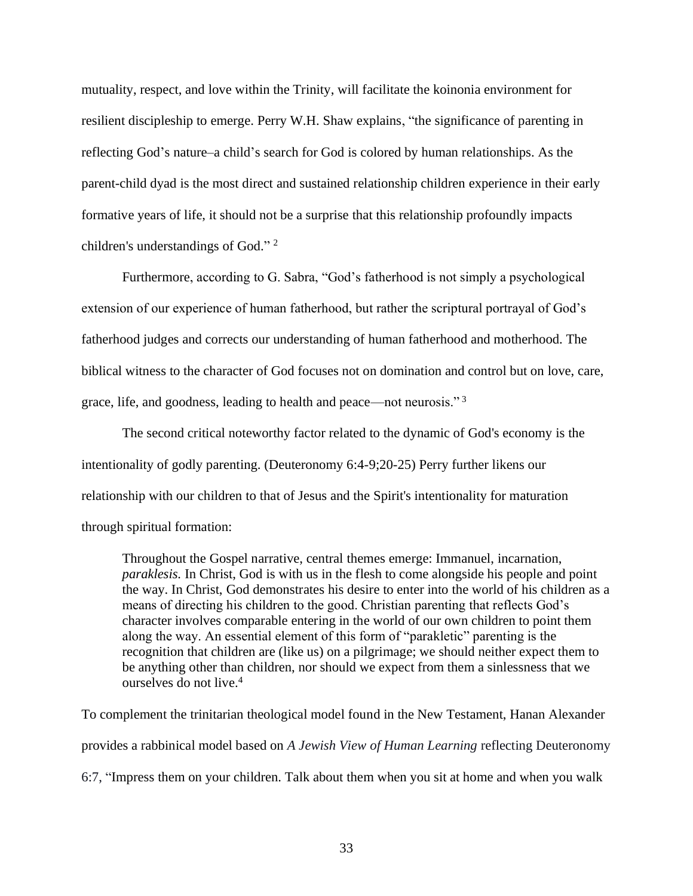mutuality, respect, and love within the Trinity, will facilitate the koinonia environment for resilient discipleship to emerge. Perry W.H. Shaw explains, "the significance of parenting in reflecting God's nature–a child's search for God is colored by human relationships. As the parent-child dyad is the most direct and sustained relationship children experience in their early formative years of life, it should not be a surprise that this relationship profoundly impacts children's understandings of God." [2]

Furthermore, according to G. Sabra, "God's fatherhood is not simply a psychological extension of our experience of human fatherhood, but rather the scriptural portrayal of God's fatherhood judges and corrects our understanding of human fatherhood and motherhood. The biblical witness to the character of God focuses not on domination and control but on love, care, grace, life, and goodness, leading to health and peace—not neurosis." [3]

The second critical noteworthy factor related to the dynamic of God's economy is the intentionality of godly parenting. (Deuteronomy 6:4-9;20-25) Perry further likens our relationship with our children to that of Jesus and the Spirit's intentionality for maturation through spiritual formation:

> Throughout the Gospel narrative, central themes emerge: Immanuel, incarnation, *paraklesis.* In Christ, God is with us in the flesh to come alongside his people and point the way. In Christ, God demonstrates his desire to enter into the world of his children as a means of directing his children to the good. Christian parenting that reflects God's character involves comparable entering in the world of our own children to point them along the way. An essential element of this form of "parakletic" parenting is the recognition that children are (like us) on a pilgrimage; we should neither expect them to be anything other than children, nor should we expect from them a sinlessness that we ourselves do not live.[4]

To complement the trinitarian theological model found in the New Testament, Hanan Alexander provides a rabbinical model based on *A Jewish View of Human Learning* reflecting Deuteronomy 6:7, "Impress them on your children. Talk about them when you sit at home and when you walk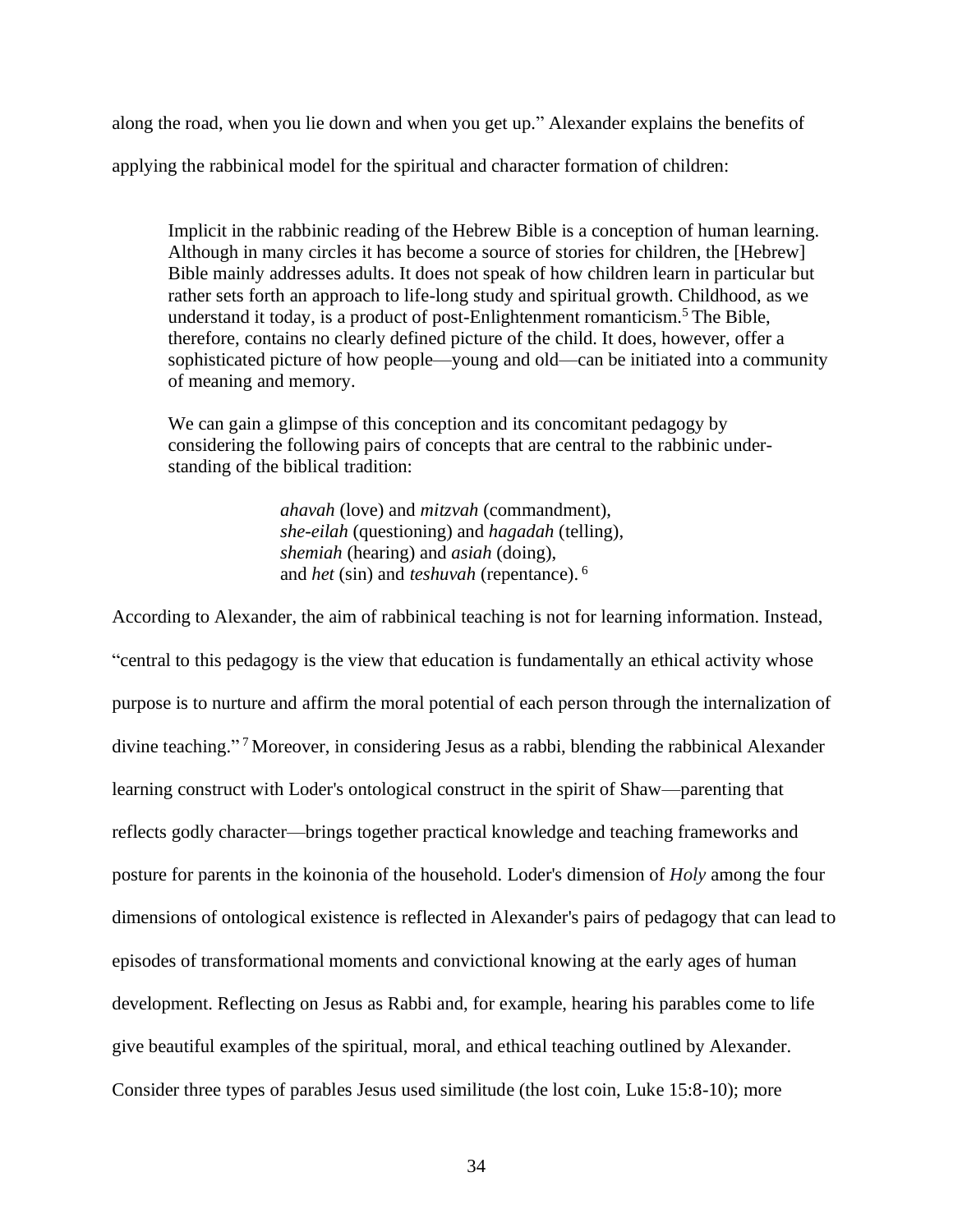along the road, when you lie down and when you get up." Alexander explains the benefits of applying the rabbinical model for the spiritual and character formation of children:

> Implicit in the rabbinic reading of the Hebrew Bible is a conception of human learning. Although in many circles it has become a source of stories for children, the [Hebrew] Bible mainly addresses adults. It does not speak of how children learn in particular but rather sets forth an approach to life-long study and spiritual growth. Childhood, as we understand it today, is a product of post-Enlightenment romanticism.[5] The Bible, therefore, contains no clearly defined picture of the child. It does, however, offer a sophisticated picture of how people—young and old—can be initiated into a community of meaning and memory.
>
> We can gain a glimpse of this conception and its concomitant pedagogy by considering the following pairs of concepts that are central to the rabbinic understanding of the biblical tradition:
>
> *ahavah* (love) and *mitzvah* (commandment),
> *she-eilah* (questioning) and *hagadah* (telling),
> *shemiah* (hearing) and *asiah* (doing),
> and *het* (sin) and *teshuvah* (repentance).[6]

According to Alexander, the aim of rabbinical teaching is not for learning information. Instead, "central to this pedagogy is the view that education is fundamentally an ethical activity whose purpose is to nurture and affirm the moral potential of each person through the internalization of divine teaching."[7] Moreover, in considering Jesus as a rabbi, blending the rabbinical Alexander learning construct with Loder's ontological construct in the spirit of Shaw—parenting that reflects godly character—brings together practical knowledge and teaching frameworks and posture for parents in the koinonia of the household. Loder's dimension of *Holy* among the four dimensions of ontological existence is reflected in Alexander's pairs of pedagogy that can lead to episodes of transformational moments and convictional knowing at the early ages of human development. Reflecting on Jesus as Rabbi and, for example, hearing his parables come to life give beautiful examples of the spiritual, moral, and ethical teaching outlined by Alexander. Consider three types of parables Jesus used similitude (the lost coin, Luke 15:8-10); more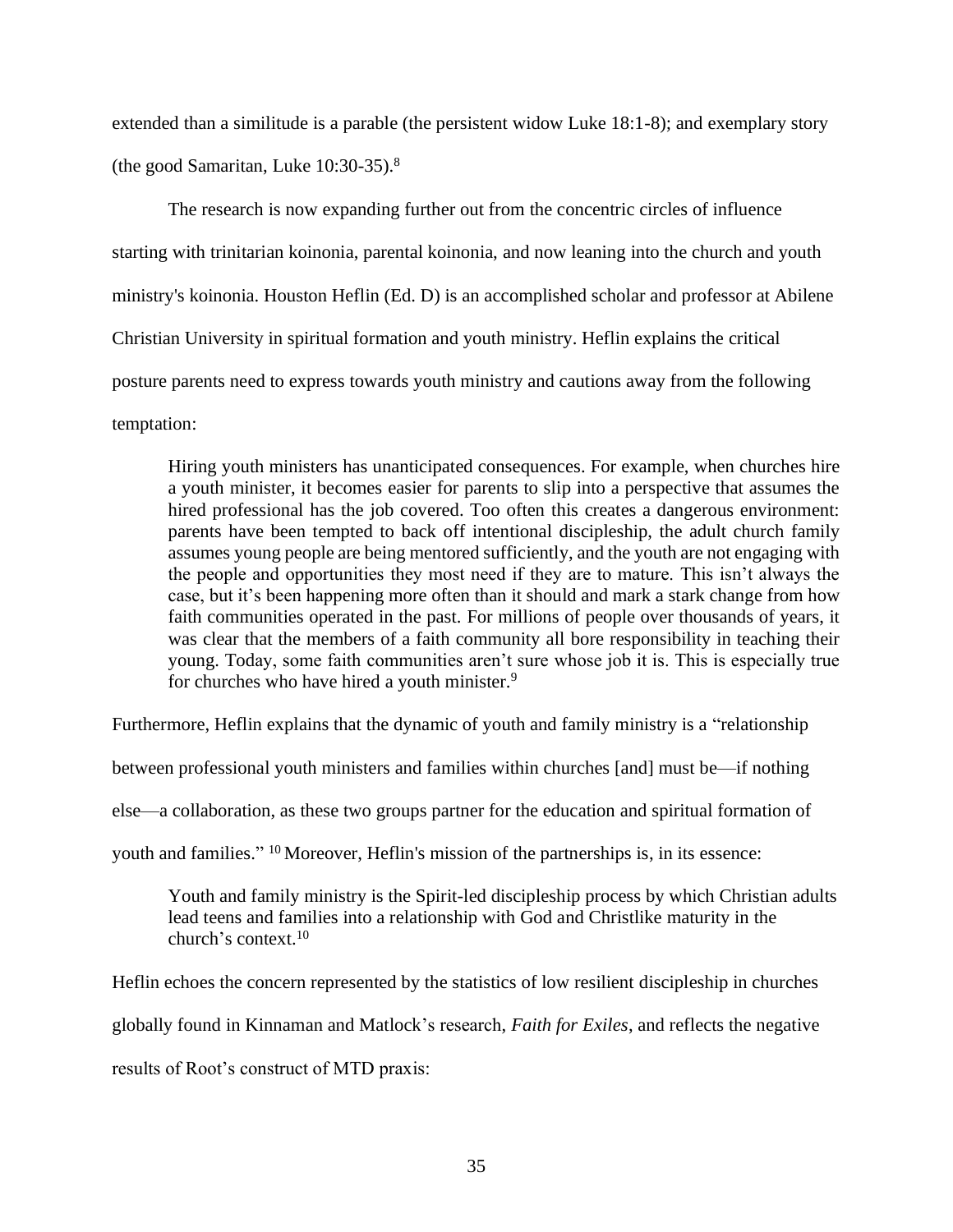extended than a similitude is a parable (the persistent widow Luke 18:1-8); and exemplary story (the good Samaritan, Luke 10:30-35).[8]

The research is now expanding further out from the concentric circles of influence starting with trinitarian koinonia, parental koinonia, and now leaning into the church and youth ministry's koinonia. Houston Heflin (Ed. D) is an accomplished scholar and professor at Abilene Christian University in spiritual formation and youth ministry. Heflin explains the critical posture parents need to express towards youth ministry and cautions away from the following temptation:

> Hiring youth ministers has unanticipated consequences. For example, when churches hire a youth minister, it becomes easier for parents to slip into a perspective that assumes the hired professional has the job covered. Too often this creates a dangerous environment: parents have been tempted to back off intentional discipleship, the adult church family assumes young people are being mentored sufficiently, and the youth are not engaging with the people and opportunities they most need if they are to mature. This isn't always the case, but it's been happening more often than it should and mark a stark change from how faith communities operated in the past. For millions of people over thousands of years, it was clear that the members of a faith community all bore responsibility in teaching their young. Today, some faith communities aren't sure whose job it is. This is especially true for churches who have hired a youth minister.[9]

Furthermore, Heflin explains that the dynamic of youth and family ministry is a "relationship between professional youth ministers and families within churches [and] must be—if nothing else—a collaboration, as these two groups partner for the education and spiritual formation of youth and families." [10] Moreover, Heflin's mission of the partnerships is, in its essence:

> Youth and family ministry is the Spirit-led discipleship process by which Christian adults lead teens and families into a relationship with God and Christlike maturity in the church's context.[10]

Heflin echoes the concern represented by the statistics of low resilient discipleship in churches globally found in Kinnaman and Matlock's research, *Faith for Exiles*, and reflects the negative results of Root's construct of MTD praxis: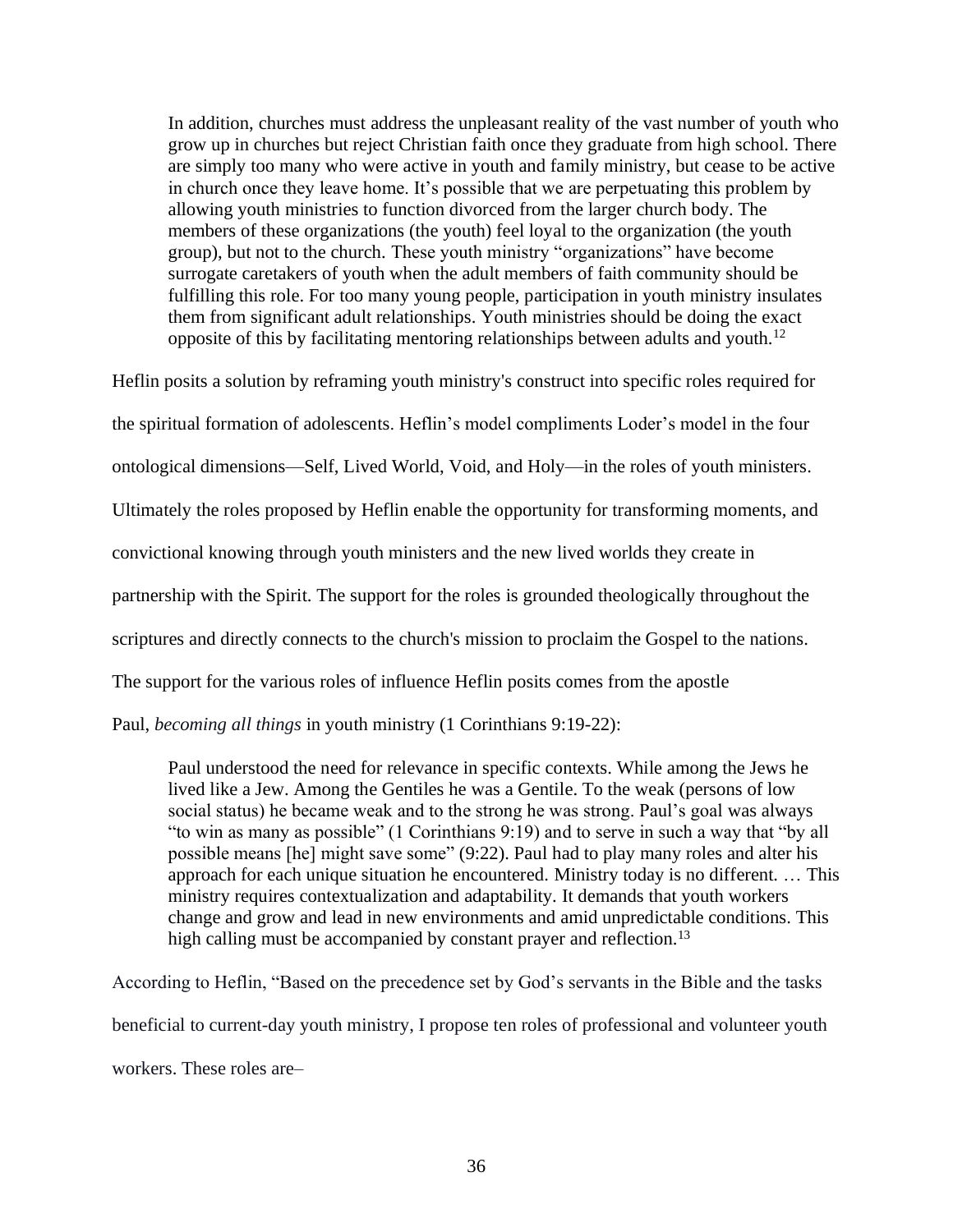> In addition, churches must address the unpleasant reality of the vast number of youth who grow up in churches but reject Christian faith once they graduate from high school. There are simply too many who were active in youth and family ministry, but cease to be active in church once they leave home. It's possible that we are perpetuating this problem by allowing youth ministries to function divorced from the larger church body. The members of these organizations (the youth) feel loyal to the organization (the youth group), but not to the church. These youth ministry "organizations" have become surrogate caretakers of youth when the adult members of faith community should be fulfilling this role. For too many young people, participation in youth ministry insulates them from significant adult relationships. Youth ministries should be doing the exact opposite of this by facilitating mentoring relationships between adults and youth.[12]

Heflin posits a solution by reframing youth ministry's construct into specific roles required for the spiritual formation of adolescents. Heflin's model compliments Loder's model in the four ontological dimensions—Self, Lived World, Void, and Holy—in the roles of youth ministers. Ultimately the roles proposed by Heflin enable the opportunity for transforming moments, and convictional knowing through youth ministers and the new lived worlds they create in partnership with the Spirit. The support for the roles is grounded theologically throughout the scriptures and directly connects to the church's mission to proclaim the Gospel to the nations. The support for the various roles of influence Heflin posits comes from the apostle Paul, *becoming all things* in youth ministry (1 Corinthians 9:19-22):

> Paul understood the need for relevance in specific contexts. While among the Jews he lived like a Jew. Among the Gentiles he was a Gentile. To the weak (persons of low social status) he became weak and to the strong he was strong. Paul's goal was always "to win as many as possible" (1 Corinthians 9:19) and to serve in such a way that "by all possible means [he] might save some" (9:22). Paul had to play many roles and alter his approach for each unique situation he encountered. Ministry today is no different. … This ministry requires contextualization and adaptability. It demands that youth workers change and grow and lead in new environments and amid unpredictable conditions. This high calling must be accompanied by constant prayer and reflection.[13]

According to Heflin, "Based on the precedence set by God's servants in the Bible and the tasks beneficial to current-day youth ministry, I propose ten roles of professional and volunteer youth workers. These roles are–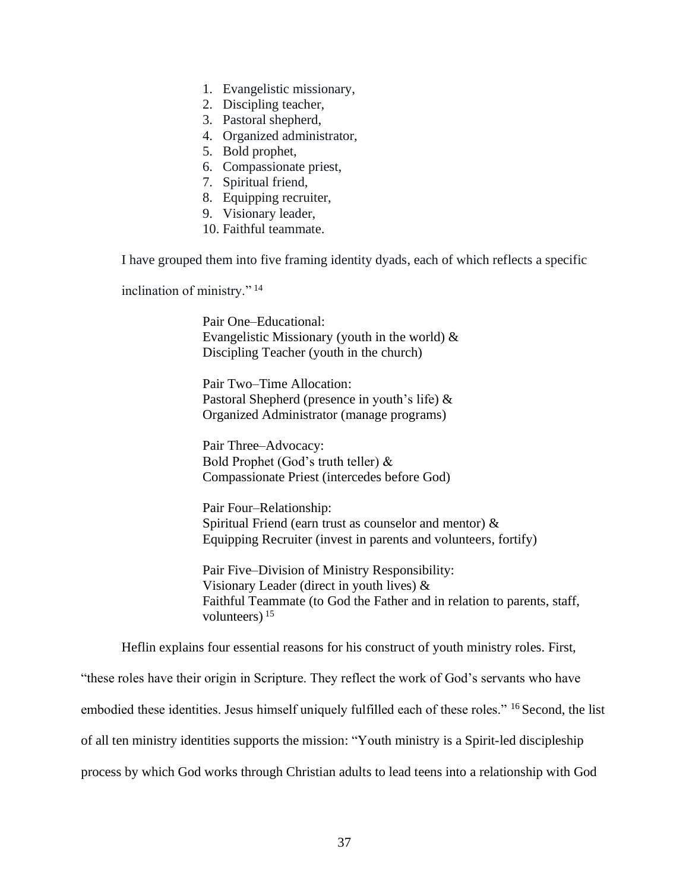1. Evangelistic missionary,
2. Discipling teacher,
3. Pastoral shepherd,
4. Organized administrator,
5. Bold prophet,
6. Compassionate priest,
7. Spiritual friend,
8. Equipping recruiter,
9. Visionary leader,
10. Faithful teammate.

I have grouped them into five framing identity dyads, each of which reflects a specific inclination of ministry."[14]

> Pair One–Educational:
> Evangelistic Missionary (youth in the world) &
> Discipling Teacher (youth in the church)
>
> Pair Two–Time Allocation:
> Pastoral Shepherd (presence in youth's life) &
> Organized Administrator (manage programs)
>
> Pair Three–Advocacy:
> Bold Prophet (God's truth teller) &
> Compassionate Priest (intercedes before God)
>
> Pair Four–Relationship:
> Spiritual Friend (earn trust as counselor and mentor) &
> Equipping Recruiter (invest in parents and volunteers, fortify)
>
> Pair Five–Division of Ministry Responsibility:
> Visionary Leader (direct in youth lives) &
> Faithful Teammate (to God the Father and in relation to parents, staff, volunteers)[15]

Heflin explains four essential reasons for his construct of youth ministry roles. First, "these roles have their origin in Scripture. They reflect the work of God's servants who have embodied these identities. Jesus himself uniquely fulfilled each of these roles."[16] Second, the list of all ten ministry identities supports the mission: "Youth ministry is a Spirit-led discipleship process by which God works through Christian adults to lead teens into a relationship with God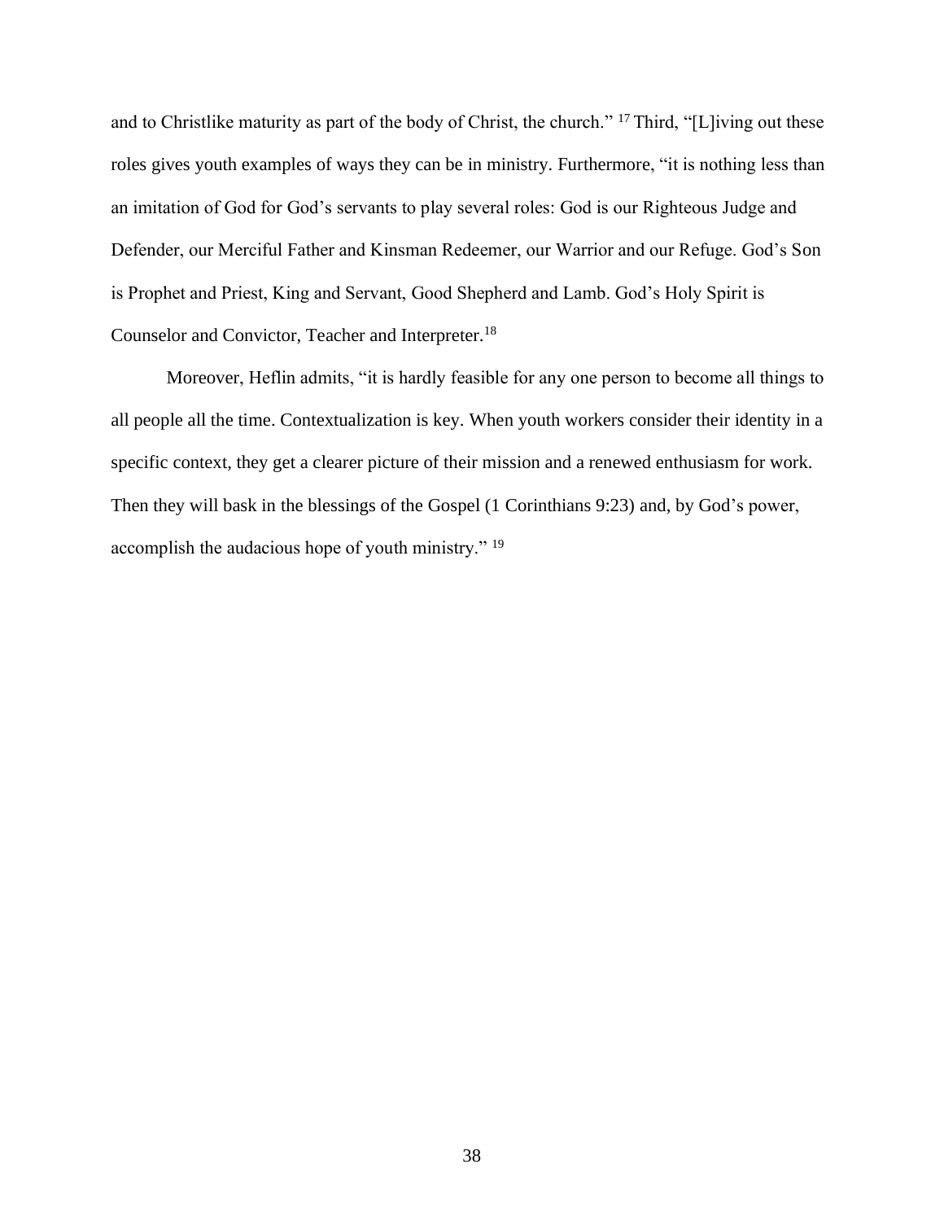and to Christlike maturity as part of the body of Christ, the church." [17] Third, "[L]iving out these roles gives youth examples of ways they can be in ministry. Furthermore, "it is nothing less than an imitation of God for God's servants to play several roles: God is our Righteous Judge and Defender, our Merciful Father and Kinsman Redeemer, our Warrior and our Refuge. God's Son is Prophet and Priest, King and Servant, Good Shepherd and Lamb. God's Holy Spirit is Counselor and Convictor, Teacher and Interpreter.[18]

Moreover, Heflin admits, "it is hardly feasible for any one person to become all things to all people all the time. Contextualization is key. When youth workers consider their identity in a specific context, they get a clearer picture of their mission and a renewed enthusiasm for work. Then they will bask in the blessings of the Gospel (1 Corinthians 9:23) and, by God's power, accomplish the audacious hope of youth ministry." [19]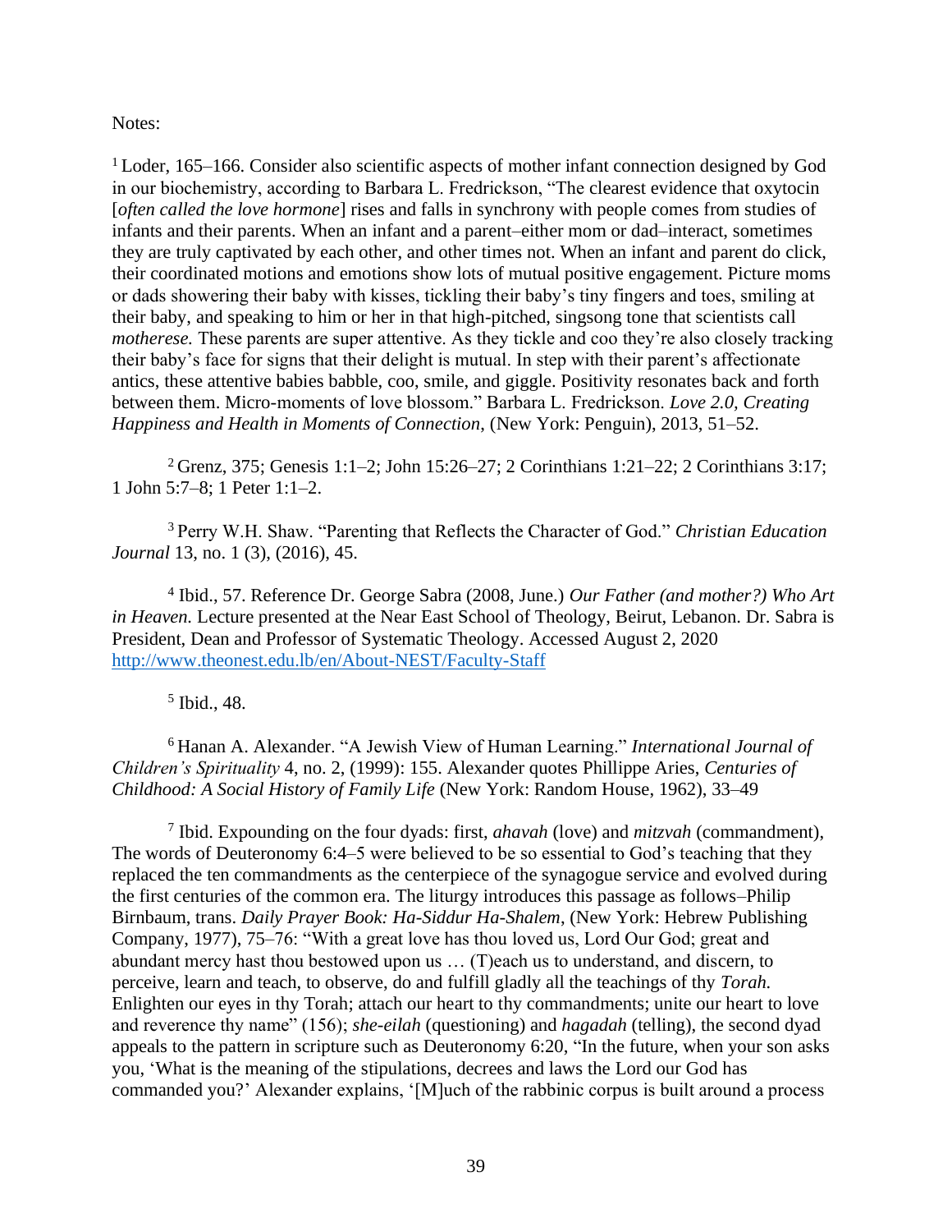Notes:

[1] Loder, 165–166. Consider also scientific aspects of mother infant connection designed by God in our biochemistry, according to Barbara L. Fredrickson, "The clearest evidence that oxytocin [*often called the love hormone*] rises and falls in synchrony with people comes from studies of infants and their parents. When an infant and a parent–either mom or dad–interact, sometimes they are truly captivated by each other, and other times not. When an infant and parent do click, their coordinated motions and emotions show lots of mutual positive engagement. Picture moms or dads showering their baby with kisses, tickling their baby's tiny fingers and toes, smiling at their baby, and speaking to him or her in that high-pitched, singsong tone that scientists call *motherese.* These parents are super attentive. As they tickle and coo they're also closely tracking their baby's face for signs that their delight is mutual. In step with their parent's affectionate antics, these attentive babies babble, coo, smile, and giggle. Positivity resonates back and forth between them. Micro-moments of love blossom." Barbara L. Fredrickson. *Love 2.0, Creating Happiness and Health in Moments of Connection,* (New York: Penguin), 2013, 51–52.

[2] Grenz, 375; Genesis 1:1–2; John 15:26–27; 2 Corinthians 1:21–22; 2 Corinthians 3:17; 1 John 5:7–8; 1 Peter 1:1–2.

[3] Perry W.H. Shaw. "Parenting that Reflects the Character of God." *Christian Education Journal* 13, no. 1 (3), (2016), 45.

[4] Ibid., 57. Reference Dr. George Sabra (2008, June.) *Our Father (and mother?) Who Art in Heaven.* Lecture presented at the Near East School of Theology, Beirut, Lebanon. Dr. Sabra is President, Dean and Professor of Systematic Theology. Accessed August 2, 2020 http://www.theonest.edu.lb/en/About-NEST/Faculty-Staff

[5] Ibid., 48.

[6] Hanan A. Alexander. "A Jewish View of Human Learning." *International Journal of Children's Spirituality* 4, no. 2, (1999): 155. Alexander quotes Phillippe Aries, *Centuries of Childhood: A Social History of Family Life* (New York: Random House, 1962), 33–49

[7] Ibid. Expounding on the four dyads: first, *ahavah* (love) and *mitzvah* (commandment), The words of Deuteronomy 6:4–5 were believed to be so essential to God's teaching that they replaced the ten commandments as the centerpiece of the synagogue service and evolved during the first centuries of the common era. The liturgy introduces this passage as follows–Philip Birnbaum, trans. *Daily Prayer Book: Ha-Siddur Ha-Shalem*, (New York: Hebrew Publishing Company, 1977), 75–76: "With a great love has thou loved us, Lord Our God; great and abundant mercy hast thou bestowed upon us … (T)each us to understand, and discern, to perceive, learn and teach, to observe, do and fulfill gladly all the teachings of thy *Torah.* Enlighten our eyes in thy Torah; attach our heart to thy commandments; unite our heart to love and reverence thy name" (156); *she-eilah* (questioning) and *hagadah* (telling), the second dyad appeals to the pattern in scripture such as Deuteronomy 6:20, "In the future, when your son asks you, 'What is the meaning of the stipulations, decrees and laws the Lord our God has commanded you?' Alexander explains, '[M]uch of the rabbinic corpus is built around a process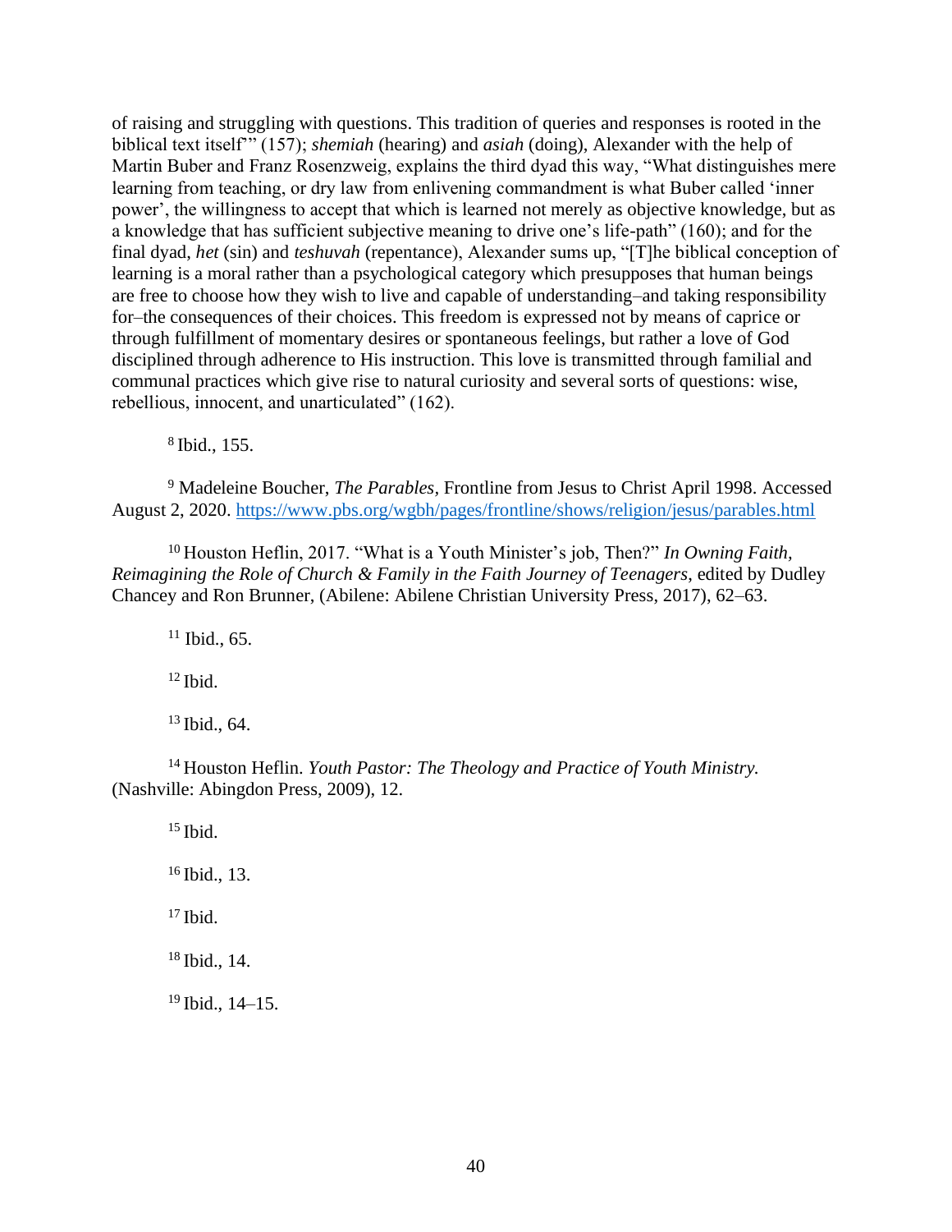of raising and struggling with questions. This tradition of queries and responses is rooted in the biblical text itself'" (157); *shemiah* (hearing) and *asiah* (doing), Alexander with the help of Martin Buber and Franz Rosenzweig, explains the third dyad this way, "What distinguishes mere learning from teaching, or dry law from enlivening commandment is what Buber called 'inner power', the willingness to accept that which is learned not merely as objective knowledge, but as a knowledge that has sufficient subjective meaning to drive one's life-path" (160); and for the final dyad, *het* (sin) and *teshuvah* (repentance), Alexander sums up, "[T]he biblical conception of learning is a moral rather than a psychological category which presupposes that human beings are free to choose how they wish to live and capable of understanding–and taking responsibility for–the consequences of their choices. This freedom is expressed not by means of caprice or through fulfillment of momentary desires or spontaneous feelings, but rather a love of God disciplined through adherence to His instruction. This love is transmitted through familial and communal practices which give rise to natural curiosity and several sorts of questions: wise, rebellious, innocent, and unarticulated" (162).

[8] Ibid., 155.

[9] Madeleine Boucher, *The Parables*, Frontline from Jesus to Christ April 1998. Accessed August 2, 2020. https://www.pbs.org/wgbh/pages/frontline/shows/religion/jesus/parables.html

[10] Houston Heflin, 2017. "What is a Youth Minister's job, Then?" *In Owning Faith, Reimagining the Role of Church & Family in the Faith Journey of Teenagers*, edited by Dudley Chancey and Ron Brunner, (Abilene: Abilene Christian University Press, 2017), 62–63.

[11] Ibid., 65.

[12] Ibid.

[13] Ibid., 64.

[14] Houston Heflin. *Youth Pastor: The Theology and Practice of Youth Ministry.* (Nashville: Abingdon Press, 2009), 12.

[15] Ibid.

[16] Ibid., 13.

[17] Ibid.

[18] Ibid., 14.

[19] Ibid., 14–15.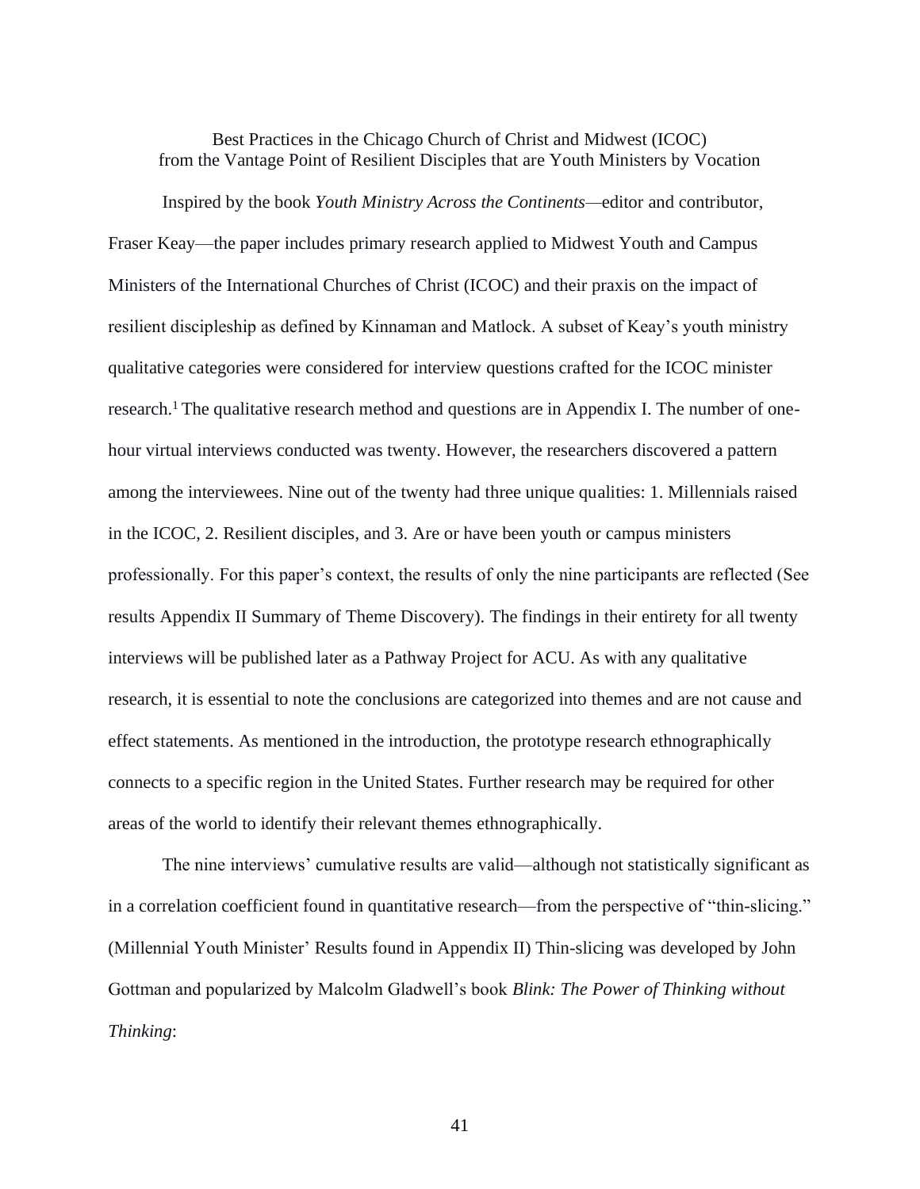## Best Practices in the Chicago Church of Christ and Midwest (ICOC) from the Vantage Point of Resilient Disciples that are Youth Ministers by Vocation

Inspired by the book *Youth Ministry Across the Continents*—editor and contributor, Fraser Keay—the paper includes primary research applied to Midwest Youth and Campus Ministers of the International Churches of Christ (ICOC) and their praxis on the impact of resilient discipleship as defined by Kinnaman and Matlock. A subset of Keay's youth ministry qualitative categories were considered for interview questions crafted for the ICOC minister research.[1] The qualitative research method and questions are in Appendix I. The number of one-hour virtual interviews conducted was twenty. However, the researchers discovered a pattern among the interviewees. Nine out of the twenty had three unique qualities: 1. Millennials raised in the ICOC, 2. Resilient disciples, and 3. Are or have been youth or campus ministers professionally. For this paper's context, the results of only the nine participants are reflected (See results Appendix II Summary of Theme Discovery). The findings in their entirety for all twenty interviews will be published later as a Pathway Project for ACU. As with any qualitative research, it is essential to note the conclusions are categorized into themes and are not cause and effect statements. As mentioned in the introduction, the prototype research ethnographically connects to a specific region in the United States. Further research may be required for other areas of the world to identify their relevant themes ethnographically.

The nine interviews' cumulative results are valid—although not statistically significant as in a correlation coefficient found in quantitative research—from the perspective of "thin-slicing." (Millennial Youth Minister' Results found in Appendix II) Thin-slicing was developed by John Gottman and popularized by Malcolm Gladwell's book *Blink: The Power of Thinking without Thinking*: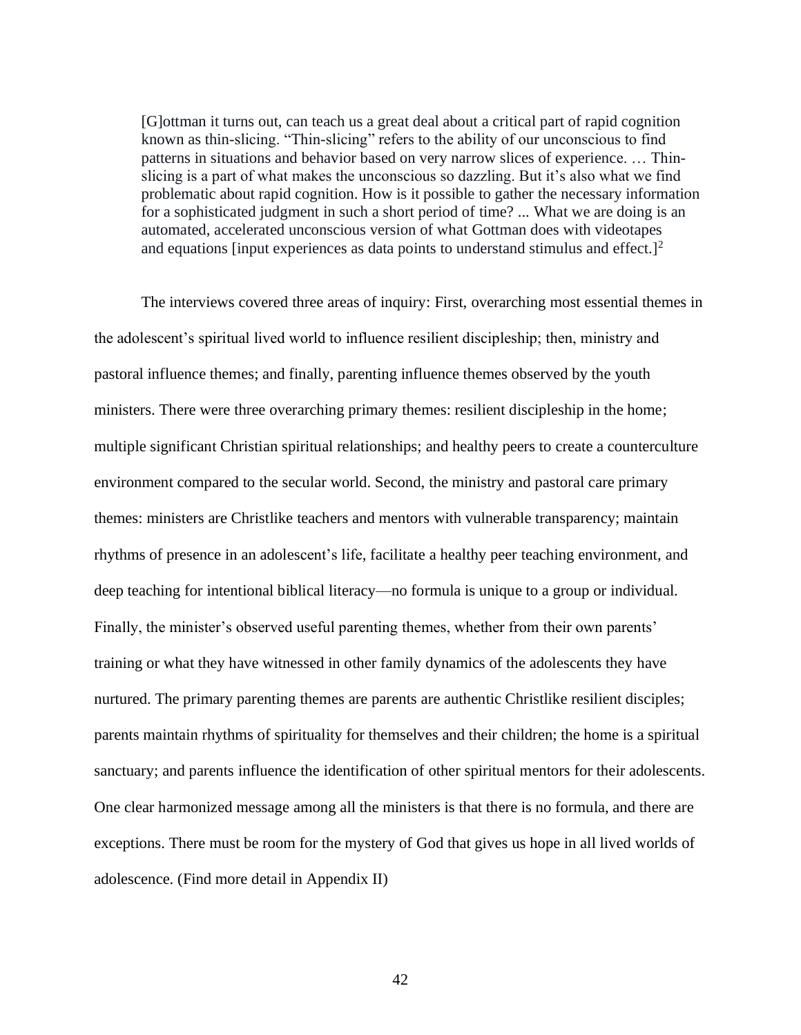> [G]ottman it turns out, can teach us a great deal about a critical part of rapid cognition known as thin-slicing. "Thin-slicing" refers to the ability of our unconscious to find patterns in situations and behavior based on very narrow slices of experience. … Thin-slicing is a part of what makes the unconscious so dazzling. But it's also what we find problematic about rapid cognition. How is it possible to gather the necessary information for a sophisticated judgment in such a short period of time? ... What we are doing is an automated, accelerated unconscious version of what Gottman does with videotapes and equations [input experiences as data points to understand stimulus and effect.][2]

The interviews covered three areas of inquiry: First, overarching most essential themes in the adolescent's spiritual lived world to influence resilient discipleship; then, ministry and pastoral influence themes; and finally, parenting influence themes observed by the youth ministers. There were three overarching primary themes: resilient discipleship in the home; multiple significant Christian spiritual relationships; and healthy peers to create a counterculture environment compared to the secular world. Second, the ministry and pastoral care primary themes: ministers are Christlike teachers and mentors with vulnerable transparency; maintain rhythms of presence in an adolescent's life, facilitate a healthy peer teaching environment, and deep teaching for intentional biblical literacy—no formula is unique to a group or individual. Finally, the minister's observed useful parenting themes, whether from their own parents' training or what they have witnessed in other family dynamics of the adolescents they have nurtured. The primary parenting themes are parents are authentic Christlike resilient disciples; parents maintain rhythms of spirituality for themselves and their children; the home is a spiritual sanctuary; and parents influence the identification of other spiritual mentors for their adolescents. One clear harmonized message among all the ministers is that there is no formula, and there are exceptions. There must be room for the mystery of God that gives us hope in all lived worlds of adolescence. (Find more detail in Appendix II)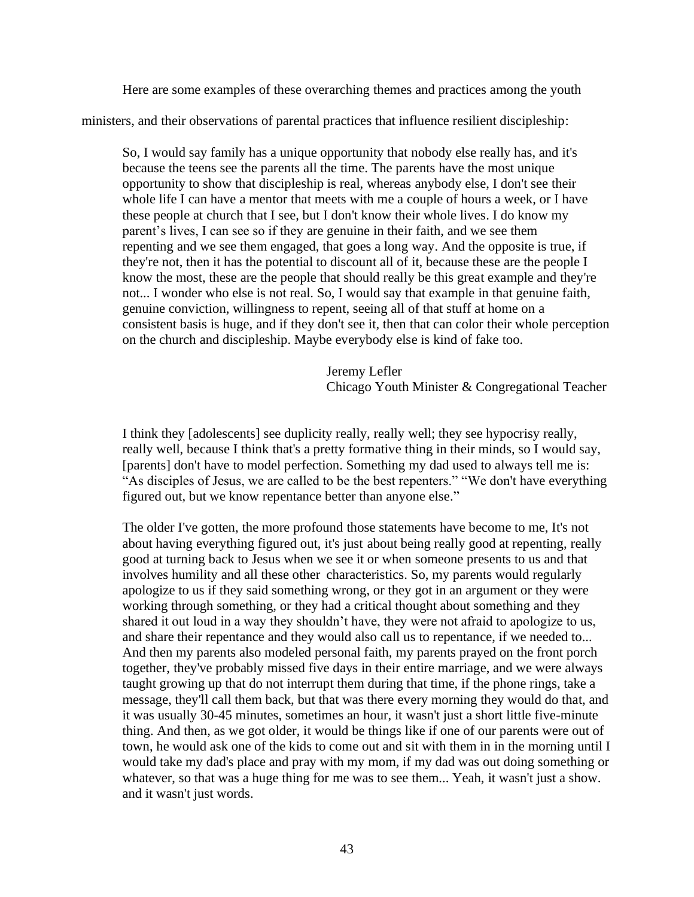Here are some examples of these overarching themes and practices among the youth ministers, and their observations of parental practices that influence resilient discipleship:

> So, I would say family has a unique opportunity that nobody else really has, and it's because the teens see the parents all the time. The parents have the most unique opportunity to show that discipleship is real, whereas anybody else, I don't see their whole life I can have a mentor that meets with me a couple of hours a week, or I have these people at church that I see, but I don't know their whole lives. I do know my parent's lives, I can see so if they are genuine in their faith, and we see them repenting and we see them engaged, that goes a long way. And the opposite is true, if they're not, then it has the potential to discount all of it, because these are the people I know the most, these are the people that should really be this great example and they're not... I wonder who else is not real. So, I would say that example in that genuine faith, genuine conviction, willingness to repent, seeing all of that stuff at home on a consistent basis is huge, and if they don't see it, then that can color their whole perception on the church and discipleship. Maybe everybody else is kind of fake too.
>
> Jeremy Lefler
> Chicago Youth Minister & Congregational Teacher

> I think they [adolescents] see duplicity really, really well; they see hypocrisy really, really well, because I think that's a pretty formative thing in their minds, so I would say, [parents] don't have to model perfection. Something my dad used to always tell me is: "As disciples of Jesus, we are called to be the best repenters." "We don't have everything figured out, but we know repentance better than anyone else."
>
> The older I've gotten, the more profound those statements have become to me, It's not about having everything figured out, it's just about being really good at repenting, really good at turning back to Jesus when we see it or when someone presents to us and that involves humility and all these other characteristics. So, my parents would regularly apologize to us if they said something wrong, or they got in an argument or they were working through something, or they had a critical thought about something and they shared it out loud in a way they shouldn't have, they were not afraid to apologize to us, and share their repentance and they would also call us to repentance, if we needed to... And then my parents also modeled personal faith, my parents prayed on the front porch together, they've probably missed five days in their entire marriage, and we were always taught growing up that do not interrupt them during that time, if the phone rings, take a message, they'll call them back, but that was there every morning they would do that, and it was usually 30-45 minutes, sometimes an hour, it wasn't just a short little five-minute thing. And then, as we got older, it would be things like if one of our parents were out of town, he would ask one of the kids to come out and sit with them in in the morning until I would take my dad's place and pray with my mom, if my dad was out doing something or whatever, so that was a huge thing for me was to see them... Yeah, it wasn't just a show. and it wasn't just words.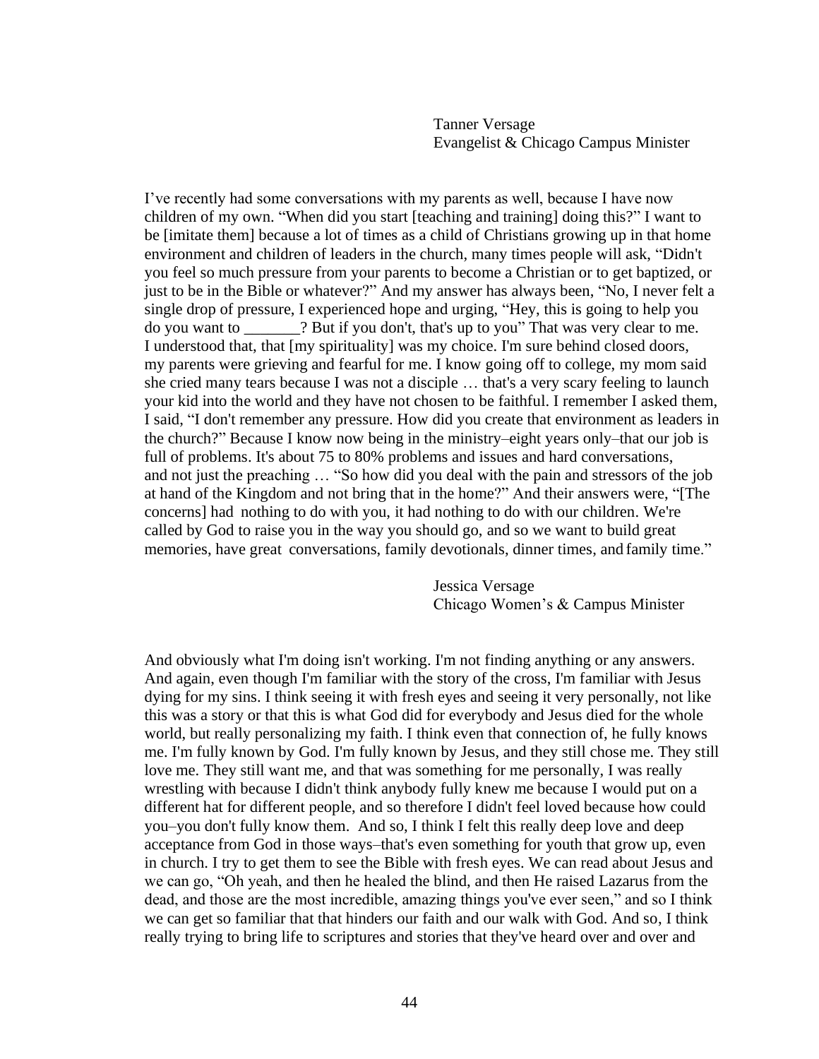Tanner Versage  
Evangelist & Chicago Campus Minister

I've recently had some conversations with my parents as well, because I have now children of my own. "When did you start [teaching and training] doing this?" I want to be [imitate them] because a lot of times as a child of Christians growing up in that home environment and children of leaders in the church, many times people will ask, "Didn't you feel so much pressure from your parents to become a Christian or to get baptized, or just to be in the Bible or whatever?" And my answer has always been, "No, I never felt a single drop of pressure, I experienced hope and urging, "Hey, this is going to help you do you want to _______? But if you don't, that's up to you" That was very clear to me. I understood that, that [my spirituality] was my choice. I'm sure behind closed doors, my parents were grieving and fearful for me. I know going off to college, my mom said she cried many tears because I was not a disciple … that's a very scary feeling to launch your kid into the world and they have not chosen to be faithful. I remember I asked them, I said, "I don't remember any pressure. How did you create that environment as leaders in the church?" Because I know now being in the ministry–eight years only–that our job is full of problems. It's about 75 to 80% problems and issues and hard conversations, and not just the preaching … "So how did you deal with the pain and stressors of the job at hand of the Kingdom and not bring that in the home?" And their answers were, "[The concerns] had nothing to do with you, it had nothing to do with our children. We're called by God to raise you in the way you should go, and so we want to build great memories, have great conversations, family devotionals, dinner times, and family time."

Jessica Versage  
Chicago Women's & Campus Minister

And obviously what I'm doing isn't working. I'm not finding anything or any answers. And again, even though I'm familiar with the story of the cross, I'm familiar with Jesus dying for my sins. I think seeing it with fresh eyes and seeing it very personally, not like this was a story or that this is what God did for everybody and Jesus died for the whole world, but really personalizing my faith. I think even that connection of, he fully knows me. I'm fully known by God. I'm fully known by Jesus, and they still chose me. They still love me. They still want me, and that was something for me personally, I was really wrestling with because I didn't think anybody fully knew me because I would put on a different hat for different people, and so therefore I didn't feel loved because how could you–you don't fully know them. And so, I think I felt this really deep love and deep acceptance from God in those ways–that's even something for youth that grow up, even in church. I try to get them to see the Bible with fresh eyes. We can read about Jesus and we can go, "Oh yeah, and then he healed the blind, and then He raised Lazarus from the dead, and those are the most incredible, amazing things you've ever seen," and so I think we can get so familiar that that hinders our faith and our walk with God. And so, I think really trying to bring life to scriptures and stories that they've heard over and over and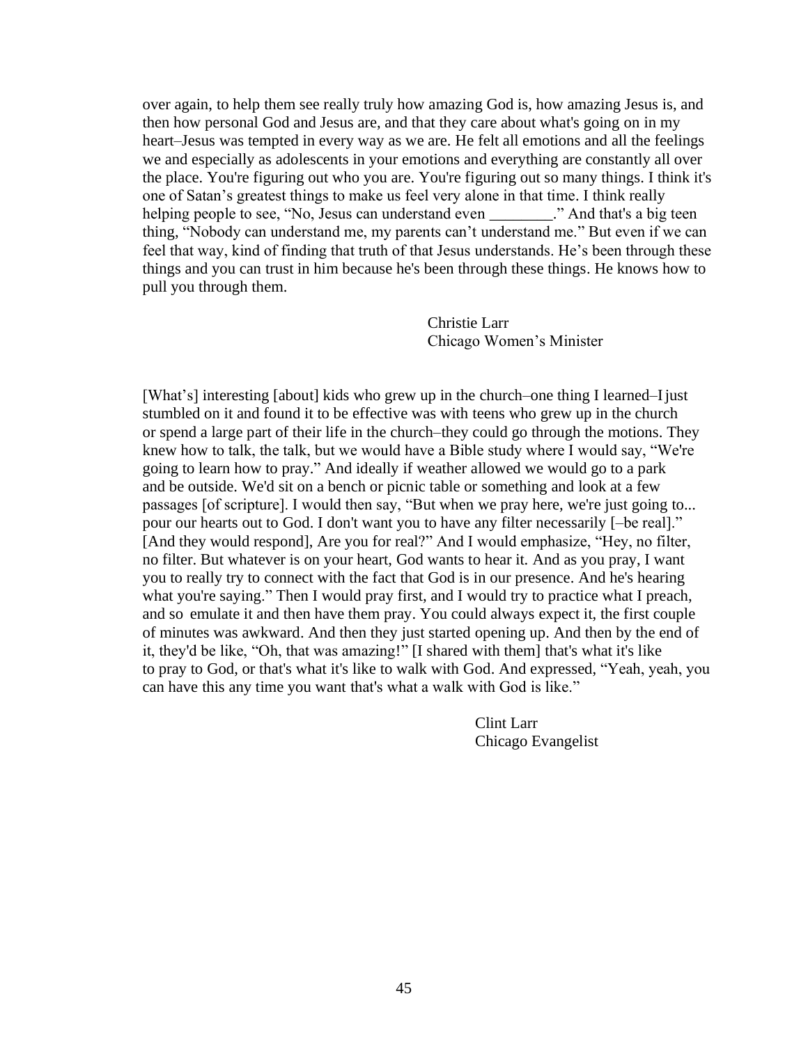over again, to help them see really truly how amazing God is, how amazing Jesus is, and then how personal God and Jesus are, and that they care about what's going on in my heart–Jesus was tempted in every way as we are. He felt all emotions and all the feelings we and especially as adolescents in your emotions and everything are constantly all over the place. You're figuring out who you are. You're figuring out so many things. I think it's one of Satan's greatest things to make us feel very alone in that time. I think really helping people to see, "No, Jesus can understand even ________." And that's a big teen thing, "Nobody can understand me, my parents can't understand me." But even if we can feel that way, kind of finding that truth of that Jesus understands. He's been through these things and you can trust in him because he's been through these things. He knows how to pull you through them.

Christie Larr
Chicago Women's Minister

[What's] interesting [about] kids who grew up in the church–one thing I learned–I just stumbled on it and found it to be effective was with teens who grew up in the church or spend a large part of their life in the church–they could go through the motions. They knew how to talk, the talk, but we would have a Bible study where I would say, "We're going to learn how to pray." And ideally if weather allowed we would go to a park and be outside. We'd sit on a bench or picnic table or something and look at a few passages [of scripture]. I would then say, "But when we pray here, we're just going to... pour our hearts out to God. I don't want you to have any filter necessarily [–be real]." [And they would respond], Are you for real?" And I would emphasize, "Hey, no filter, no filter. But whatever is on your heart, God wants to hear it. And as you pray, I want you to really try to connect with the fact that God is in our presence. And he's hearing what you're saying." Then I would pray first, and I would try to practice what I preach, and so emulate it and then have them pray. You could always expect it, the first couple of minutes was awkward. And then they just started opening up. And then by the end of it, they'd be like, "Oh, that was amazing!" [I shared with them] that's what it's like to pray to God, or that's what it's like to walk with God. And expressed, "Yeah, yeah, you can have this any time you want that's what a walk with God is like."

Clint Larr
Chicago Evangelist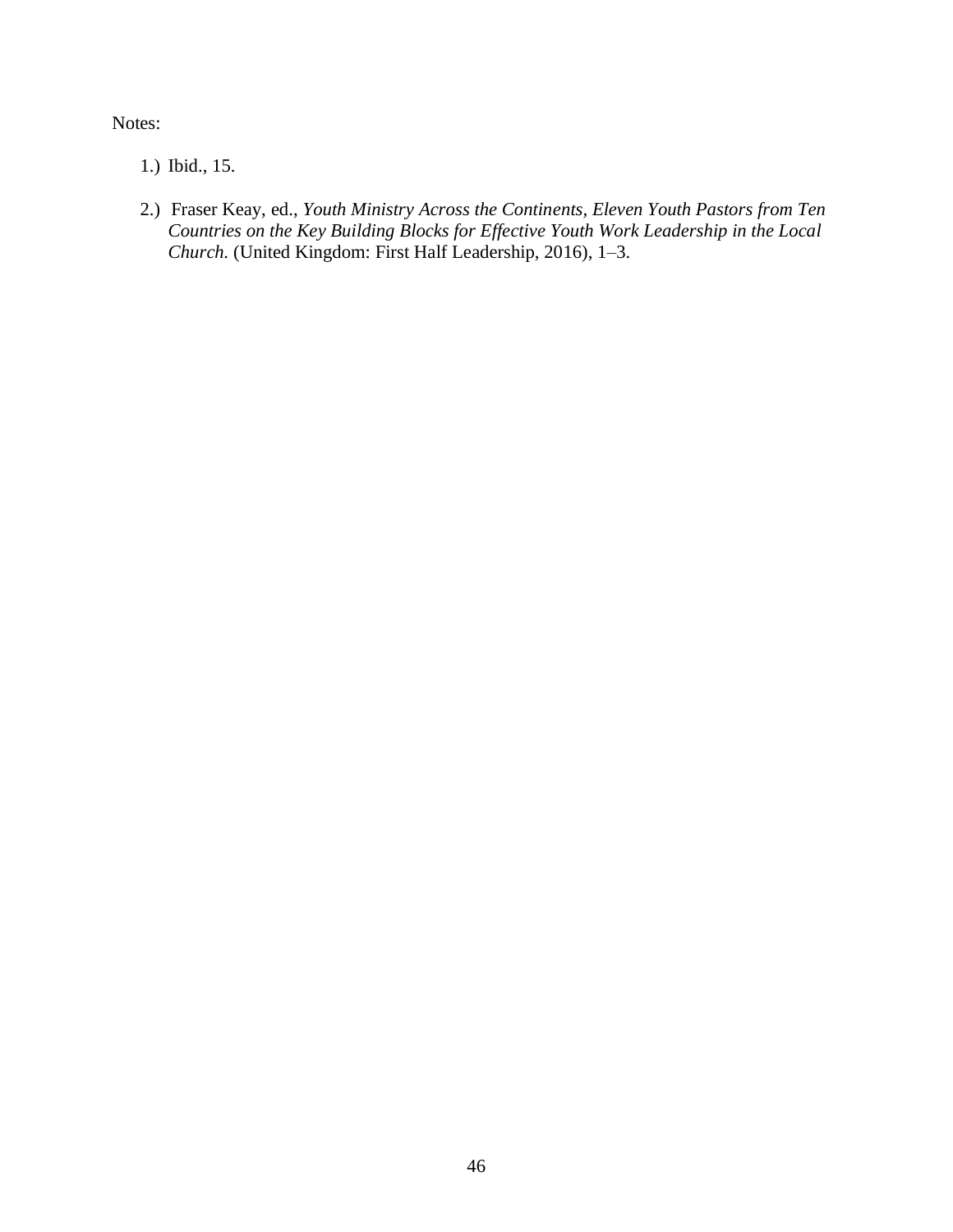Notes:

1.) Ibid., 15.

2.) Fraser Keay, ed., *Youth Ministry Across the Continents, Eleven Youth Pastors from Ten Countries on the Key Building Blocks for Effective Youth Work Leadership in the Local Church.* (United Kingdom: First Half Leadership, 2016), 1–3.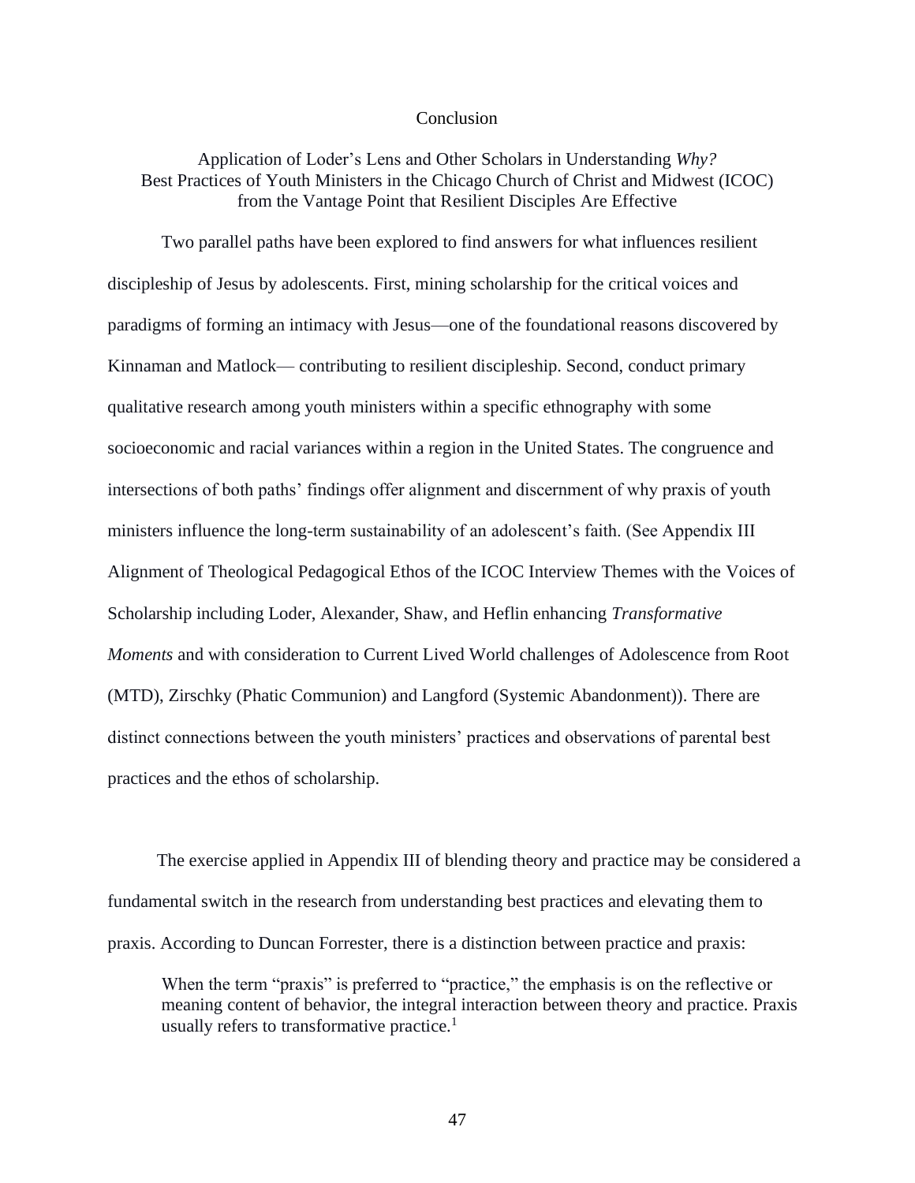# Conclusion

## Application of Loder's Lens and Other Scholars in Understanding *Why?* Best Practices of Youth Ministers in the Chicago Church of Christ and Midwest (ICOC) from the Vantage Point that Resilient Disciples Are Effective

Two parallel paths have been explored to find answers for what influences resilient discipleship of Jesus by adolescents. First, mining scholarship for the critical voices and paradigms of forming an intimacy with Jesus—one of the foundational reasons discovered by Kinnaman and Matlock— contributing to resilient discipleship. Second, conduct primary qualitative research among youth ministers within a specific ethnography with some socioeconomic and racial variances within a region in the United States. The congruence and intersections of both paths' findings offer alignment and discernment of why praxis of youth ministers influence the long-term sustainability of an adolescent's faith. (See Appendix III Alignment of Theological Pedagogical Ethos of the ICOC Interview Themes with the Voices of Scholarship including Loder, Alexander, Shaw, and Heflin enhancing *Transformative Moments* and with consideration to Current Lived World challenges of Adolescence from Root (MTD), Zirschky (Phatic Communion) and Langford (Systemic Abandonment)). There are distinct connections between the youth ministers' practices and observations of parental best practices and the ethos of scholarship.

The exercise applied in Appendix III of blending theory and practice may be considered a fundamental switch in the research from understanding best practices and elevating them to praxis. According to Duncan Forrester, there is a distinction between practice and praxis:

> When the term "praxis" is preferred to "practice," the emphasis is on the reflective or meaning content of behavior, the integral interaction between theory and practice. Praxis usually refers to transformative practice.[1]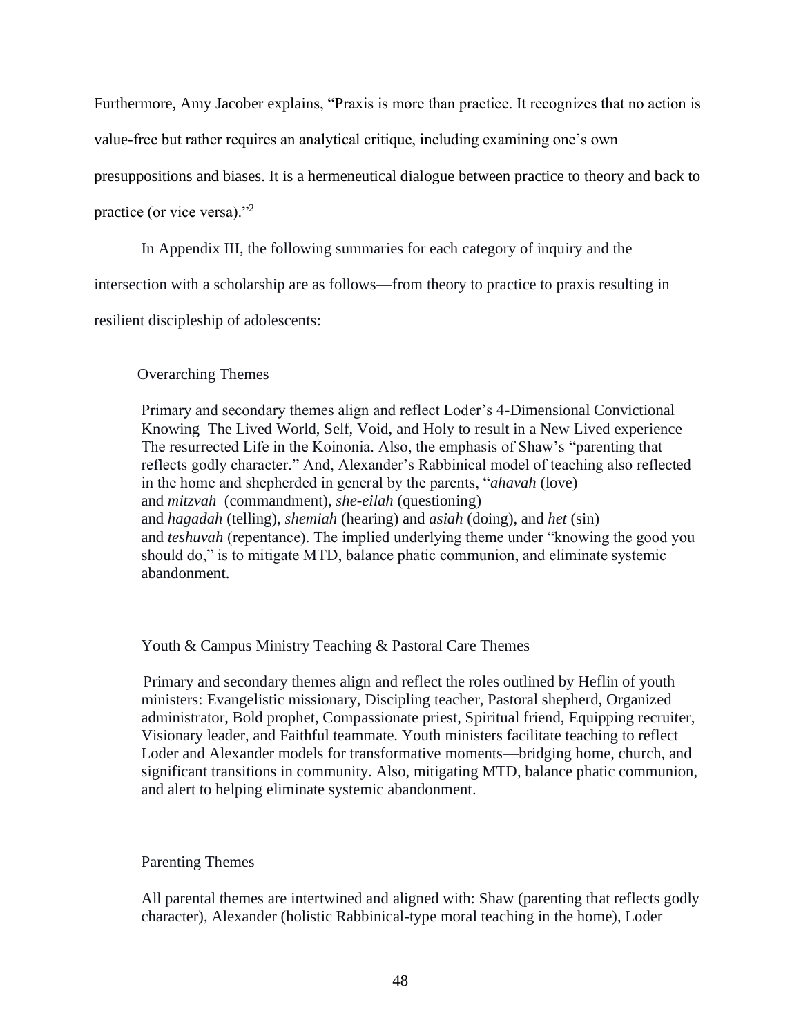Furthermore, Amy Jacober explains, "Praxis is more than practice. It recognizes that no action is value-free but rather requires an analytical critique, including examining one's own presuppositions and biases. It is a hermeneutical dialogue between practice to theory and back to practice (or vice versa)."[2]

In Appendix III, the following summaries for each category of inquiry and the intersection with a scholarship are as follows—from theory to practice to praxis resulting in resilient discipleship of adolescents:

Overarching Themes

> Primary and secondary themes align and reflect Loder's 4-Dimensional Convictional Knowing–The Lived World, Self, Void, and Holy to result in a New Lived experience–The resurrected Life in the Koinonia. Also, the emphasis of Shaw's "parenting that reflects godly character." And, Alexander's Rabbinical model of teaching also reflected in the home and shepherded in general by the parents, "*ahavah* (love) and *mitzvah* (commandment), *she-eilah* (questioning) and *hagadah* (telling), *shemiah* (hearing) and *asiah* (doing), and *het* (sin) and *teshuvah* (repentance). The implied underlying theme under "knowing the good you should do," is to mitigate MTD, balance phatic communion, and eliminate systemic abandonment.

Youth & Campus Ministry Teaching & Pastoral Care Themes

> Primary and secondary themes align and reflect the roles outlined by Heflin of youth ministers: Evangelistic missionary, Discipling teacher, Pastoral shepherd, Organized administrator, Bold prophet, Compassionate priest, Spiritual friend, Equipping recruiter, Visionary leader, and Faithful teammate. Youth ministers facilitate teaching to reflect Loder and Alexander models for transformative moments—bridging home, church, and significant transitions in community. Also, mitigating MTD, balance phatic communion, and alert to helping eliminate systemic abandonment.

Parenting Themes

> All parental themes are intertwined and aligned with: Shaw (parenting that reflects godly character), Alexander (holistic Rabbinical-type moral teaching in the home), Loder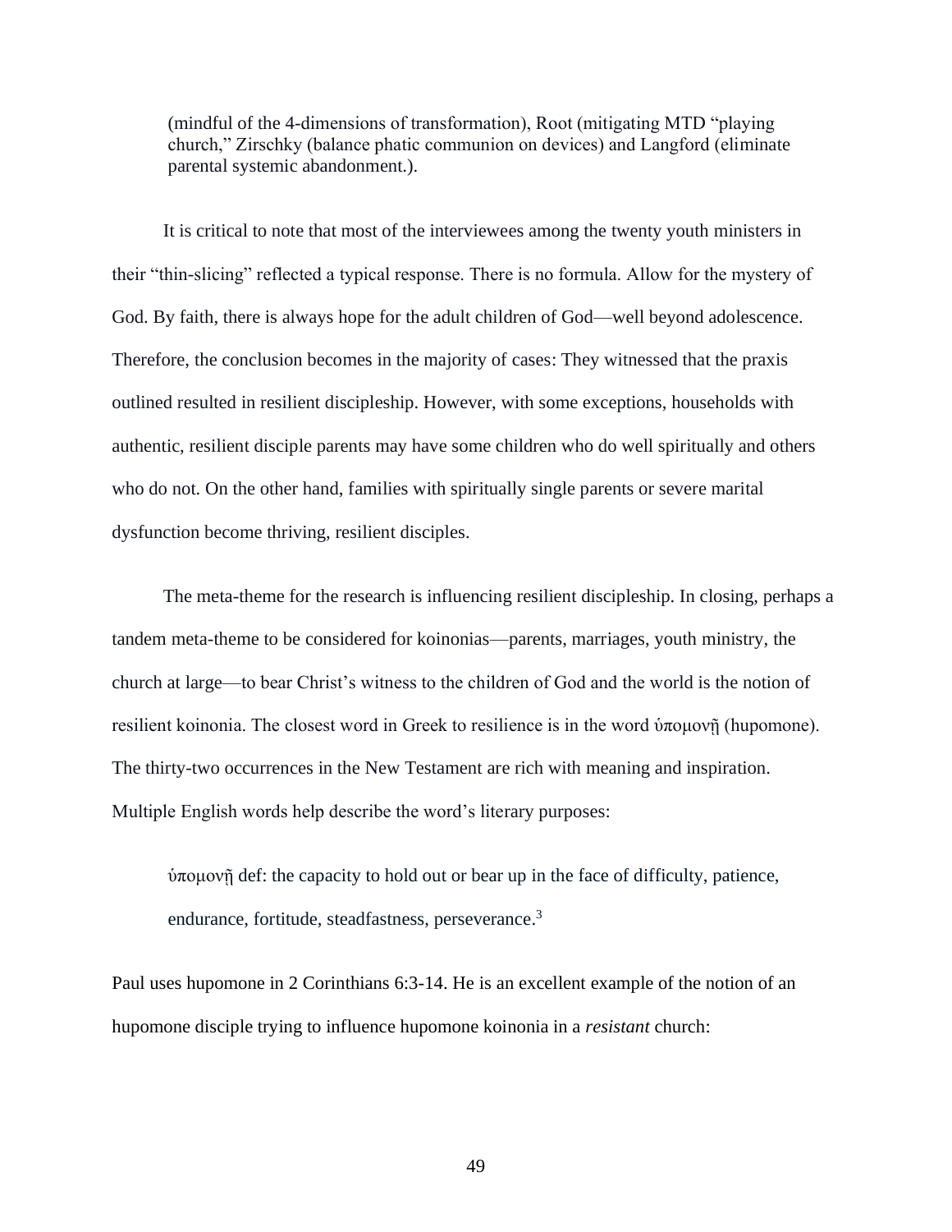(mindful of the 4-dimensions of transformation), Root (mitigating MTD "playing church," Zirschky (balance phatic communion on devices) and Langford (eliminate parental systemic abandonment.).

It is critical to note that most of the interviewees among the twenty youth ministers in their "thin-slicing" reflected a typical response. There is no formula. Allow for the mystery of God. By faith, there is always hope for the adult children of God—well beyond adolescence. Therefore, the conclusion becomes in the majority of cases: They witnessed that the praxis outlined resulted in resilient discipleship. However, with some exceptions, households with authentic, resilient disciple parents may have some children who do well spiritually and others who do not. On the other hand, families with spiritually single parents or severe marital dysfunction become thriving, resilient disciples.

The meta-theme for the research is influencing resilient discipleship. In closing, perhaps a tandem meta-theme to be considered for koinonias—parents, marriages, youth ministry, the church at large—to bear Christ's witness to the children of God and the world is the notion of resilient koinonia. The closest word in Greek to resilience is in the word ὑπομονῇ (hupomone). The thirty-two occurrences in the New Testament are rich with meaning and inspiration. Multiple English words help describe the word's literary purposes:

> ὑπομονῇ def: the capacity to hold out or bear up in the face of difficulty, patience, endurance, fortitude, steadfastness, perseverance.[3]

Paul uses hupomone in 2 Corinthians 6:3-14. He is an excellent example of the notion of an hupomone disciple trying to influence hupomone koinonia in a *resistant* church: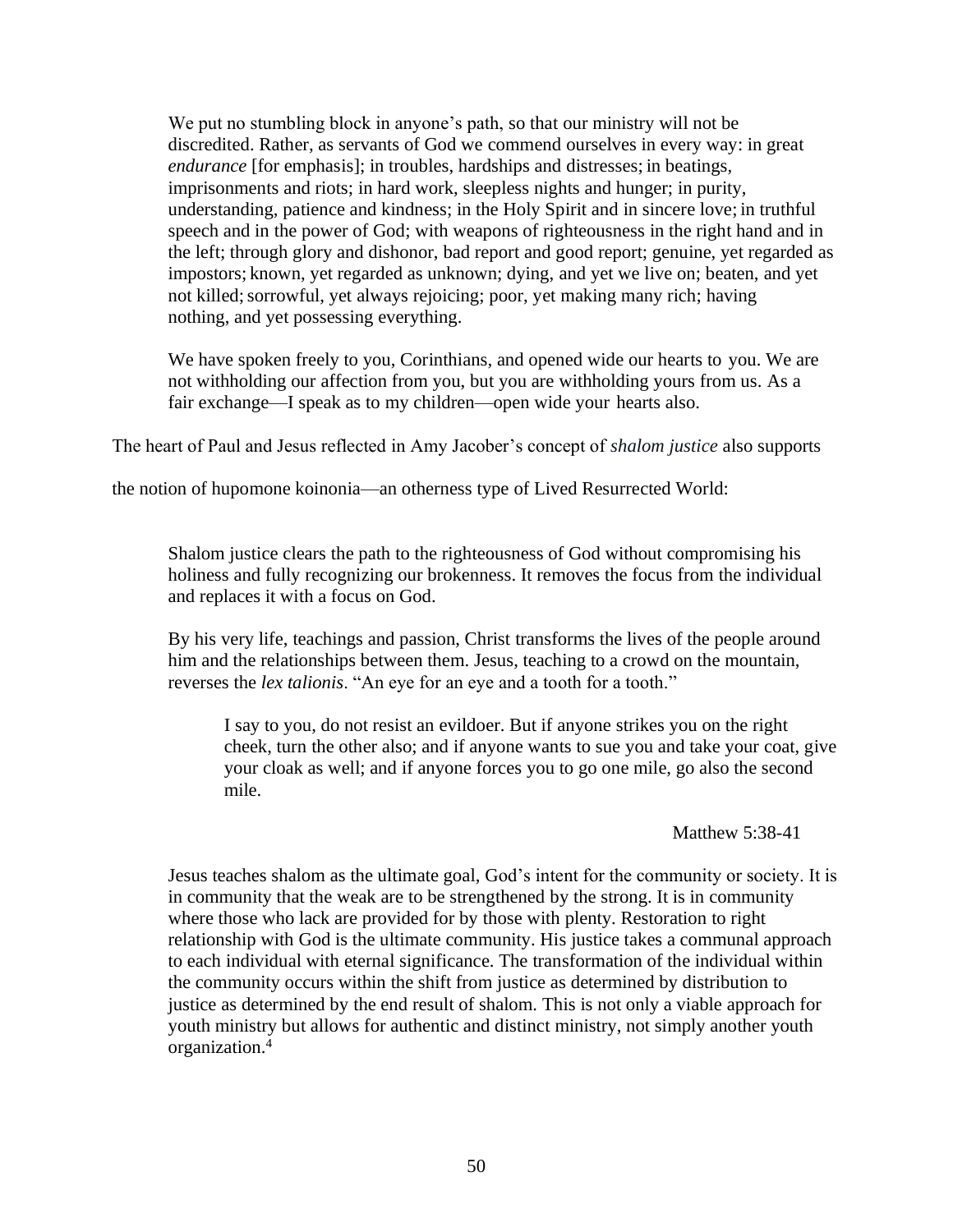> We put no stumbling block in anyone's path, so that our ministry will not be discredited. Rather, as servants of God we commend ourselves in every way: in great *endurance* [for emphasis]; in troubles, hardships and distresses; in beatings, imprisonments and riots; in hard work, sleepless nights and hunger; in purity, understanding, patience and kindness; in the Holy Spirit and in sincere love; in truthful speech and in the power of God; with weapons of righteousness in the right hand and in the left; through glory and dishonor, bad report and good report; genuine, yet regarded as impostors; known, yet regarded as unknown; dying, and yet we live on; beaten, and yet not killed; sorrowful, yet always rejoicing; poor, yet making many rich; having nothing, and yet possessing everything.
>
> We have spoken freely to you, Corinthians, and opened wide our hearts to you. We are not withholding our affection from you, but you are withholding yours from us. As a fair exchange—I speak as to my children—open wide your hearts also.

The heart of Paul and Jesus reflected in Amy Jacober's concept of *shalom justice* also supports the notion of hupomone koinonia—an otherness type of Lived Resurrected World:

> Shalom justice clears the path to the righteousness of God without compromising his holiness and fully recognizing our brokenness. It removes the focus from the individual and replaces it with a focus on God.
>
> By his very life, teachings and passion, Christ transforms the lives of the people around him and the relationships between them. Jesus, teaching to a crowd on the mountain, reverses the *lex talionis*. "An eye for an eye and a tooth for a tooth."
>
>> I say to you, do not resist an evildoer. But if anyone strikes you on the right cheek, turn the other also; and if anyone wants to sue you and take your coat, give your cloak as well; and if anyone forces you to go one mile, go also the second mile.
>>
>> Matthew 5:38-41
>
> Jesus teaches shalom as the ultimate goal, God's intent for the community or society. It is in community that the weak are to be strengthened by the strong. It is in community where those who lack are provided for by those with plenty. Restoration to right relationship with God is the ultimate community. His justice takes a communal approach to each individual with eternal significance. The transformation of the individual within the community occurs within the shift from justice as determined by distribution to justice as determined by the end result of shalom. This is not only a viable approach for youth ministry but allows for authentic and distinct ministry, not simply another youth organization.[4]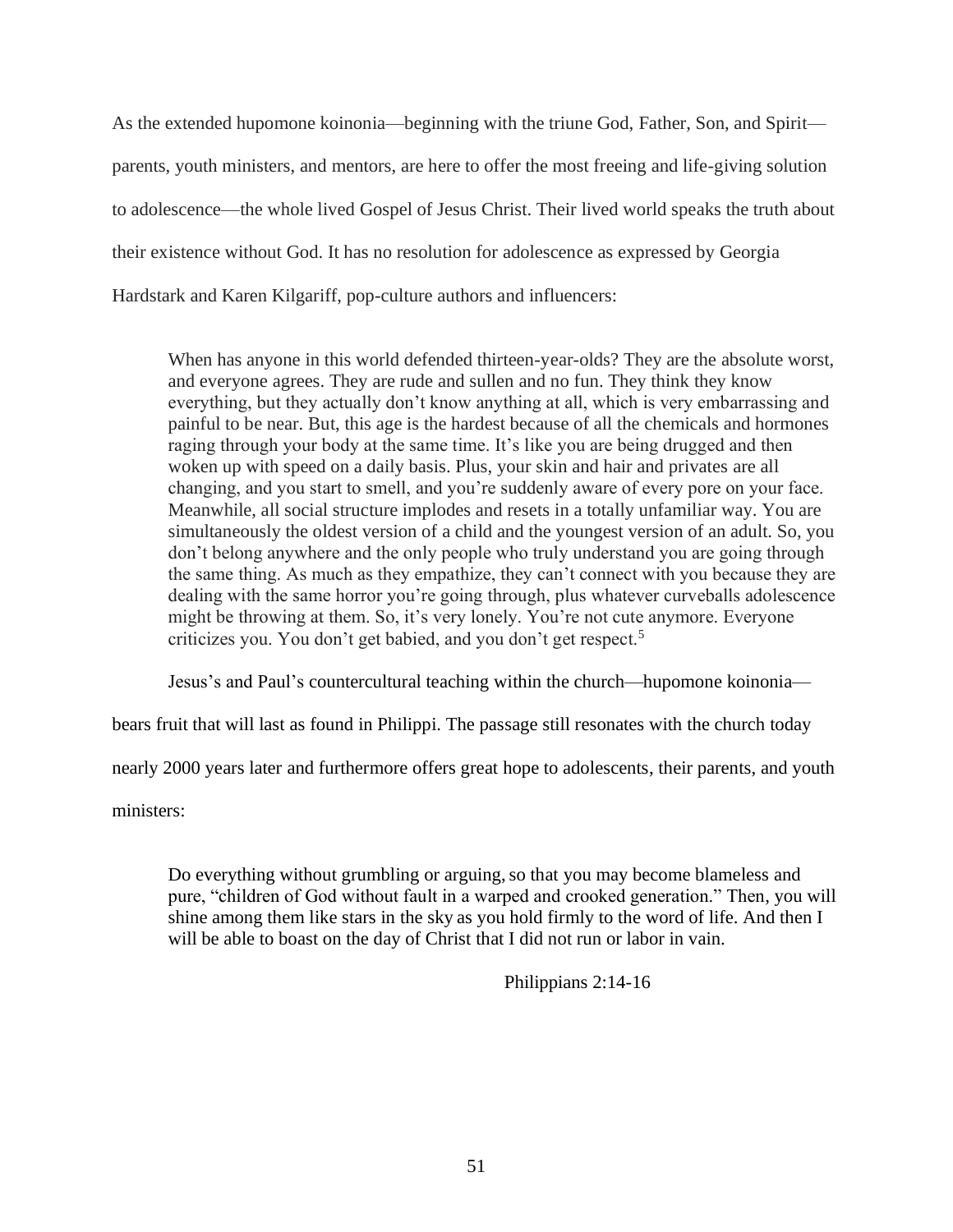As the extended hupomone koinonia—beginning with the triune God, Father, Son, and Spirit—parents, youth ministers, and mentors, are here to offer the most freeing and life-giving solution to adolescence—the whole lived Gospel of Jesus Christ. Their lived world speaks the truth about their existence without God. It has no resolution for adolescence as expressed by Georgia Hardstark and Karen Kilgariff, pop-culture authors and influencers:

> When has anyone in this world defended thirteen-year-olds? They are the absolute worst, and everyone agrees. They are rude and sullen and no fun. They think they know everything, but they actually don't know anything at all, which is very embarrassing and painful to be near. But, this age is the hardest because of all the chemicals and hormones raging through your body at the same time. It's like you are being drugged and then woken up with speed on a daily basis. Plus, your skin and hair and privates are all changing, and you start to smell, and you're suddenly aware of every pore on your face. Meanwhile, all social structure implodes and resets in a totally unfamiliar way. You are simultaneously the oldest version of a child and the youngest version of an adult. So, you don't belong anywhere and the only people who truly understand you are going through the same thing. As much as they empathize, they can't connect with you because they are dealing with the same horror you're going through, plus whatever curveballs adolescence might be throwing at them. So, it's very lonely. You're not cute anymore. Everyone criticizes you. You don't get babied, and you don't get respect.[5]

Jesus's and Paul's countercultural teaching within the church—hupomone koinonia—bears fruit that will last as found in Philippi. The passage still resonates with the church today nearly 2000 years later and furthermore offers great hope to adolescents, their parents, and youth ministers:

> Do everything without grumbling or arguing, so that you may become blameless and pure, "children of God without fault in a warped and crooked generation." Then, you will shine among them like stars in the sky as you hold firmly to the word of life. And then I will be able to boast on the day of Christ that I did not run or labor in vain.
>
> Philippians 2:14-16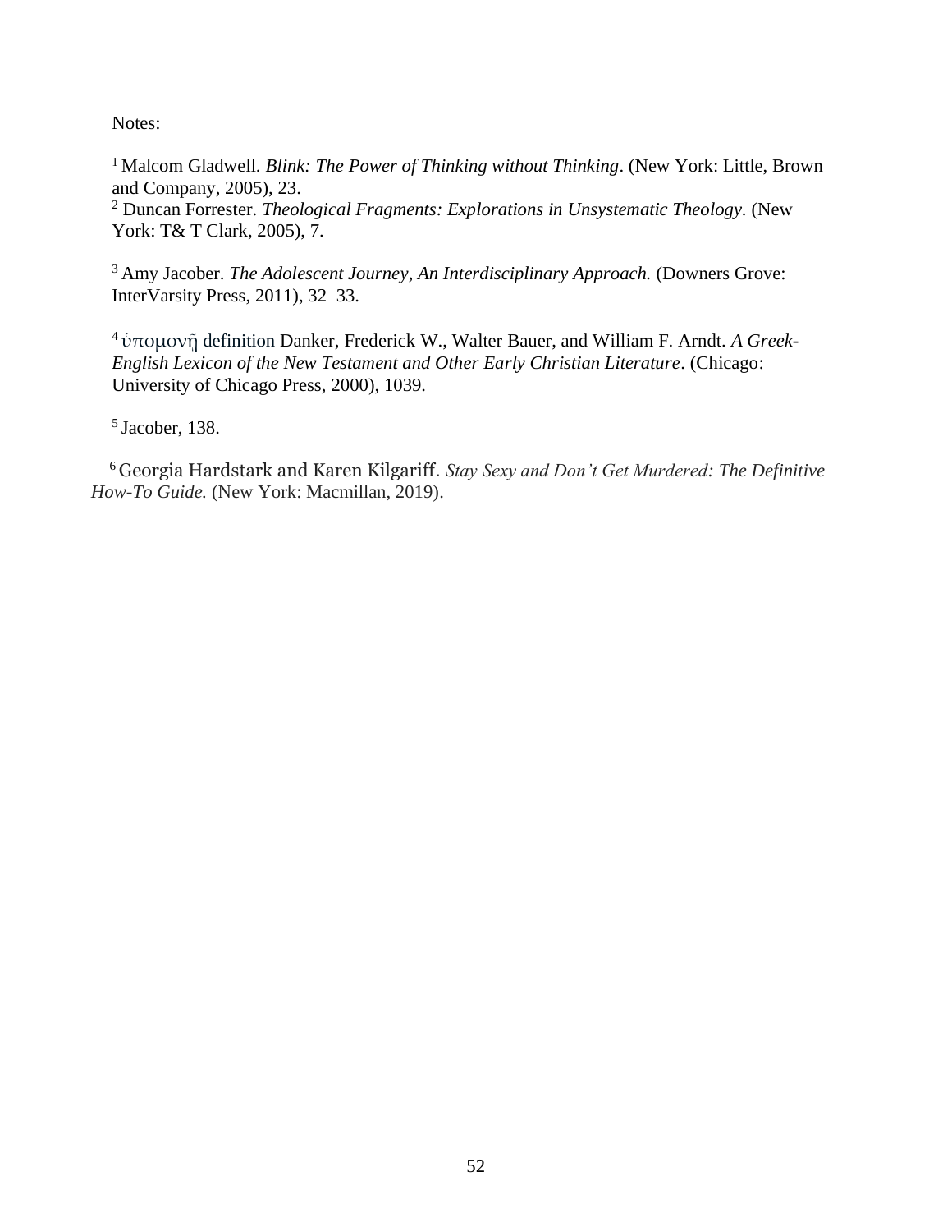Notes:

[1] Malcom Gladwell. *Blink: The Power of Thinking without Thinking*. (New York: Little, Brown and Company, 2005), 23.
[2] Duncan Forrester. *Theological Fragments: Explorations in Unsystematic Theology*. (New York: T& T Clark, 2005), 7.

[3] Amy Jacober. *The Adolescent Journey, An Interdisciplinary Approach.* (Downers Grove: InterVarsity Press, 2011), 32–33.

[4] ὑπομονῇ definition Danker, Frederick W., Walter Bauer, and William F. Arndt. *A Greek-English Lexicon of the New Testament and Other Early Christian Literature*. (Chicago: University of Chicago Press, 2000), 1039.

[5] Jacober, 138.

[6] Georgia Hardstark and Karen Kilgariff. *Stay Sexy and Don't Get Murdered: The Definitive How-To Guide.* (New York: Macmillan, 2019).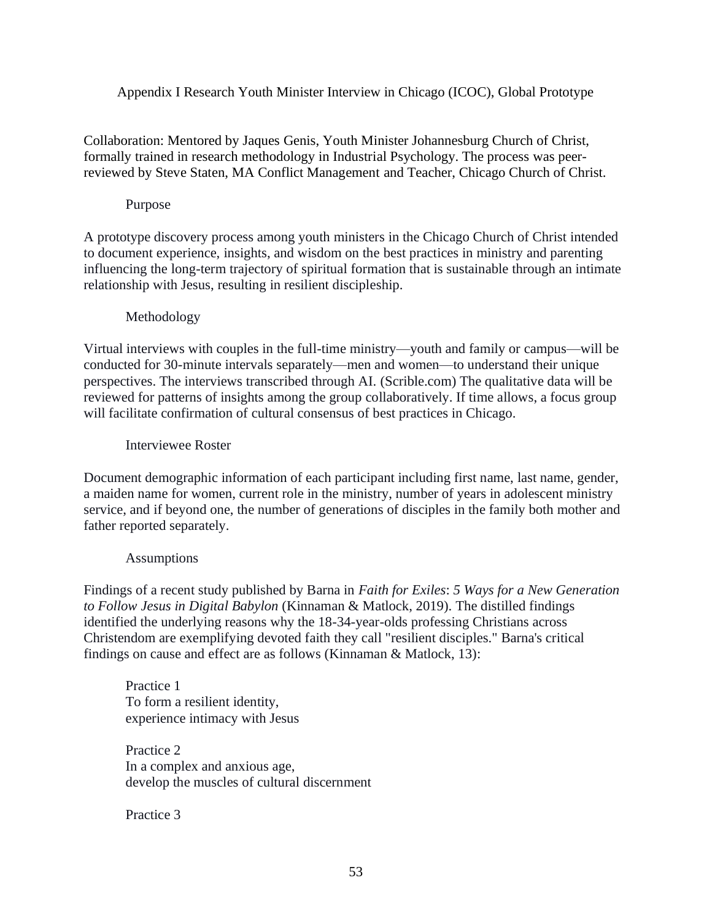# Appendix I Research Youth Minister Interview in Chicago (ICOC), Global Prototype

Collaboration: Mentored by Jaques Genis, Youth Minister Johannesburg Church of Christ, formally trained in research methodology in Industrial Psychology. The process was peer-reviewed by Steve Staten, MA Conflict Management and Teacher, Chicago Church of Christ.

## Purpose

A prototype discovery process among youth ministers in the Chicago Church of Christ intended to document experience, insights, and wisdom on the best practices in ministry and parenting influencing the long-term trajectory of spiritual formation that is sustainable through an intimate relationship with Jesus, resulting in resilient discipleship.

## Methodology

Virtual interviews with couples in the full-time ministry—youth and family or campus—will be conducted for 30-minute intervals separately—men and women—to understand their unique perspectives. The interviews transcribed through AI. (Scrible.com) The qualitative data will be reviewed for patterns of insights among the group collaboratively. If time allows, a focus group will facilitate confirmation of cultural consensus of best practices in Chicago.

## Interviewee Roster

Document demographic information of each participant including first name, last name, gender, a maiden name for women, current role in the ministry, number of years in adolescent ministry service, and if beyond one, the number of generations of disciples in the family both mother and father reported separately.

## Assumptions

Findings of a recent study published by Barna in *Faith for Exiles*: *5 Ways for a New Generation to Follow Jesus in Digital Babylon* (Kinnaman & Matlock, 2019). The distilled findings identified the underlying reasons why the 18-34-year-olds professing Christians across Christendom are exemplifying devoted faith they call "resilient disciples." Barna's critical findings on cause and effect are as follows (Kinnaman & Matlock, 13):

Practice 1
To form a resilient identity,
experience intimacy with Jesus

Practice 2
In a complex and anxious age,
develop the muscles of cultural discernment

Practice 3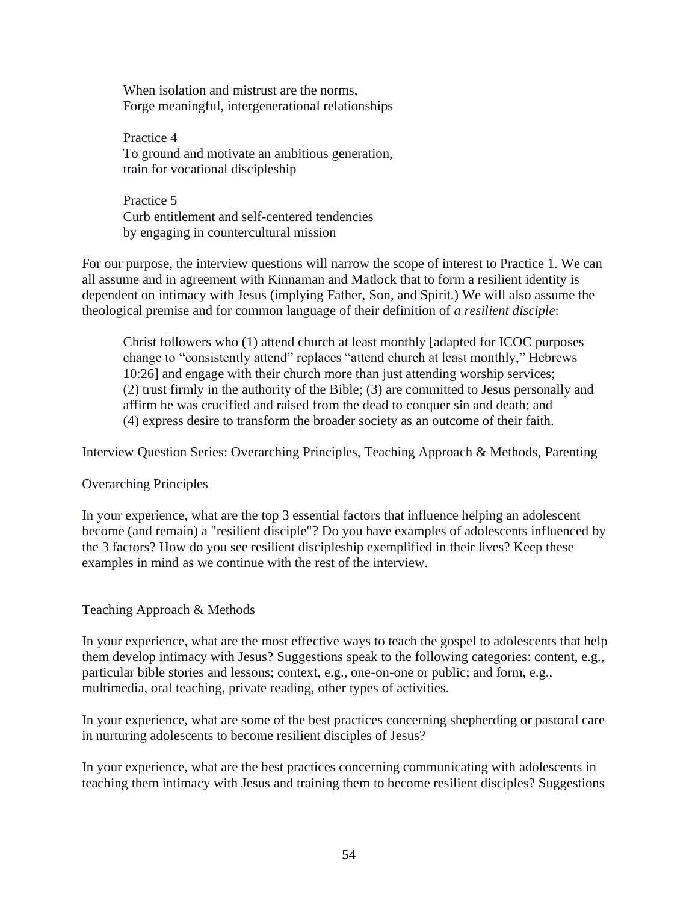> When isolation and mistrust are the norms,
> Forge meaningful, intergenerational relationships
>
> Practice 4
> To ground and motivate an ambitious generation,
> train for vocational discipleship
>
> Practice 5
> Curb entitlement and self-centered tendencies
> by engaging in countercultural mission

For our purpose, the interview questions will narrow the scope of interest to Practice 1. We can all assume and in agreement with Kinnaman and Matlock that to form a resilient identity is dependent on intimacy with Jesus (implying Father, Son, and Spirit.) We will also assume the theological premise and for common language of their definition of *a resilient disciple*:

> Christ followers who (1) attend church at least monthly [adapted for ICOC purposes change to "consistently attend" replaces "attend church at least monthly," Hebrews 10:26] and engage with their church more than just attending worship services; (2) trust firmly in the authority of the Bible; (3) are committed to Jesus personally and affirm he was crucified and raised from the dead to conquer sin and death; and (4) express desire to transform the broader society as an outcome of their faith.

Interview Question Series: Overarching Principles, Teaching Approach & Methods, Parenting

Overarching Principles

In your experience, what are the top 3 essential factors that influence helping an adolescent become (and remain) a "resilient disciple"? Do you have examples of adolescents influenced by the 3 factors? How do you see resilient discipleship exemplified in their lives? Keep these examples in mind as we continue with the rest of the interview.

Teaching Approach & Methods

In your experience, what are the most effective ways to teach the gospel to adolescents that help them develop intimacy with Jesus? Suggestions speak to the following categories: content, e.g., particular bible stories and lessons; context, e.g., one-on-one or public; and form, e.g., multimedia, oral teaching, private reading, other types of activities.

In your experience, what are some of the best practices concerning shepherding or pastoral care in nurturing adolescents to become resilient disciples of Jesus?

In your experience, what are the best practices concerning communicating with adolescents in teaching them intimacy with Jesus and training them to become resilient disciples? Suggestions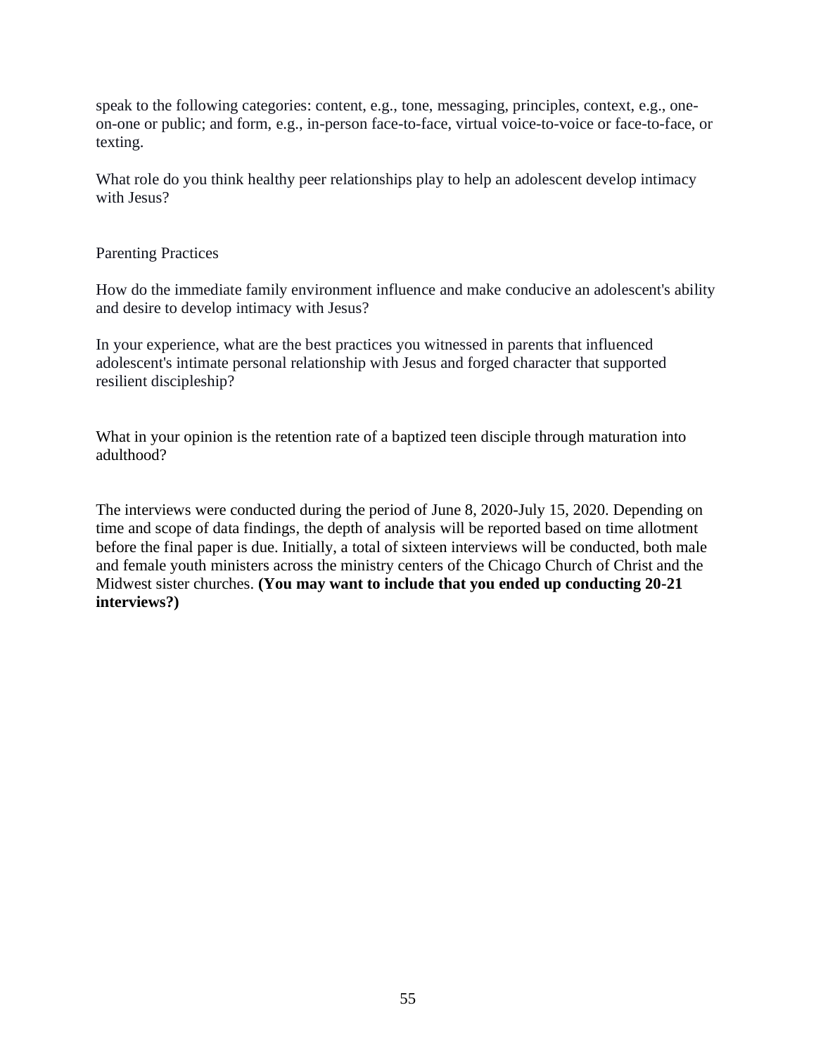speak to the following categories: content, e.g., tone, messaging, principles, context, e.g., one-on-one or public; and form, e.g., in-person face-to-face, virtual voice-to-voice or face-to-face, or texting.

What role do you think healthy peer relationships play to help an adolescent develop intimacy with Jesus?

Parenting Practices

How do the immediate family environment influence and make conducive an adolescent's ability and desire to develop intimacy with Jesus?

In your experience, what are the best practices you witnessed in parents that influenced adolescent's intimate personal relationship with Jesus and forged character that supported resilient discipleship?

What in your opinion is the retention rate of a baptized teen disciple through maturation into adulthood?

The interviews were conducted during the period of June 8, 2020-July 15, 2020. Depending on time and scope of data findings, the depth of analysis will be reported based on time allotment before the final paper is due. Initially, a total of sixteen interviews will be conducted, both male and female youth ministers across the ministry centers of the Chicago Church of Christ and the Midwest sister churches. **(You may want to include that you ended up conducting 20-21 interviews?)**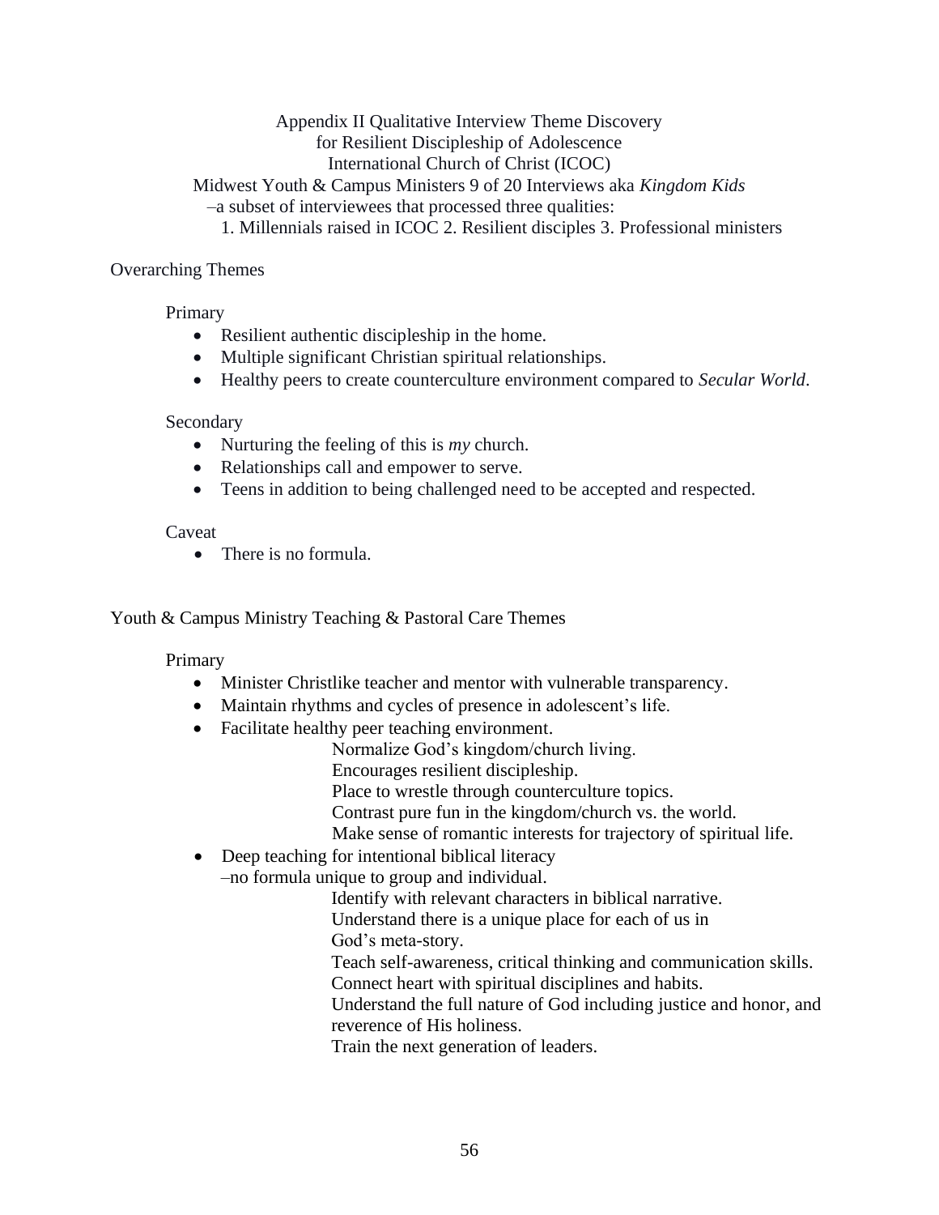# Appendix II Qualitative Interview Theme Discovery for Resilient Discipleship of Adolescence International Church of Christ (ICOC)

Midwest Youth & Campus Ministers 9 of 20 Interviews aka *Kingdom Kids*
–a subset of interviewees that processed three qualities:
1. Millennials raised in ICOC 2. Resilient disciples 3. Professional ministers

## Overarching Themes

### Primary

- Resilient authentic discipleship in the home.
- Multiple significant Christian spiritual relationships.
- Healthy peers to create counterculture environment compared to *Secular World*.

### Secondary

- Nurturing the feeling of this is *my* church.
- Relationships call and empower to serve.
- Teens in addition to being challenged need to be accepted and respected.

### Caveat

- There is no formula.

## Youth & Campus Ministry Teaching & Pastoral Care Themes

### Primary

- Minister Christlike teacher and mentor with vulnerable transparency.
- Maintain rhythms and cycles of presence in adolescent's life.
- Facilitate healthy peer teaching environment.
  - Normalize God's kingdom/church living.
  - Encourages resilient discipleship.
  - Place to wrestle through counterculture topics.
  - Contrast pure fun in the kingdom/church vs. the world.
  - Make sense of romantic interests for trajectory of spiritual life.
- Deep teaching for intentional biblical literacy
  –no formula unique to group and individual.
  - Identify with relevant characters in biblical narrative.
  - Understand there is a unique place for each of us in God's meta-story.
  - Teach self-awareness, critical thinking and communication skills.
  - Connect heart with spiritual disciplines and habits.
  - Understand the full nature of God including justice and honor, and reverence of His holiness.
  - Train the next generation of leaders.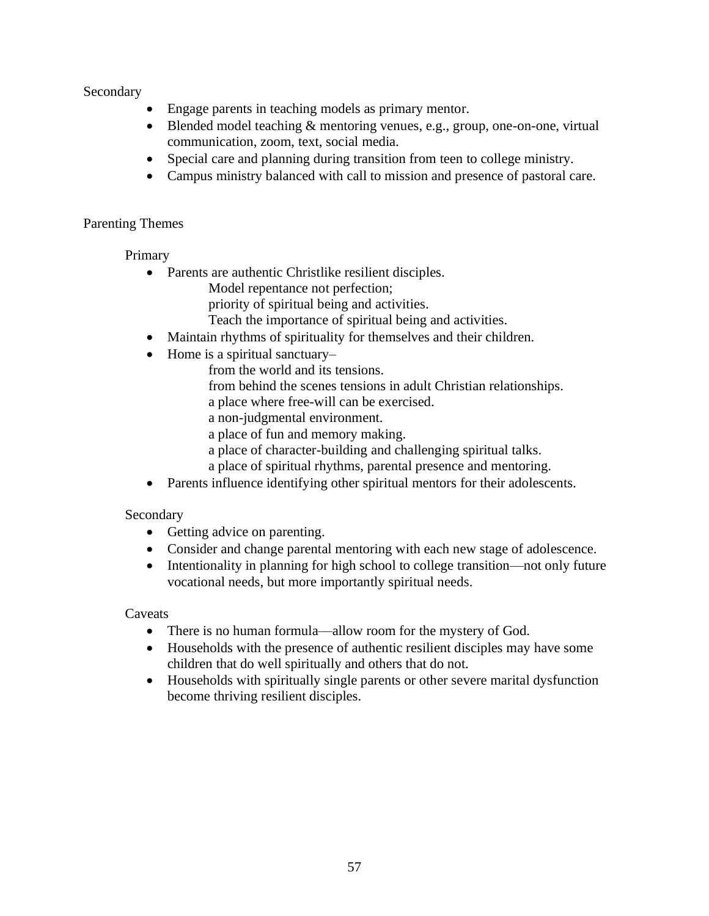Secondary

- Engage parents in teaching models as primary mentor.
- Blended model teaching & mentoring venues, e.g., group, one-on-one, virtual communication, zoom, text, social media.
- Special care and planning during transition from teen to college ministry.
- Campus ministry balanced with call to mission and presence of pastoral care.

Parenting Themes

Primary

- Parents are authentic Christlike resilient disciples.
  - Model repentance not perfection;
  - priority of spiritual being and activities.
  - Teach the importance of spiritual being and activities.
- Maintain rhythms of spirituality for themselves and their children.
- Home is a spiritual sanctuary–
  - from the world and its tensions.
  - from behind the scenes tensions in adult Christian relationships.
  - a place where free-will can be exercised.
  - a non-judgmental environment.
  - a place of fun and memory making.
  - a place of character-building and challenging spiritual talks.
  - a place of spiritual rhythms, parental presence and mentoring.
- Parents influence identifying other spiritual mentors for their adolescents.

Secondary

- Getting advice on parenting.
- Consider and change parental mentoring with each new stage of adolescence.
- Intentionality in planning for high school to college transition—not only future vocational needs, but more importantly spiritual needs.

Caveats

- There is no human formula—allow room for the mystery of God.
- Households with the presence of authentic resilient disciples may have some children that do well spiritually and others that do not.
- Households with spiritually single parents or other severe marital dysfunction become thriving resilient disciples.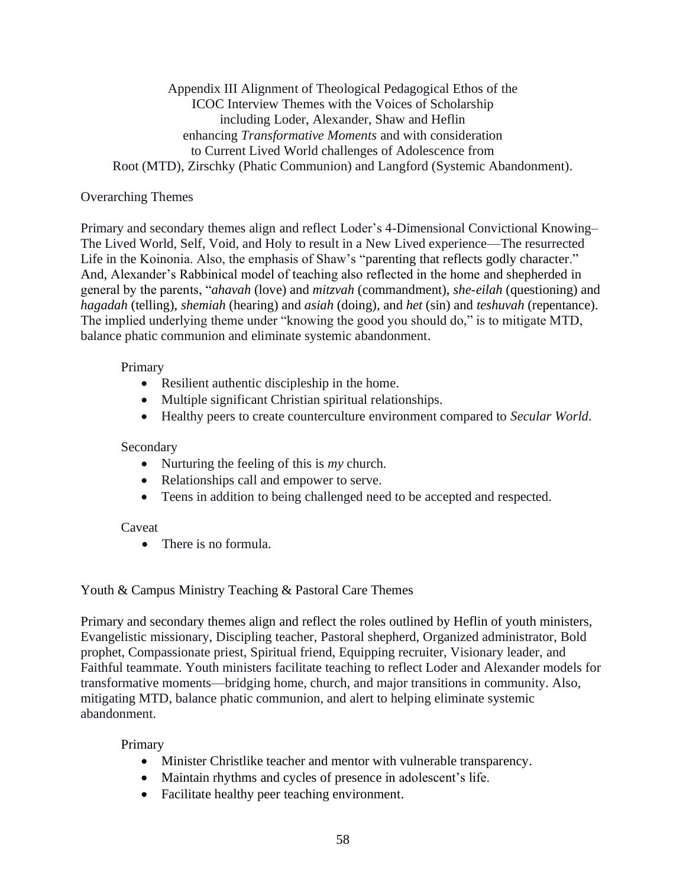Appendix III Alignment of Theological Pedagogical Ethos of the ICOC Interview Themes with the Voices of Scholarship including Loder, Alexander, Shaw and Heflin enhancing *Transformative Moments* and with consideration to Current Lived World challenges of Adolescence from Root (MTD), Zirschky (Phatic Communion) and Langford (Systemic Abandonment).

Overarching Themes

Primary and secondary themes align and reflect Loder's 4-Dimensional Convictional Knowing– The Lived World, Self, Void, and Holy to result in a New Lived experience—The resurrected Life in the Koinonia. Also, the emphasis of Shaw's "parenting that reflects godly character." And, Alexander's Rabbinical model of teaching also reflected in the home and shepherded in general by the parents, "*ahavah* (love) and *mitzvah* (commandment), *she-eilah* (questioning) and *hagadah* (telling), *shemiah* (hearing) and *asiah* (doing), and *het* (sin) and *teshuvah* (repentance). The implied underlying theme under "knowing the good you should do," is to mitigate MTD, balance phatic communion and eliminate systemic abandonment.

Primary

- Resilient authentic discipleship in the home.
- Multiple significant Christian spiritual relationships.
- Healthy peers to create counterculture environment compared to *Secular World*.

Secondary

- Nurturing the feeling of this is *my* church.
- Relationships call and empower to serve.
- Teens in addition to being challenged need to be accepted and respected.

Caveat

- There is no formula.

Youth & Campus Ministry Teaching & Pastoral Care Themes

Primary and secondary themes align and reflect the roles outlined by Heflin of youth ministers, Evangelistic missionary, Discipling teacher, Pastoral shepherd, Organized administrator, Bold prophet, Compassionate priest, Spiritual friend, Equipping recruiter, Visionary leader, and Faithful teammate. Youth ministers facilitate teaching to reflect Loder and Alexander models for transformative moments—bridging home, church, and major transitions in community. Also, mitigating MTD, balance phatic communion, and alert to helping eliminate systemic abandonment.

Primary

- Minister Christlike teacher and mentor with vulnerable transparency.
- Maintain rhythms and cycles of presence in adolescent's life.
- Facilitate healthy peer teaching environment.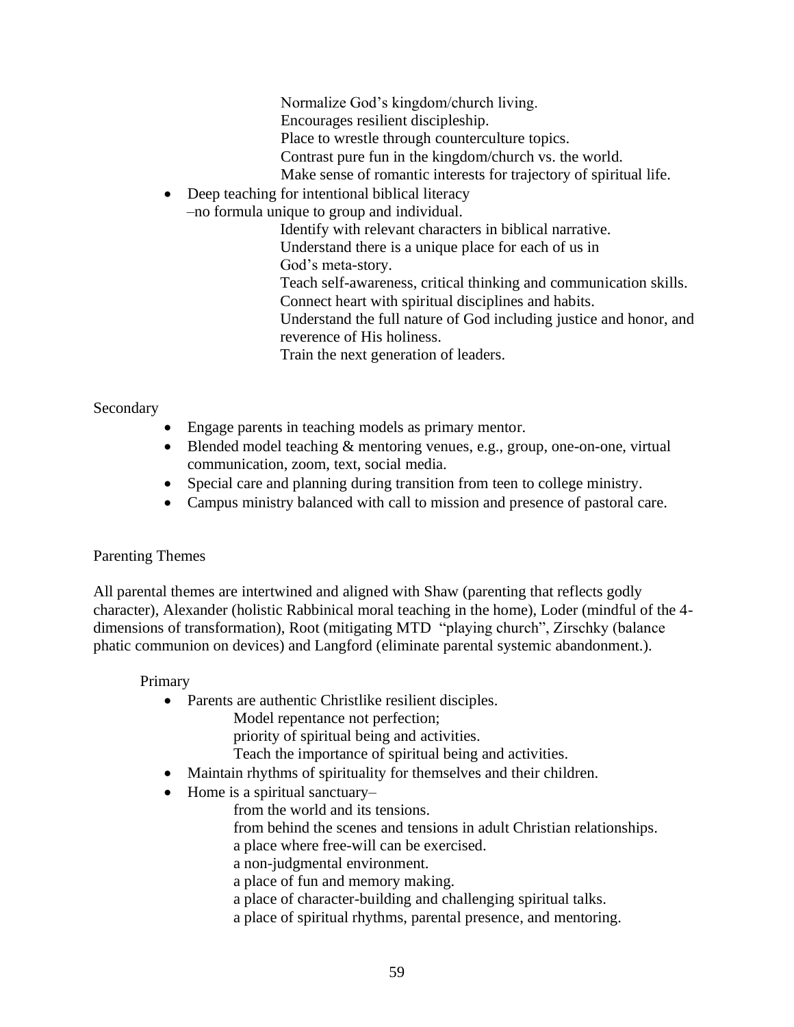Normalize God's kingdom/church living.
Encourages resilient discipleship.
Place to wrestle through counterculture topics.
Contrast pure fun in the kingdom/church vs. the world.
Make sense of romantic interests for trajectory of spiritual life.

- Deep teaching for intentional biblical literacy
  –no formula unique to group and individual.
  
  Identify with relevant characters in biblical narrative.
  Understand there is a unique place for each of us in
  God's meta-story.
  Teach self-awareness, critical thinking and communication skills.
  Connect heart with spiritual disciplines and habits.
  Understand the full nature of God including justice and honor, and reverence of His holiness.
  Train the next generation of leaders.

Secondary

- Engage parents in teaching models as primary mentor.
- Blended model teaching & mentoring venues, e.g., group, one-on-one, virtual communication, zoom, text, social media.
- Special care and planning during transition from teen to college ministry.
- Campus ministry balanced with call to mission and presence of pastoral care.

Parenting Themes

All parental themes are intertwined and aligned with Shaw (parenting that reflects godly character), Alexander (holistic Rabbinical moral teaching in the home), Loder (mindful of the 4-dimensions of transformation), Root (mitigating MTD "playing church", Zirschky (balance phatic communion on devices) and Langford (eliminate parental systemic abandonment.).

Primary

- Parents are authentic Christlike resilient disciples.
  
  Model repentance not perfection;
  priority of spiritual being and activities.
  Teach the importance of spiritual being and activities.
- Maintain rhythms of spirituality for themselves and their children.
- Home is a spiritual sanctuary–
  
  from the world and its tensions.
  from behind the scenes and tensions in adult Christian relationships.
  a place where free-will can be exercised.
  a non-judgmental environment.
  a place of fun and memory making.
  a place of character-building and challenging spiritual talks.
  a place of spiritual rhythms, parental presence, and mentoring.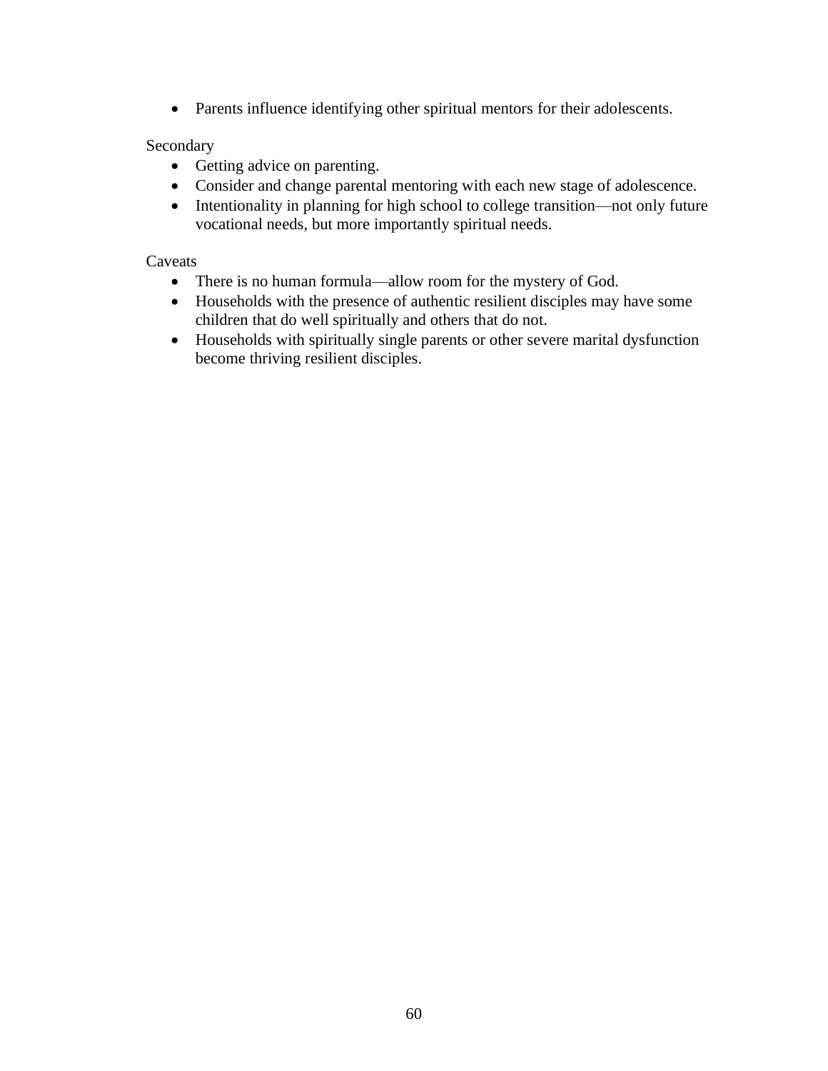- Parents influence identifying other spiritual mentors for their adolescents.

Secondary

- Getting advice on parenting.
- Consider and change parental mentoring with each new stage of adolescence.
- Intentionality in planning for high school to college transition—not only future vocational needs, but more importantly spiritual needs.

Caveats

- There is no human formula—allow room for the mystery of God.
- Households with the presence of authentic resilient disciples may have some children that do well spiritually and others that do not.
- Households with spiritually single parents or other severe marital dysfunction become thriving resilient disciples.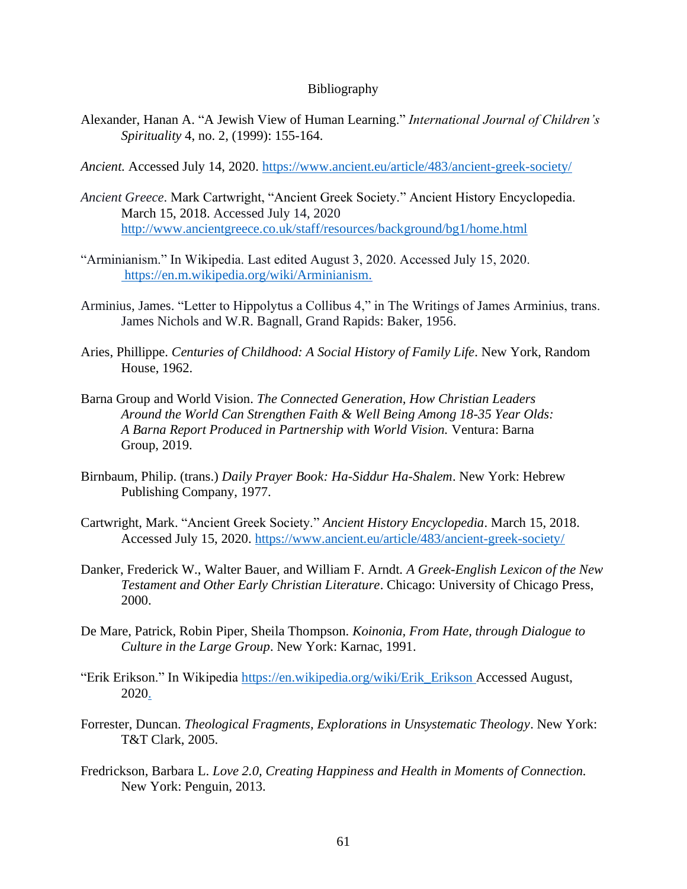# Bibliography

Alexander, Hanan A. "A Jewish View of Human Learning." *International Journal of Children's Spirituality* 4, no. 2, (1999): 155-164.

*Ancient.* Accessed July 14, 2020. https://www.ancient.eu/article/483/ancient-greek-society/

*Ancient Greece*. Mark Cartwright, "Ancient Greek Society." Ancient History Encyclopedia. March 15, 2018. Accessed July 14, 2020 http://www.ancientgreece.co.uk/staff/resources/background/bg1/home.html

"Arminianism." In Wikipedia. Last edited August 3, 2020. Accessed July 15, 2020. https://en.m.wikipedia.org/wiki/Arminianism.

Arminius, James. "Letter to Hippolytus a Collibus 4," in The Writings of James Arminius, trans. James Nichols and W.R. Bagnall, Grand Rapids: Baker, 1956.

Aries, Phillippe. *Centuries of Childhood: A Social History of Family Life*. New York, Random House, 1962.

Barna Group and World Vision. *The Connected Generation, How Christian Leaders Around the World Can Strengthen Faith & Well Being Among 18-35 Year Olds: A Barna Report Produced in Partnership with World Vision.* Ventura: Barna Group, 2019.

Birnbaum, Philip. (trans.) *Daily Prayer Book: Ha-Siddur Ha-Shalem*. New York: Hebrew Publishing Company, 1977.

Cartwright, Mark. "Ancient Greek Society." *Ancient History Encyclopedia*. March 15, 2018. Accessed July 15, 2020. https://www.ancient.eu/article/483/ancient-greek-society/

Danker, Frederick W., Walter Bauer, and William F. Arndt. *A Greek-English Lexicon of the New Testament and Other Early Christian Literature*. Chicago: University of Chicago Press, 2000.

De Mare, Patrick, Robin Piper, Sheila Thompson. *Koinonia, From Hate, through Dialogue to Culture in the Large Group*. New York: Karnac, 1991.

"Erik Erikson." In Wikipedia https://en.wikipedia.org/wiki/Erik_Erikson Accessed August, 2020.

Forrester, Duncan. *Theological Fragments, Explorations in Unsystematic Theology*. New York: T&T Clark, 2005.

Fredrickson, Barbara L. *Love 2.0, Creating Happiness and Health in Moments of Connection.* New York: Penguin, 2013.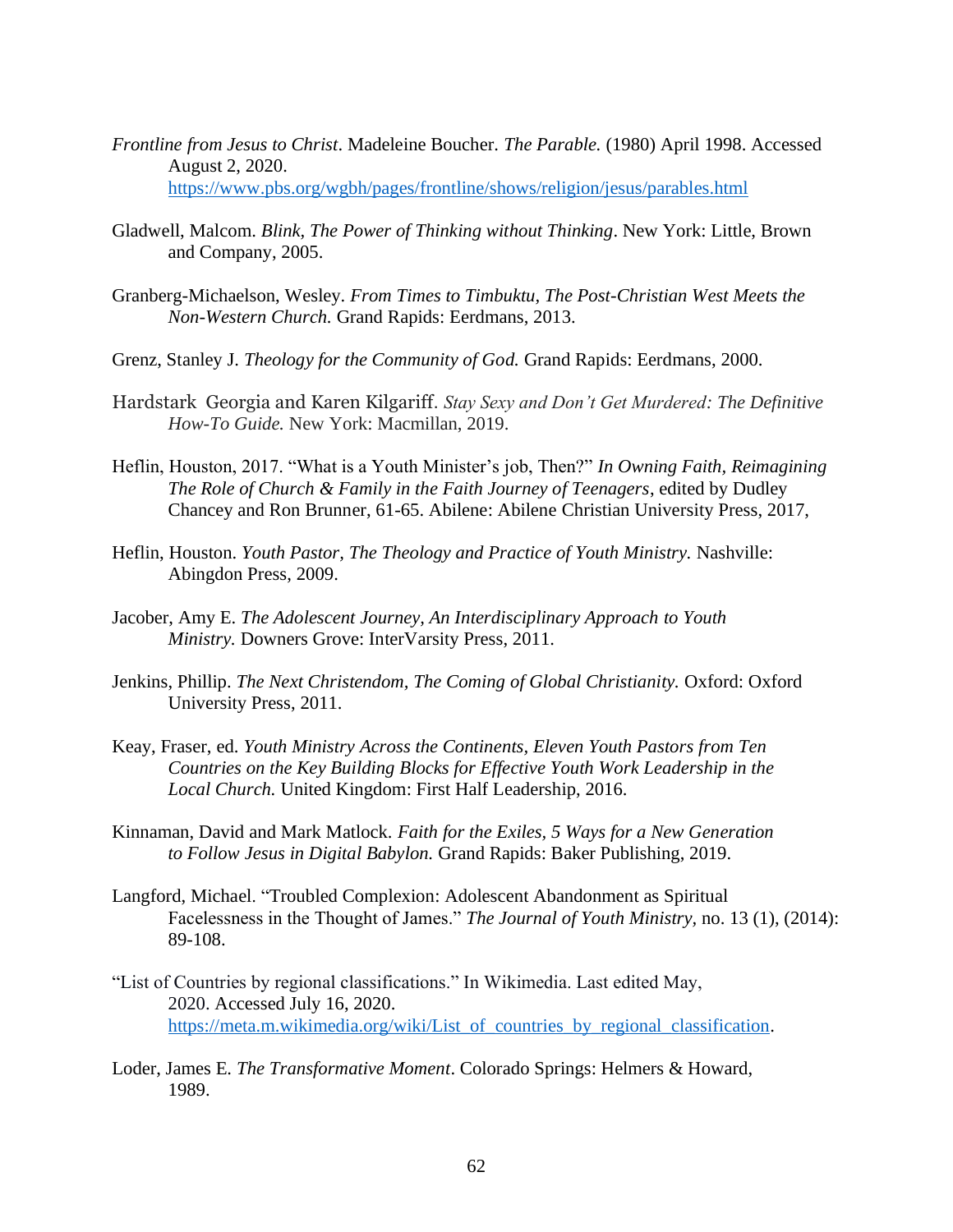*Frontline from Jesus to Christ*. Madeleine Boucher. *The Parable.* (1980) April 1998. Accessed August 2, 2020. https://www.pbs.org/wgbh/pages/frontline/shows/religion/jesus/parables.html

Gladwell, Malcom. *Blink, The Power of Thinking without Thinking*. New York: Little, Brown and Company, 2005.

Granberg-Michaelson, Wesley. *From Times to Timbuktu, The Post-Christian West Meets the Non-Western Church.* Grand Rapids: Eerdmans, 2013.

Grenz, Stanley J. *Theology for the Community of God.* Grand Rapids: Eerdmans, 2000.

Hardstark Georgia and Karen Kilgariff. *Stay Sexy and Don't Get Murdered: The Definitive How-To Guide.* New York: Macmillan, 2019.

Heflin, Houston, 2017. "What is a Youth Minister's job, Then?" *In Owning Faith, Reimagining The Role of Church & Family in the Faith Journey of Teenagers*, edited by Dudley Chancey and Ron Brunner, 61-65. Abilene: Abilene Christian University Press, 2017,

Heflin, Houston. *Youth Pastor, The Theology and Practice of Youth Ministry.* Nashville: Abingdon Press, 2009.

Jacober, Amy E. *The Adolescent Journey, An Interdisciplinary Approach to Youth Ministry.* Downers Grove: InterVarsity Press, 2011.

Jenkins, Phillip. *The Next Christendom, The Coming of Global Christianity.* Oxford: Oxford University Press, 2011.

Keay, Fraser, ed. *Youth Ministry Across the Continents, Eleven Youth Pastors from Ten Countries on the Key Building Blocks for Effective Youth Work Leadership in the Local Church.* United Kingdom: First Half Leadership, 2016.

Kinnaman, David and Mark Matlock. *Faith for the Exiles, 5 Ways for a New Generation to Follow Jesus in Digital Babylon.* Grand Rapids: Baker Publishing, 2019.

Langford, Michael. "Troubled Complexion: Adolescent Abandonment as Spiritual Facelessness in the Thought of James." *The Journal of Youth Ministry*, no. 13 (1), (2014): 89-108.

"List of Countries by regional classifications." In Wikimedia. Last edited May, 2020. Accessed July 16, 2020. https://meta.m.wikimedia.org/wiki/List_of_countries_by_regional_classification.

Loder, James E. *The Transformative Moment*. Colorado Springs: Helmers & Howard, 1989.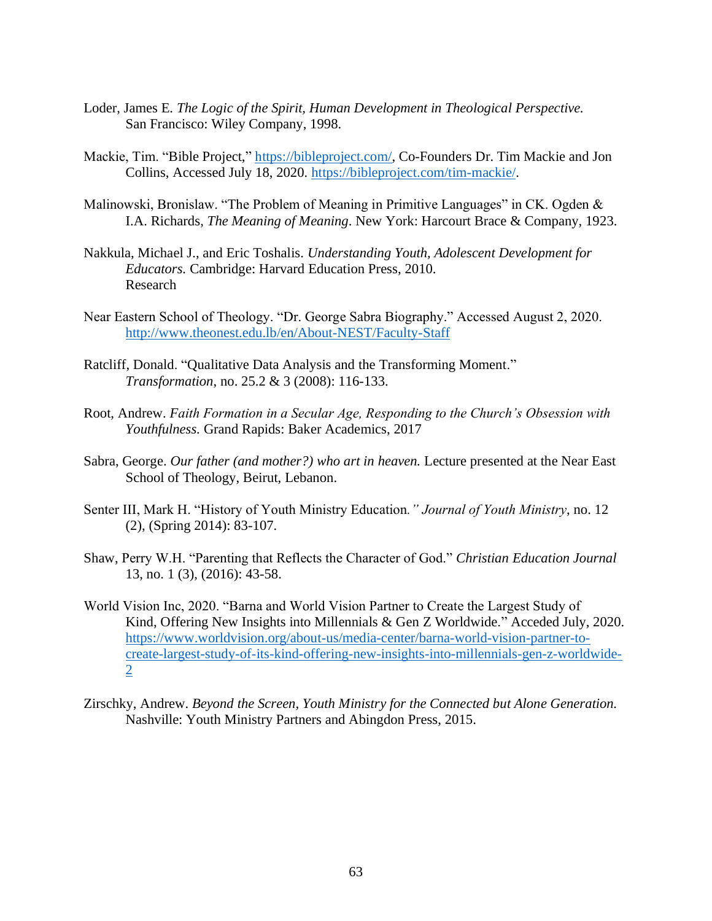Loder, James E. *The Logic of the Spirit, Human Development in Theological Perspective.* San Francisco: Wiley Company, 1998.

Mackie, Tim. "Bible Project," https://bibleproject.com/, Co-Founders Dr. Tim Mackie and Jon Collins, Accessed July 18, 2020. https://bibleproject.com/tim-mackie/.

Malinowski, Bronislaw. "The Problem of Meaning in Primitive Languages" in CK. Ogden & I.A. Richards, *The Meaning of Meaning*. New York: Harcourt Brace & Company, 1923.

Nakkula, Michael J., and Eric Toshalis. *Understanding Youth, Adolescent Development for Educators.* Cambridge: Harvard Education Press, 2010. Research

Near Eastern School of Theology. "Dr. George Sabra Biography." Accessed August 2, 2020. http://www.theonest.edu.lb/en/About-NEST/Faculty-Staff

Ratcliff, Donald. "Qualitative Data Analysis and the Transforming Moment." *Transformation*, no. 25.2 & 3 (2008): 116-133.

Root, Andrew. *Faith Formation in a Secular Age, Responding to the Church's Obsession with Youthfulness.* Grand Rapids: Baker Academics, 2017

Sabra, George. *Our father (and mother?) who art in heaven.* Lecture presented at the Near East School of Theology, Beirut, Lebanon.

Senter III, Mark H. "History of Youth Ministry Education." *Journal of Youth Ministry*, no. 12 (2), (Spring 2014): 83-107.

Shaw, Perry W.H. "Parenting that Reflects the Character of God." *Christian Education Journal* 13, no. 1 (3), (2016): 43-58.

World Vision Inc, 2020. "Barna and World Vision Partner to Create the Largest Study of Kind, Offering New Insights into Millennials & Gen Z Worldwide." Acceded July, 2020. https://www.worldvision.org/about-us/media-center/barna-world-vision-partner-to-create-largest-study-of-its-kind-offering-new-insights-into-millennials-gen-z-worldwide-2

Zirschky, Andrew. *Beyond the Screen, Youth Ministry for the Connected but Alone Generation.* Nashville: Youth Ministry Partners and Abingdon Press, 2015.